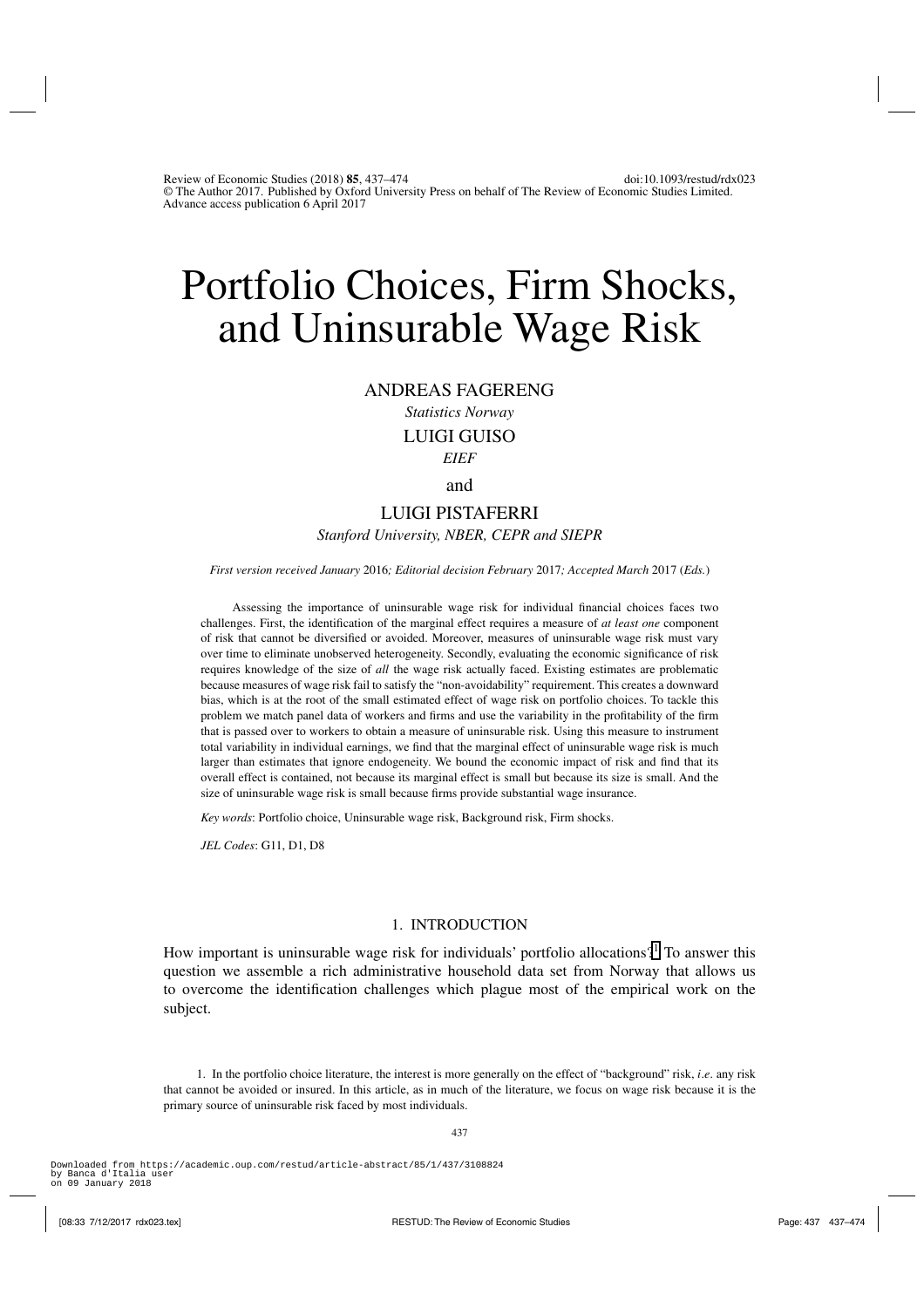# Portfolio Choices, Firm Shocks, and Uninsurable Wage Risk

ANDREAS FAGERENG

*Statistics Norway*

LUIGI GUISO

*EIEF*

and

LUIGI PISTAFERRI

*Stanford University, NBER, CEPR and SIEPR*

*First version received January* 2016*; Editorial decision February* 2017*; Accepted March* 2017 (*Eds.*)

Assessing the importance of uninsurable wage risk for individual financial choices faces two challenges. First, the identification of the marginal effect requires a measure of *at least one* component of risk that cannot be diversified or avoided. Moreover, measures of uninsurable wage risk must vary over time to eliminate unobserved heterogeneity. Secondly, evaluating the economic significance of risk requires knowledge of the size of *all* the wage risk actually faced. Existing estimates are problematic because measures of wage risk fail to satisfy the "non-avoidability" requirement. This creates a downward bias, which is at the root of the small estimated effect of wage risk on portfolio choices. To tackle this problem we match panel data of workers and firms and use the variability in the profitability of the firm that is passed over to workers to obtain a measure of uninsurable risk. Using this measure to instrument total variability in individual earnings, we find that the marginal effect of uninsurable wage risk is much larger than estimates that ignore endogeneity. We bound the economic impact of risk and find that its overall effect is contained, not because its marginal effect is small but because its size is small. And the size of uninsurable wage risk is small because firms provide substantial wage insurance.

*Key words*: Portfolio choice, Uninsurable wage risk, Background risk, Firm shocks.

*JEL Codes*: G11, D1, D8

## 1. INTRODUCTION

How important is uninsurable wage risk for individuals' portfolio allocations?[1] To answer this question we assemble a rich administrative household data set from Norway that allows us to overcome the identification challenges which plague most of the empirical work on the subject.

1. In the portfolio choice literature, the interest is more generally on the effect of "background" risk, *i.e*. any risk that cannot be avoided or insured. In this article, as in much of the literature, we focus on wage risk because it is the primary source of uninsurable risk faced by most individuals.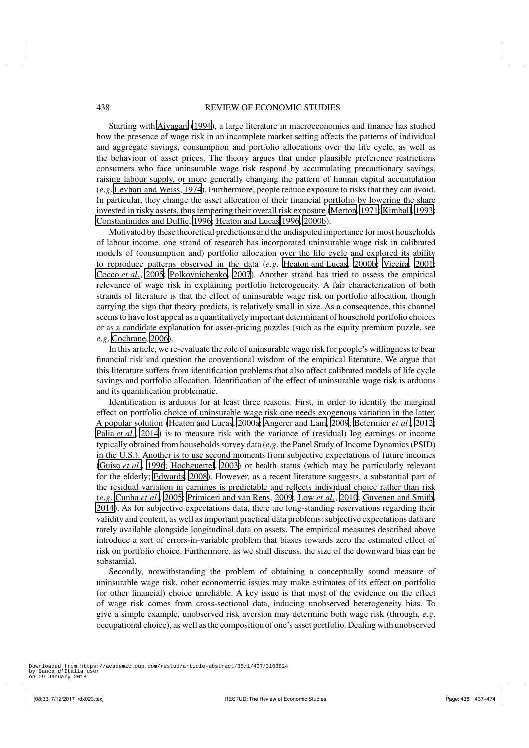Starting with Aiyagari (1994), a large literature in macroeconomics and finance has studied how the presence of wage risk in an incomplete market setting affects the patterns of individual and aggregate savings, consumption and portfolio allocations over the life cycle, as well as the behaviour of asset prices. The theory argues that under plausible preference restrictions consumers who face uninsurable wage risk respond by accumulating precautionary savings, raising labour supply, or more generally changing the pattern of human capital accumulation (*e.g.* Levhari and Weiss, 1974). Furthermore, people reduce exposure to risks that they can avoid. In particular, they change the asset allocation of their financial portfolio by lowering the share invested in risky assets, thus tempering their overall risk exposure (Merton, 1971; Kimball, 1993; Constantinides and Duffie, 1996; Heaton and Lucas 1996, 2000b).

Motivated by these theoretical predictions and the undisputed importance for most households of labour income, one strand of research has incorporated uninsurable wage risk in calibrated models of (consumption and) portfolio allocation over the life cycle and explored its ability to reproduce patterns observed in the data (*e.g.* Heaton and Lucas, 2000b; Viceira, 2001; Cocco *et al.*, 2005; Polkovnichenko, 2007). Another strand has tried to assess the empirical relevance of wage risk in explaining portfolio heterogeneity. A fair characterization of both strands of literature is that the effect of uninsurable wage risk on portfolio allocation, though carrying the sign that theory predicts, is relatively small in size. As a consequence, this channel seems to have lost appeal as a quantitatively important determinant of household portfolio choices or as a candidate explanation for asset-pricing puzzles (such as the equity premium puzzle, see *e.g.* Cochrane, 2006).

In this article, we re-evaluate the role of uninsurable wage risk for people's willingness to bear financial risk and question the conventional wisdom of the empirical literature. We argue that this literature suffers from identification problems that also affect calibrated models of life cycle savings and portfolio allocation. Identification of the effect of uninsurable wage risk is arduous and its quantification problematic.

Identification is arduous for at least three reasons. First, in order to identify the marginal effect on portfolio choice of uninsurable wage risk one needs exogenous variation in the latter. A popular solution (Heaton and Lucas, 2000a; Angerer and Lam, 2009; Betermier *et al.*, 2012; Palia *et al.*, 2014) is to measure risk with the variance of (residual) log earnings or income typically obtained from households survey data (*e.g.* the Panel Study of Income Dynamics (PSID) in the U.S.). Another is to use second moments from subjective expectations of future incomes (Guiso *et al.*, 1996; Hochguertel, 2003) or health status (which may be particularly relevant for the elderly; Edwards, 2008). However, as a recent literature suggests, a substantial part of the residual variation in earnings is predictable and reflects individual choice rather than risk (*e.g.* Cunha *et al.*, 2005; Primiceri and van Rens, 2009; Low *et al.*, 2010; Guvenen and Smith, 2014). As for subjective expectations data, there are long-standing reservations regarding their validity and content, as well as important practical data problems: subjective expectations data are rarely available alongside longitudinal data on assets. The empirical measures described above introduce a sort of errors-in-variable problem that biases towards zero the estimated effect of risk on portfolio choice. Furthermore, as we shall discuss, the size of the downward bias can be substantial.

Secondly, notwithstanding the problem of obtaining a conceptually sound measure of uninsurable wage risk, other econometric issues may make estimates of its effect on portfolio (or other financial) choice unreliable. A key issue is that most of the evidence on the effect of wage risk comes from cross-sectional data, inducing unobserved heterogeneity bias. To give a simple example, unobserved risk aversion may determine both wage risk (through, *e.g.* occupational choice), as well as the composition of one's asset portfolio. Dealing with unobserved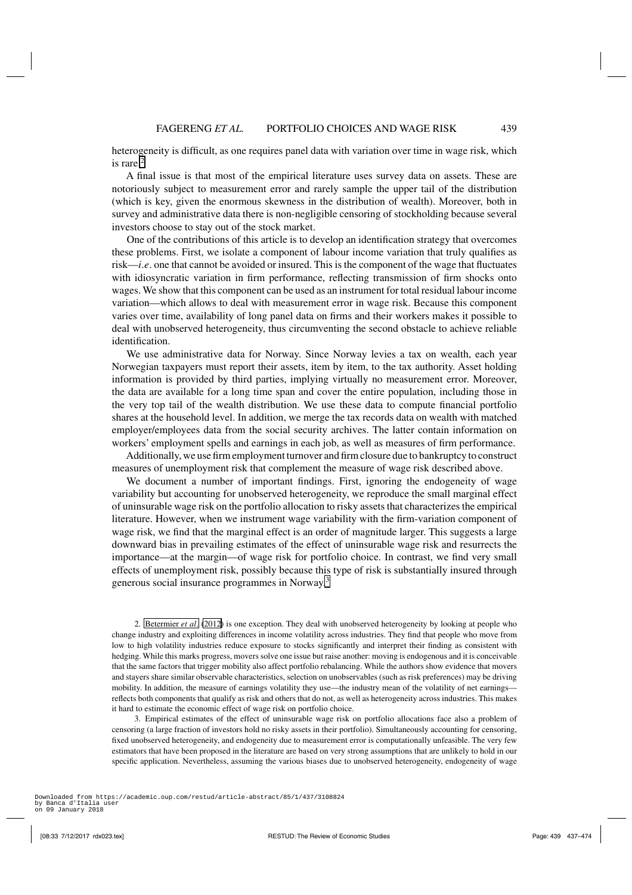heterogeneity is difficult, as one requires panel data with variation over time in wage risk, which is rare.[2]

A final issue is that most of the empirical literature uses survey data on assets. These are notoriously subject to measurement error and rarely sample the upper tail of the distribution (which is key, given the enormous skewness in the distribution of wealth). Moreover, both in survey and administrative data there is non-negligible censoring of stockholding because several investors choose to stay out of the stock market.

One of the contributions of this article is to develop an identification strategy that overcomes these problems. First, we isolate a component of labour income variation that truly qualifies as risk—*i.e.* one that cannot be avoided or insured. This is the component of the wage that fluctuates with idiosyncratic variation in firm performance, reflecting transmission of firm shocks onto wages. We show that this component can be used as an instrument for total residual labour income variation—which allows to deal with measurement error in wage risk. Because this component varies over time, availability of long panel data on firms and their workers makes it possible to deal with unobserved heterogeneity, thus circumventing the second obstacle to achieve reliable identification.

We use administrative data for Norway. Since Norway levies a tax on wealth, each year Norwegian taxpayers must report their assets, item by item, to the tax authority. Asset holding information is provided by third parties, implying virtually no measurement error. Moreover, the data are available for a long time span and cover the entire population, including those in the very top tail of the wealth distribution. We use these data to compute financial portfolio shares at the household level. In addition, we merge the tax records data on wealth with matched employer/employees data from the social security archives. The latter contain information on workers' employment spells and earnings in each job, as well as measures of firm performance.

Additionally, we use firm employment turnover and firm closure due to bankruptcy to construct measures of unemployment risk that complement the measure of wage risk described above.

We document a number of important findings. First, ignoring the endogeneity of wage variability but accounting for unobserved heterogeneity, we reproduce the small marginal effect of uninsurable wage risk on the portfolio allocation to risky assets that characterizes the empirical literature. However, when we instrument wage variability with the firm-variation component of wage risk, we find that the marginal effect is an order of magnitude larger. This suggests a large downward bias in prevailing estimates of the effect of uninsurable wage risk and resurrects the importance—at the margin—of wage risk for portfolio choice. In contrast, we find very small effects of unemployment risk, possibly because this type of risk is substantially insured through generous social insurance programmes in Norway.[3]

2. Betermier *et al.* (2012) is one exception. They deal with unobserved heterogeneity by looking at people who change industry and exploiting differences in income volatility across industries. They find that people who move from low to high volatility industries reduce exposure to stocks significantly and interpret their finding as consistent with hedging. While this marks progress, movers solve one issue but raise another: moving is endogenous and it is conceivable that the same factors that trigger mobility also affect portfolio rebalancing. While the authors show evidence that movers and stayers share similar observable characteristics, selection on unobservables (such as risk preferences) may be driving mobility. In addition, the measure of earnings volatility they use—the industry mean of the volatility of net earnings—reflects both components that qualify as risk and others that do not, as well as heterogeneity across industries. This makes it hard to estimate the economic effect of wage risk on portfolio choice.

3. Empirical estimates of the effect of uninsurable wage risk on portfolio allocations face also a problem of censoring (a large fraction of investors hold no risky assets in their portfolio). Simultaneously accounting for censoring, fixed unobserved heterogeneity, and endogeneity due to measurement error is computationally unfeasible. The very few estimators that have been proposed in the literature are based on very strong assumptions that are unlikely to hold in our specific application. Nevertheless, assuming the various biases due to unobserved heterogeneity, endogeneity of wage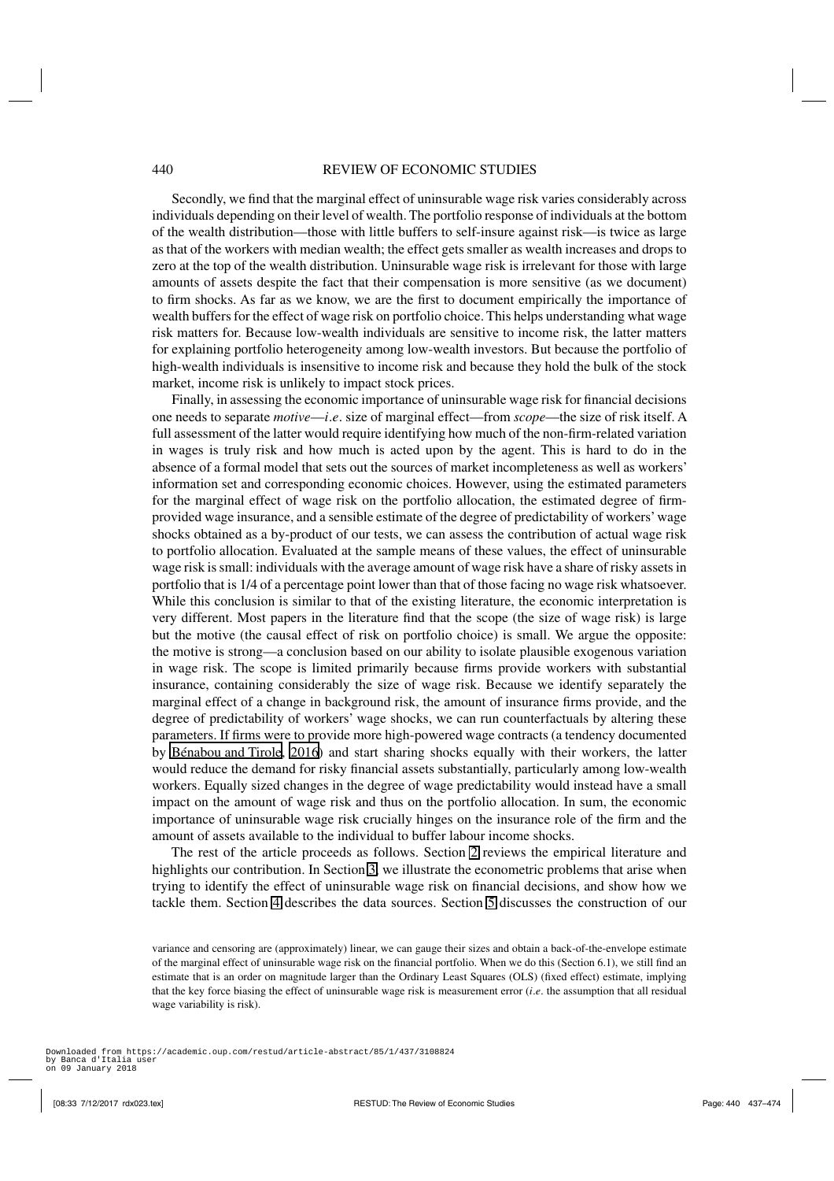Secondly, we find that the marginal effect of uninsurable wage risk varies considerably across individuals depending on their level of wealth. The portfolio response of individuals at the bottom of the wealth distribution—those with little buffers to self-insure against risk—is twice as large as that of the workers with median wealth; the effect gets smaller as wealth increases and drops to zero at the top of the wealth distribution. Uninsurable wage risk is irrelevant for those with large amounts of assets despite the fact that their compensation is more sensitive (as we document) to firm shocks. As far as we know, we are the first to document empirically the importance of wealth buffers for the effect of wage risk on portfolio choice. This helps understanding what wage risk matters for. Because low-wealth individuals are sensitive to income risk, the latter matters for explaining portfolio heterogeneity among low-wealth investors. But because the portfolio of high-wealth individuals is insensitive to income risk and because they hold the bulk of the stock market, income risk is unlikely to impact stock prices.

Finally, in assessing the economic importance of uninsurable wage risk for financial decisions one needs to separate *motive*—*i.e*. size of marginal effect—from *scope*—the size of risk itself. A full assessment of the latter would require identifying how much of the non-firm-related variation in wages is truly risk and how much is acted upon by the agent. This is hard to do in the absence of a formal model that sets out the sources of market incompleteness as well as workers' information set and corresponding economic choices. However, using the estimated parameters for the marginal effect of wage risk on the portfolio allocation, the estimated degree of firm-provided wage insurance, and a sensible estimate of the degree of predictability of workers' wage shocks obtained as a by-product of our tests, we can assess the contribution of actual wage risk to portfolio allocation. Evaluated at the sample means of these values, the effect of uninsurable wage risk is small: individuals with the average amount of wage risk have a share of risky assets in portfolio that is 1/4 of a percentage point lower than that of those facing no wage risk whatsoever. While this conclusion is similar to that of the existing literature, the economic interpretation is very different. Most papers in the literature find that the scope (the size of wage risk) is large but the motive (the causal effect of risk on portfolio choice) is small. We argue the opposite: the motive is strong—a conclusion based on our ability to isolate plausible exogenous variation in wage risk. The scope is limited primarily because firms provide workers with substantial insurance, containing considerably the size of wage risk. Because we identify separately the marginal effect of a change in background risk, the amount of insurance firms provide, and the degree of predictability of workers' wage shocks, we can run counterfactuals by altering these parameters. If firms were to provide more high-powered wage contracts (a tendency documented by Bénabou and Tirole, 2016) and start sharing shocks equally with their workers, the latter would reduce the demand for risky financial assets substantially, particularly among low-wealth workers. Equally sized changes in the degree of wage predictability would instead have a small impact on the amount of wage risk and thus on the portfolio allocation. In sum, the economic importance of uninsurable wage risk crucially hinges on the insurance role of the firm and the amount of assets available to the individual to buffer labour income shocks.

The rest of the article proceeds as follows. Section 2 reviews the empirical literature and highlights our contribution. In Section 3, we illustrate the econometric problems that arise when trying to identify the effect of uninsurable wage risk on financial decisions, and show how we tackle them. Section 4 describes the data sources. Section 5 discusses the construction of our

variance and censoring are (approximately) linear, we can gauge their sizes and obtain a back-of-the-envelope estimate of the marginal effect of uninsurable wage risk on the financial portfolio. When we do this (Section 6.1), we still find an estimate that is an order on magnitude larger than the Ordinary Least Squares (OLS) (fixed effect) estimate, implying that the key force biasing the effect of uninsurable wage risk is measurement error (*i.e*. the assumption that all residual wage variability is risk).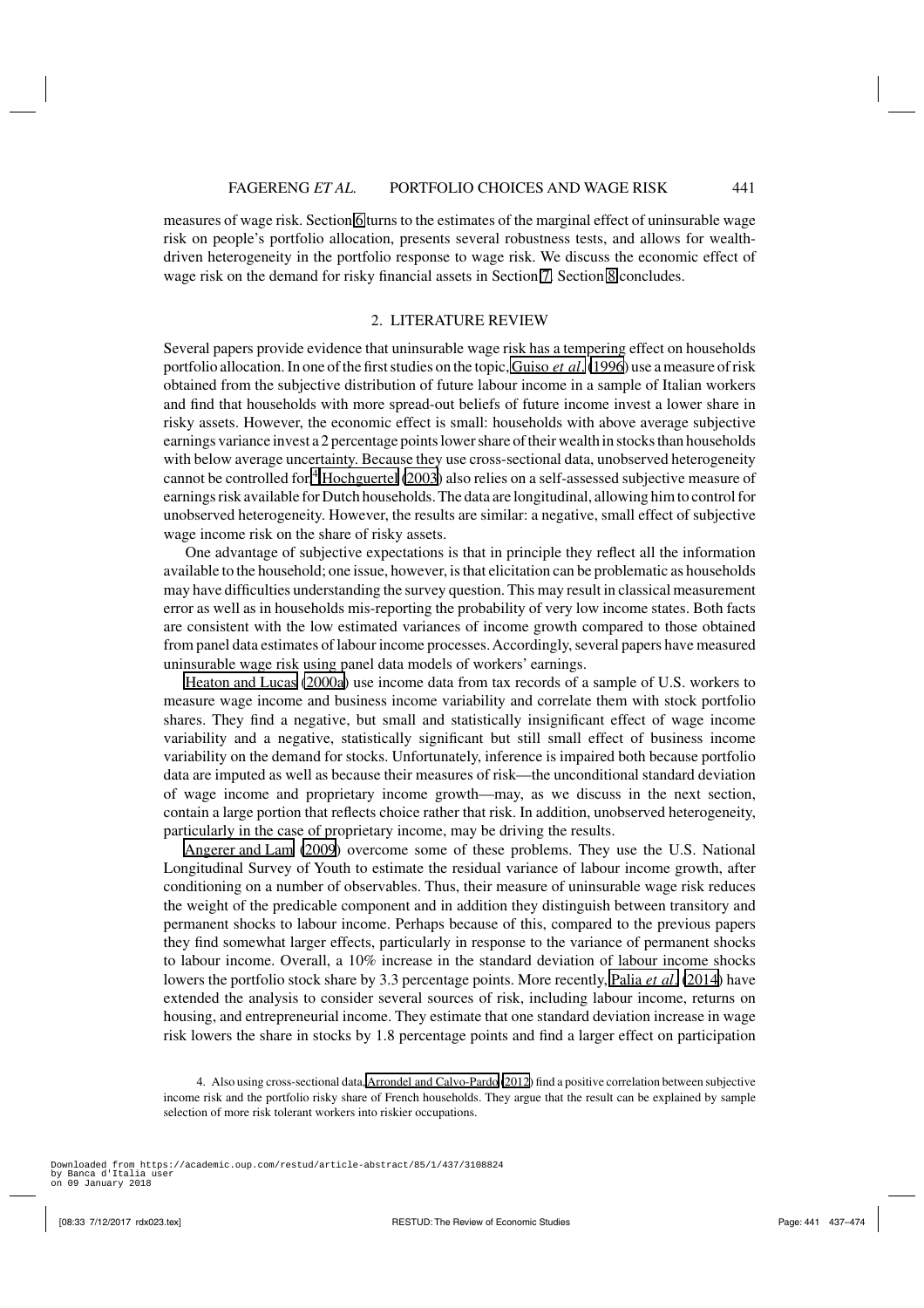measures of wage risk. Section 6 turns to the estimates of the marginal effect of uninsurable wage risk on people's portfolio allocation, presents several robustness tests, and allows for wealth-driven heterogeneity in the portfolio response to wage risk. We discuss the economic effect of wage risk on the demand for risky financial assets in Section 7. Section 8 concludes.

## 2. LITERATURE REVIEW

Several papers provide evidence that uninsurable wage risk has a tempering effect on households portfolio allocation. In one of the first studies on the topic, Guiso *et al.* (1996) use a measure of risk obtained from the subjective distribution of future labour income in a sample of Italian workers and find that households with more spread-out beliefs of future income invest a lower share in risky assets. However, the economic effect is small: households with above average subjective earnings variance invest a 2 percentage points lower share of their wealth in stocks than households with below average uncertainty. Because they use cross-sectional data, unobserved heterogeneity cannot be controlled for.[4] Hochguertel (2003) also relies on a self-assessed subjective measure of earnings risk available for Dutch households. The data are longitudinal, allowing him to control for unobserved heterogeneity. However, the results are similar: a negative, small effect of subjective wage income risk on the share of risky assets.

One advantage of subjective expectations is that in principle they reflect all the information available to the household; one issue, however, is that elicitation can be problematic as households may have difficulties understanding the survey question. This may result in classical measurement error as well as in households mis-reporting the probability of very low income states. Both facts are consistent with the low estimated variances of income growth compared to those obtained from panel data estimates of labour income processes. Accordingly, several papers have measured uninsurable wage risk using panel data models of workers' earnings.

Heaton and Lucas (2000a) use income data from tax records of a sample of U.S. workers to measure wage income and business income variability and correlate them with stock portfolio shares. They find a negative, but small and statistically insignificant effect of wage income variability and a negative, statistically significant but still small effect of business income variability on the demand for stocks. Unfortunately, inference is impaired both because portfolio data are imputed as well as because their measures of risk—the unconditional standard deviation of wage income and proprietary income growth—may, as we discuss in the next section, contain a large portion that reflects choice rather that risk. In addition, unobserved heterogeneity, particularly in the case of proprietary income, may be driving the results.

Angerer and Lam (2009) overcome some of these problems. They use the U.S. National Longitudinal Survey of Youth to estimate the residual variance of labour income growth, after conditioning on a number of observables. Thus, their measure of uninsurable wage risk reduces the weight of the predicable component and in addition they distinguish between transitory and permanent shocks to labour income. Perhaps because of this, compared to the previous papers they find somewhat larger effects, particularly in response to the variance of permanent shocks to labour income. Overall, a 10% increase in the standard deviation of labour income shocks lowers the portfolio stock share by 3.3 percentage points. More recently, Palia *et al.* (2014) have extended the analysis to consider several sources of risk, including labour income, returns on housing, and entrepreneurial income. They estimate that one standard deviation increase in wage risk lowers the share in stocks by 1.8 percentage points and find a larger effect on participation

4. Also using cross-sectional data, Arrondel and Calvo-Pardo (2012) find a positive correlation between subjective income risk and the portfolio risky share of French households. They argue that the result can be explained by sample selection of more risk tolerant workers into riskier occupations.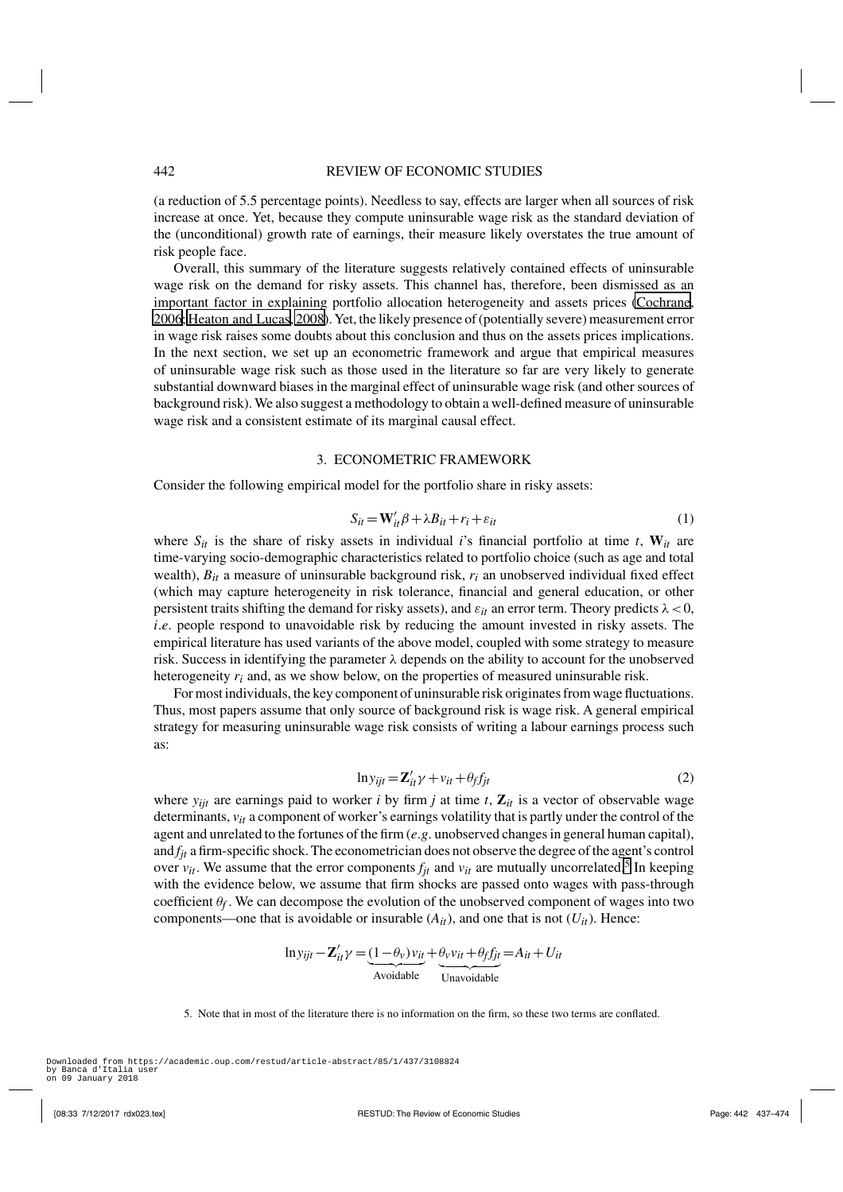(a reduction of 5.5 percentage points). Needless to say, effects are larger when all sources of risk increase at once. Yet, because they compute uninsurable wage risk as the standard deviation of the (unconditional) growth rate of earnings, their measure likely overstates the true amount of risk people face.

Overall, this summary of the literature suggests relatively contained effects of uninsurable wage risk on the demand for risky assets. This channel has, therefore, been dismissed as an important factor in explaining portfolio allocation heterogeneity and assets prices (Cochrane, 2006; Heaton and Lucas, 2008). Yet, the likely presence of (potentially severe) measurement error in wage risk raises some doubts about this conclusion and thus on the assets prices implications. In the next section, we set up an econometric framework and argue that empirical measures of uninsurable wage risk such as those used in the literature so far are very likely to generate substantial downward biases in the marginal effect of uninsurable wage risk (and other sources of background risk). We also suggest a methodology to obtain a well-defined measure of uninsurable wage risk and a consistent estimate of its marginal causal effect.

## 3. ECONOMETRIC FRAMEWORK

Consider the following empirical model for the portfolio share in risky assets:

$$S_{it} = \mathbf{W}_{it}'\beta + \lambda B_{it} + r_i + \varepsilon_{it} \tag{1}$$

where $S_{it}$ is the share of risky assets in individual $i$'s financial portfolio at time $t$, $\mathbf{W}_{it}$ are time-varying socio-demographic characteristics related to portfolio choice (such as age and total wealth), $B_{it}$ a measure of uninsurable background risk, $r_i$ an unobserved individual fixed effect (which may capture heterogeneity in risk tolerance, financial and general education, or other persistent traits shifting the demand for risky assets), and $\varepsilon_{it}$ an error term. Theory predicts $\lambda < 0$, *i.e.* people respond to unavoidable risk by reducing the amount invested in risky assets. The empirical literature has used variants of the above model, coupled with some strategy to measure risk. Success in identifying the parameter $\lambda$ depends on the ability to account for the unobserved heterogeneity $r_i$ and, as we show below, on the properties of measured uninsurable risk.

For most individuals, the key component of uninsurable risk originates from wage fluctuations. Thus, most papers assume that only source of background risk is wage risk. A general empirical strategy for measuring uninsurable wage risk consists of writing a labour earnings process such as:

$$\ln y_{ijt} = \mathbf{Z}_{it}'\gamma + v_{it} + \theta_f f_{jt} \tag{2}$$

where $y_{ijt}$ are earnings paid to worker $i$ by firm $j$ at time $t$, $\mathbf{Z}_{it}$ is a vector of observable wage determinants, $v_{it}$ a component of worker's earnings volatility that is partly under the control of the agent and unrelated to the fortunes of the firm (*e.g.* unobserved changes in general human capital), and $f_{jt}$ a firm-specific shock. The econometrician does not observe the degree of the agent's control over $v_{it}$. We assume that the error components $f_{jt}$ and $v_{it}$ are mutually uncorrelated.[5] In keeping with the evidence below, we assume that firm shocks are passed onto wages with pass-through coefficient $\theta_f$. We can decompose the evolution of the unobserved component of wages into two components—one that is avoidable or insurable ($A_{it}$), and one that is not ($U_{it}$). Hence:

$$\ln y_{ijt} - \mathbf{Z}_{it}'\gamma = \underbrace{(1-\theta_v)v_{it}}_{\text{Avoidable}} + \underbrace{\theta_v v_{it} + \theta_f f_{jt}}_{\text{Unavoidable}} = A_{it} + U_{it}$$

5. Note that in most of the literature there is no information on the firm, so these two terms are conflated.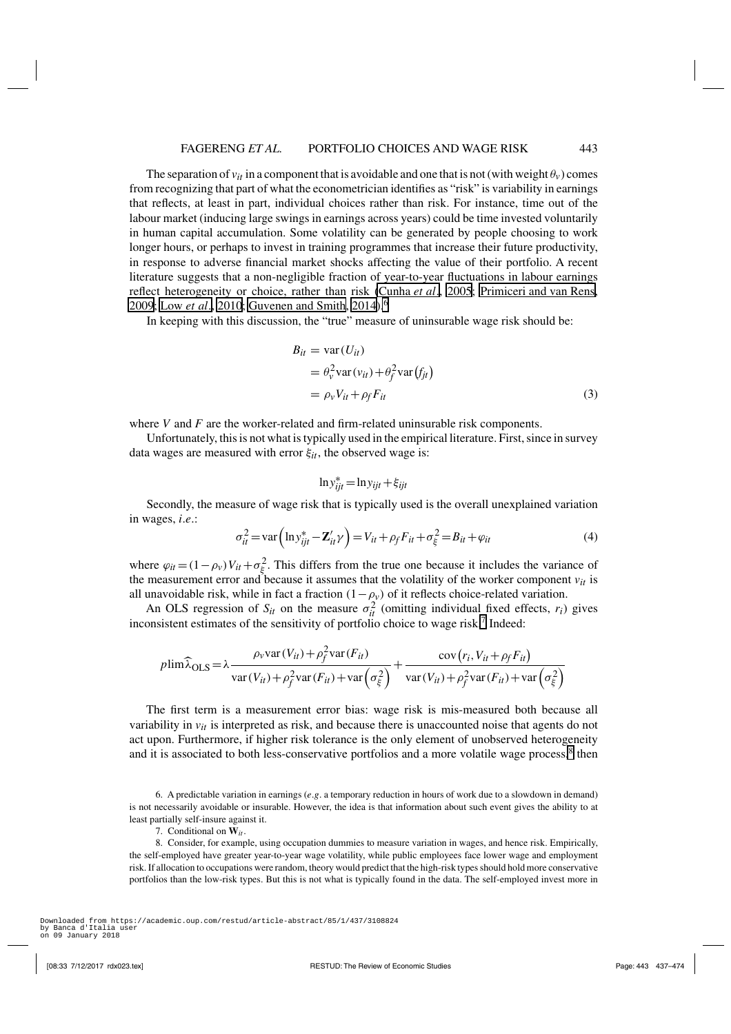The separation of $v_{it}$ in a component that is avoidable and one that is not (with weight $\theta_v$) comes from recognizing that part of what the econometrician identifies as "risk" is variability in earnings that reflects, at least in part, individual choices rather than risk. For instance, time out of the labour market (inducing large swings in earnings across years) could be time invested voluntarily in human capital accumulation. Some volatility can be generated by people choosing to work longer hours, or perhaps to invest in training programmes that increase their future productivity, in response to adverse financial market shocks affecting the value of their portfolio. A recent literature suggests that a non-negligible fraction of year-to-year fluctuations in labour earnings reflect heterogeneity or choice, rather than risk (Cunha *et al*., 2005; Primiceri and van Rens, 2009; Low *et al*., 2010; Guvenen and Smith, 2014).[6]

In keeping with this discussion, the "true" measure of uninsurable wage risk should be:

$$\begin{aligned} B_{it} &= \text{var}(U_{it}) \\ &= \theta_v^2 \text{var}(v_{it}) + \theta_f^2 \text{var}(f_{jt}) \\ &= \rho_v V_{it} + \rho_f F_{it} \end{aligned} \tag{3}$$

where $V$ and $F$ are the worker-related and firm-related uninsurable risk components.

Unfortunately, this is not what is typically used in the empirical literature. First, since in survey data wages are measured with error $\xi_{it}$, the observed wage is:

$$\ln y_{ijt}^* = \ln y_{ijt} + \xi_{ijt}$$

Secondly, the measure of wage risk that is typically used is the overall unexplained variation in wages, *i.e.*:

$$\sigma_{it}^2 = \text{var}\left(\ln y_{ijt}^* - \mathbf{Z}_{it}'\gamma\right) = V_{it} + \rho_f F_{it} + \sigma_\xi^2 = B_{it} + \varphi_{it} \tag{4}$$

where $\varphi_{it} = (1-\rho_v)V_{it} + \sigma_\xi^2$. This differs from the true one because it includes the variance of the measurement error and because it assumes that the volatility of the worker component $v_{it}$ is all unavoidable risk, while in fact a fraction $(1-\rho_v)$ of it reflects choice-related variation.

An OLS regression of $S_{it}$ on the measure $\sigma_{it}^2$ (omitting individual fixed effects, $r_i$) gives inconsistent estimates of the sensitivity of portfolio choice to wage risk.[7] Indeed:

$$p\lim \widehat{\lambda}_{\text{OLS}} = \lambda \frac{\rho_v \text{var}(V_{it}) + \rho_f^2 \text{var}(F_{it})}{\text{var}(V_{it}) + \rho_f^2 \text{var}(F_{it}) + \text{var}\left(\sigma_\xi^2\right)} + \frac{\text{cov}\left(r_i, V_{it} + \rho_f F_{it}\right)}{\text{var}(V_{it}) + \rho_f^2 \text{var}(F_{it}) + \text{var}\left(\sigma_\xi^2\right)}$$

The first term is a measurement error bias: wage risk is mis-measured both because all variability in $v_{it}$ is interpreted as risk, and because there is unaccounted noise that agents do not act upon. Furthermore, if higher risk tolerance is the only element of unobserved heterogeneity and it is associated to both less-conservative portfolios and a more volatile wage process,[8] then

6. A predictable variation in earnings (*e.g*. a temporary reduction in hours of work due to a slowdown in demand) is not necessarily avoidable or insurable. However, the idea is that information about such event gives the ability to at least partially self-insure against it.

7. Conditional on $\mathbf{W}_{it}$.

8. Consider, for example, using occupation dummies to measure variation in wages, and hence risk. Empirically, the self-employed have greater year-to-year wage volatility, while public employees face lower wage and employment risk. If allocation to occupations were random, theory would predict that the high-risk types should hold more conservative portfolios than the low-risk types. But this is not what is typically found in the data. The self-employed invest more in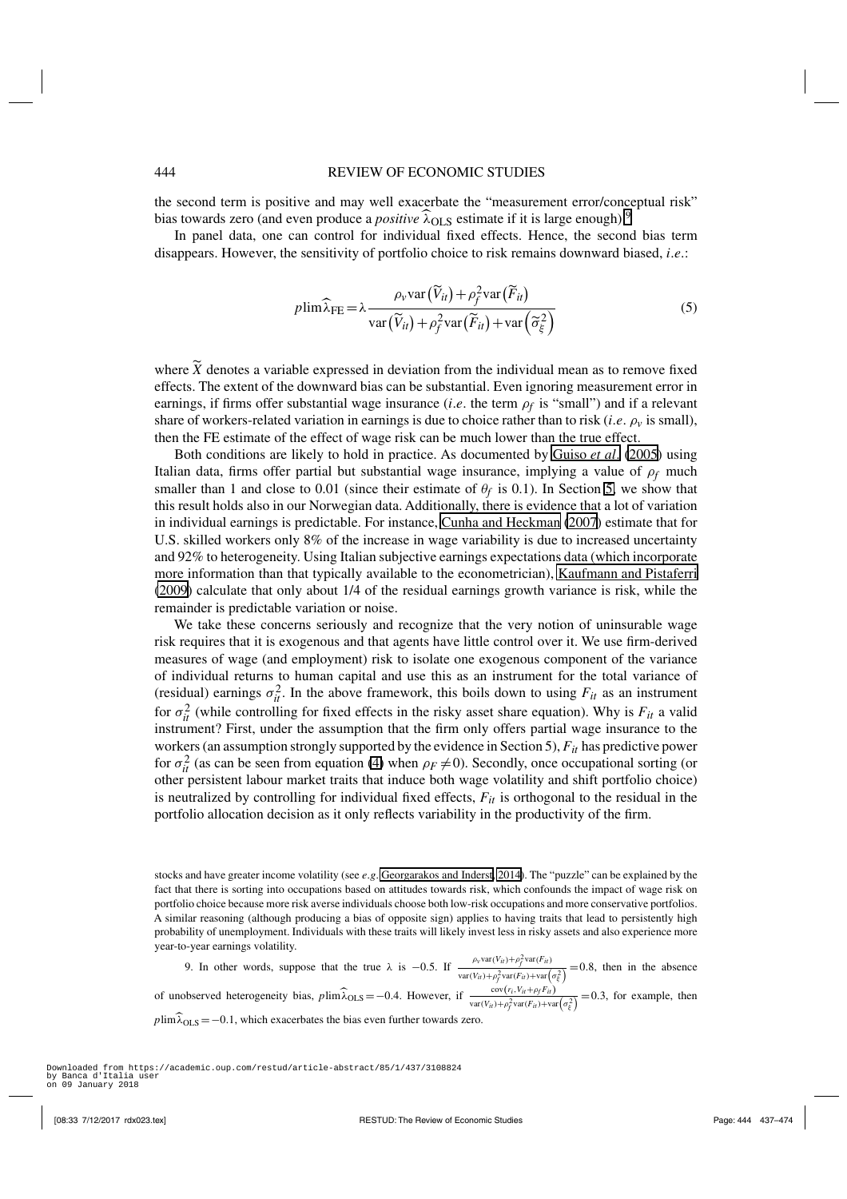the second term is positive and may well exacerbate the "measurement error/conceptual risk" bias towards zero (and even produce a *positive* $\widehat{\lambda}_{\text{OLS}}$ estimate if it is large enough).[9]

In panel data, one can control for individual fixed effects. Hence, the second bias term disappears. However, the sensitivity of portfolio choice to risk remains downward biased, *i.e.*:

$$p\lim\widehat{\lambda}_{\text{FE}} = \lambda \frac{\rho_v \text{var}\left(\widetilde{V}_{it}\right) + \rho_f^2 \text{var}\left(\widetilde{F}_{it}\right)}{\text{var}\left(\widetilde{V}_{it}\right) + \rho_f^2 \text{var}\left(\widetilde{F}_{it}\right) + \text{var}\left(\widetilde{\sigma}_{\xi}^2\right)} \tag{5}$$

where $\widetilde{X}$ denotes a variable expressed in deviation from the individual mean as to remove fixed effects. The extent of the downward bias can be substantial. Even ignoring measurement error in earnings, if firms offer substantial wage insurance (*i.e.* the term $\rho_f$ is "small") and if a relevant share of workers-related variation in earnings is due to choice rather than to risk (*i.e.* $\rho_v$ is small), then the FE estimate of the effect of wage risk can be much lower than the true effect.

Both conditions are likely to hold in practice. As documented by Guiso *et al.* (2005) using Italian data, firms offer partial but substantial wage insurance, implying a value of $\rho_f$ much smaller than 1 and close to 0.01 (since their estimate of $\theta_f$ is 0.1). In Section 5, we show that this result holds also in our Norwegian data. Additionally, there is evidence that a lot of variation in individual earnings is predictable. For instance, Cunha and Heckman (2007) estimate that for U.S. skilled workers only 8% of the increase in wage variability is due to increased uncertainty and 92% to heterogeneity. Using Italian subjective earnings expectations data (which incorporate more information than that typically available to the econometrician), Kaufmann and Pistaferri (2009) calculate that only about 1/4 of the residual earnings growth variance is risk, while the remainder is predictable variation or noise.

We take these concerns seriously and recognize that the very notion of uninsurable wage risk requires that it is exogenous and that agents have little control over it. We use firm-derived measures of wage (and employment) risk to isolate one exogenous component of the variance of individual returns to human capital and use this as an instrument for the total variance of (residual) earnings $\sigma_{it}^2$. In the above framework, this boils down to using $F_{it}$ as an instrument for $\sigma_{it}^2$ (while controlling for fixed effects in the risky asset share equation). Why is $F_{it}$ a valid instrument? First, under the assumption that the firm only offers partial wage insurance to the workers (an assumption strongly supported by the evidence in Section 5), $F_{it}$ has predictive power for $\sigma_{it}^2$ (as can be seen from equation (4) when $\rho_F \neq 0$). Secondly, once occupational sorting (or other persistent labour market traits that induce both wage volatility and shift portfolio choice) is neutralized by controlling for individual fixed effects, $F_{it}$ is orthogonal to the residual in the portfolio allocation decision as it only reflects variability in the productivity of the firm.

stocks and have greater income volatility (see *e.g.* Georgarakos and Inderst, 2014). The "puzzle" can be explained by the fact that there is sorting into occupations based on attitudes towards risk, which confounds the impact of wage risk on portfolio choice because more risk averse individuals choose both low-risk occupations and more conservative portfolios. A similar reasoning (although producing a bias of opposite sign) applies to having traits that lead to persistently high probability of unemployment. Individuals with these traits will likely invest less in risky assets and also experience more year-to-year earnings volatility.

9. In other words, suppose that the true $\lambda$ is $-0.5$. If $\frac{\rho_v \text{var}(V_{it}) + \rho_f^2 \text{var}(F_{it})}{\text{var}(V_{it}) + \rho_f^2 \text{var}(F_{it}) + \text{var}\left(\sigma_{\xi}^2\right)} = 0.8$, then in the absence of unobserved heterogeneity bias, $p\lim\widehat{\lambda}_{\text{OLS}} = -0.4$. However, if $\frac{\text{cov}\left(r_i, V_{it} + \rho_f F_{it}\right)}{\text{var}(V_{it}) + \rho_f^2 \text{var}(F_{it}) + \text{var}\left(\sigma_{\xi}^2\right)} = 0.3$, for example, then $p\lim\widehat{\lambda}_{\text{OLS}} = -0.1$, which exacerbates the bias even further towards zero.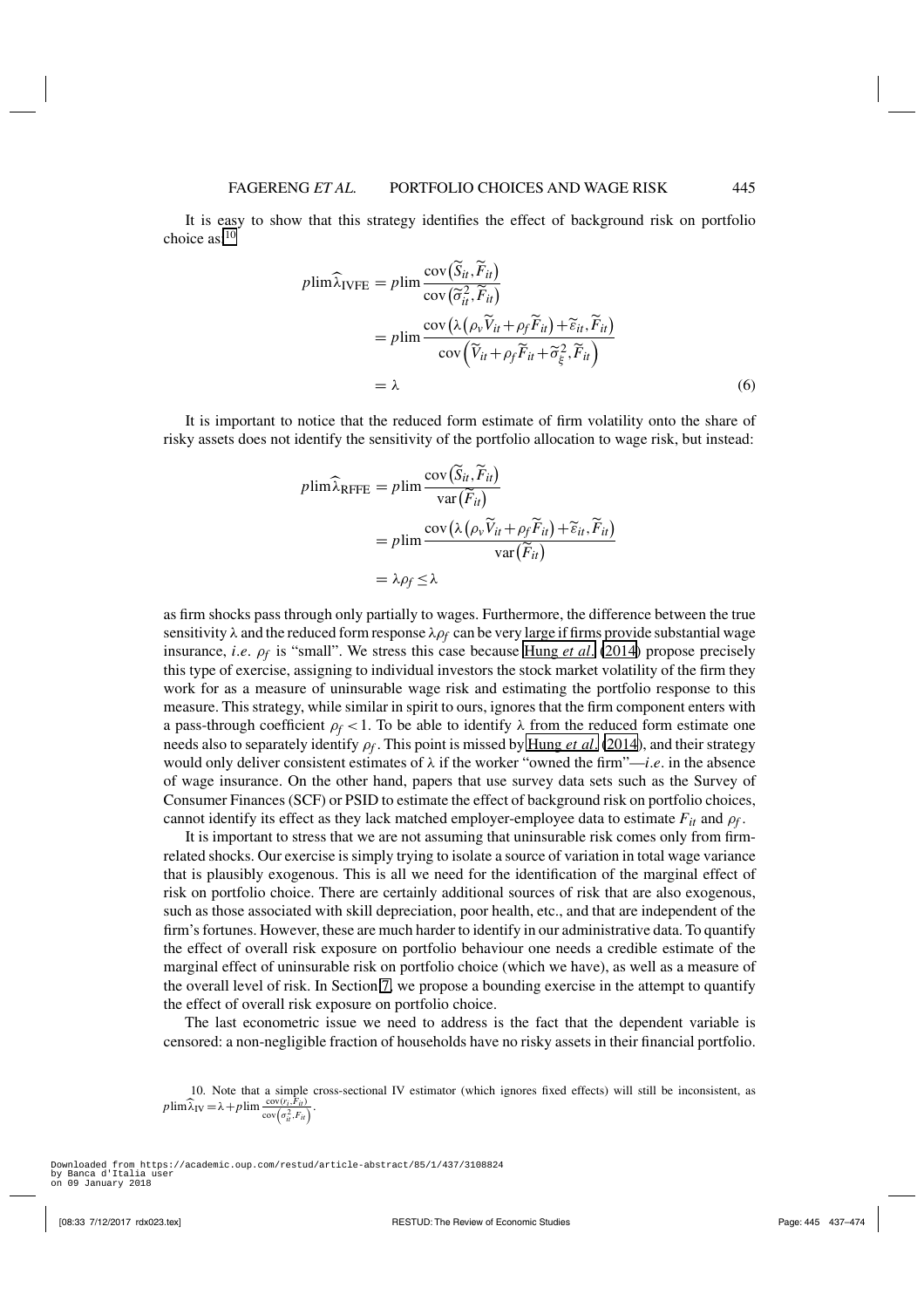It is easy to show that this strategy identifies the effect of background risk on portfolio choice as:[10]

$$
\begin{aligned}
p\lim \widehat{\lambda}_{\text{IVFE}} &= p\lim \frac{\operatorname{cov}\left(\widetilde{S}_{it}, \widetilde{F}_{it}\right)}{\operatorname{cov}\left(\widetilde{\sigma}^2_{it}, \widetilde{F}_{it}\right)} \\
&= p\lim \frac{\operatorname{cov}\left(\lambda\left(\rho_v \widetilde{V}_{it} + \rho_f \widetilde{F}_{it}\right) + \widetilde{\varepsilon}_{it}, \widetilde{F}_{it}\right)}{\operatorname{cov}\left(\widetilde{V}_{it} + \rho_f \widetilde{F}_{it} + \widetilde{\sigma}^2_{\xi}, \widetilde{F}_{it}\right)} \\
&= \lambda
\end{aligned} \tag{6}
$$

It is important to notice that the reduced form estimate of firm volatility onto the share of risky assets does not identify the sensitivity of the portfolio allocation to wage risk, but instead:

$$
\begin{aligned}
p\lim \widehat{\lambda}_{\text{RFFE}} &= p\lim \frac{\operatorname{cov}\left(\widetilde{S}_{it}, \widetilde{F}_{it}\right)}{\operatorname{var}\left(\widetilde{F}_{it}\right)} \\
&= p\lim \frac{\operatorname{cov}\left(\lambda\left(\rho_v \widetilde{V}_{it} + \rho_f \widetilde{F}_{it}\right) + \widetilde{\varepsilon}_{it}, \widetilde{F}_{it}\right)}{\operatorname{var}\left(\widetilde{F}_{it}\right)} \\
&= \lambda \rho_f \leq \lambda
\end{aligned}
$$

as firm shocks pass through only partially to wages. Furthermore, the difference between the true sensitivity $\lambda$ and the reduced form response $\lambda\rho_f$ can be very large if firms provide substantial wage insurance, *i.e.* $\rho_f$ is "small". We stress this case because Hung *et al.* (2014) propose precisely this type of exercise, assigning to individual investors the stock market volatility of the firm they work for as a measure of uninsurable wage risk and estimating the portfolio response to this measure. This strategy, while similar in spirit to ours, ignores that the firm component enters with a pass-through coefficient $\rho_f < 1$. To be able to identify $\lambda$ from the reduced form estimate one needs also to separately identify $\rho_f$. This point is missed by Hung *et al.* (2014), and their strategy would only deliver consistent estimates of $\lambda$ if the worker "owned the firm"—*i.e.* in the absence of wage insurance. On the other hand, papers that use survey data sets such as the Survey of Consumer Finances (SCF) or PSID to estimate the effect of background risk on portfolio choices, cannot identify its effect as they lack matched employer-employee data to estimate $F_{it}$ and $\rho_f$.

It is important to stress that we are not assuming that uninsurable risk comes only from firm-related shocks. Our exercise is simply trying to isolate a source of variation in total wage variance that is plausibly exogenous. This is all we need for the identification of the marginal effect of risk on portfolio choice. There are certainly additional sources of risk that are also exogenous, such as those associated with skill depreciation, poor health, etc., and that are independent of the firm's fortunes. However, these are much harder to identify in our administrative data. To quantify the effect of overall risk exposure on portfolio behaviour one needs a credible estimate of the marginal effect of uninsurable risk on portfolio choice (which we have), as well as a measure of the overall level of risk. In Section 7, we propose a bounding exercise in the attempt to quantify the effect of overall risk exposure on portfolio choice.

The last econometric issue we need to address is the fact that the dependent variable is censored: a non-negligible fraction of households have no risky assets in their financial portfolio.

10. Note that a simple cross-sectional IV estimator (which ignores fixed effects) will still be inconsistent, as $p\lim \widehat{\lambda}_{\text{IV}} = \lambda + p\lim \frac{\operatorname{cov}(r_i, F_{it})}{\operatorname{cov}\left(\sigma^2_{it}, F_{it}\right)}$.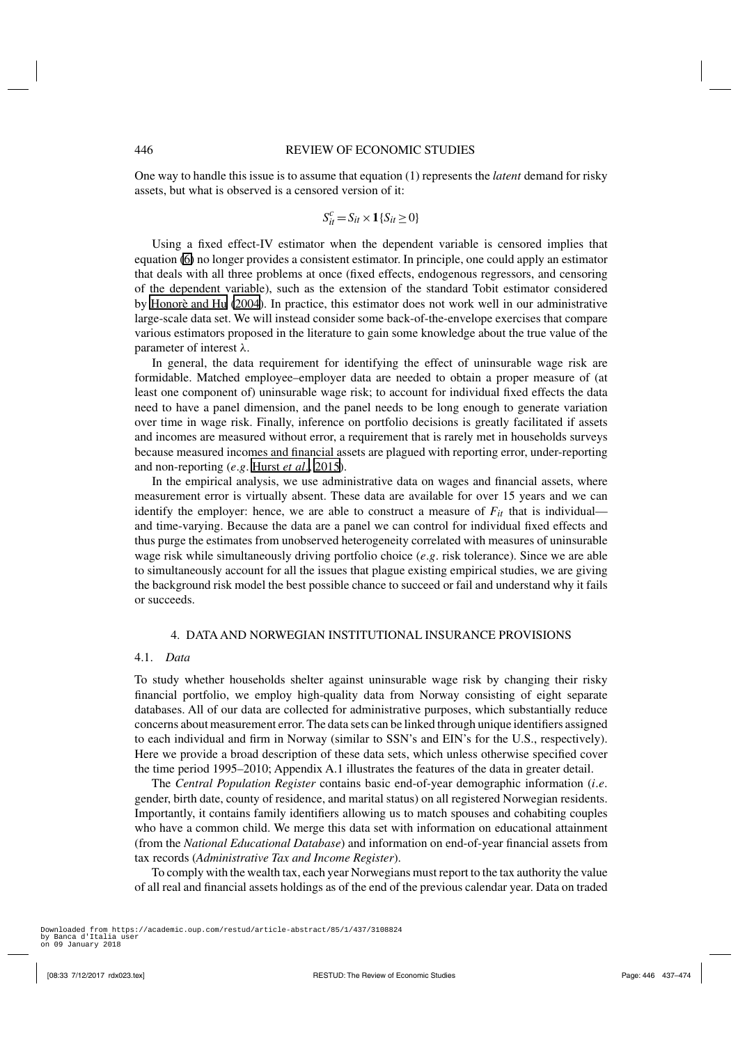One way to handle this issue is to assume that equation (1) represents the *latent* demand for risky assets, but what is observed is a censored version of it:

$$S_{it}^{c} = S_{it} \times \mathbf{1}\{S_{it} \geq 0\}$$

Using a fixed effect-IV estimator when the dependent variable is censored implies that equation (6) no longer provides a consistent estimator. In principle, one could apply an estimator that deals with all three problems at once (fixed effects, endogenous regressors, and censoring of the dependent variable), such as the extension of the standard Tobit estimator considered by Honorè and Hu (2004). In practice, this estimator does not work well in our administrative large-scale data set. We will instead consider some back-of-the-envelope exercises that compare various estimators proposed in the literature to gain some knowledge about the true value of the parameter of interest $\lambda$.

In general, the data requirement for identifying the effect of uninsurable wage risk are formidable. Matched employee–employer data are needed to obtain a proper measure of (at least one component of) uninsurable wage risk; to account for individual fixed effects the data need to have a panel dimension, and the panel needs to be long enough to generate variation over time in wage risk. Finally, inference on portfolio decisions is greatly facilitated if assets and incomes are measured without error, a requirement that is rarely met in households surveys because measured incomes and financial assets are plagued with reporting error, under-reporting and non-reporting (*e.g.* Hurst *et al.*, 2015).

In the empirical analysis, we use administrative data on wages and financial assets, where measurement error is virtually absent. These data are available for over 15 years and we can identify the employer: hence, we are able to construct a measure of $F_{it}$ that is individual—and time-varying. Because the data are a panel we can control for individual fixed effects and thus purge the estimates from unobserved heterogeneity correlated with measures of uninsurable wage risk while simultaneously driving portfolio choice (*e.g.* risk tolerance). Since we are able to simultaneously account for all the issues that plague existing empirical studies, we are giving the background risk model the best possible chance to succeed or fail and understand why it fails or succeeds.

## 4. DATA AND NORWEGIAN INSTITUTIONAL INSURANCE PROVISIONS

### 4.1. *Data*

To study whether households shelter against uninsurable wage risk by changing their risky financial portfolio, we employ high-quality data from Norway consisting of eight separate databases. All of our data are collected for administrative purposes, which substantially reduce concerns about measurement error. The data sets can be linked through unique identifiers assigned to each individual and firm in Norway (similar to SSN's and EIN's for the U.S., respectively). Here we provide a broad description of these data sets, which unless otherwise specified cover the time period 1995–2010; Appendix A.1 illustrates the features of the data in greater detail.

The *Central Population Register* contains basic end-of-year demographic information (*i.e.* gender, birth date, county of residence, and marital status) on all registered Norwegian residents. Importantly, it contains family identifiers allowing us to match spouses and cohabiting couples who have a common child. We merge this data set with information on educational attainment (from the *National Educational Database*) and information on end-of-year financial assets from tax records (*Administrative Tax and Income Register*).

To comply with the wealth tax, each year Norwegians must report to the tax authority the value of all real and financial assets holdings as of the end of the previous calendar year. Data on traded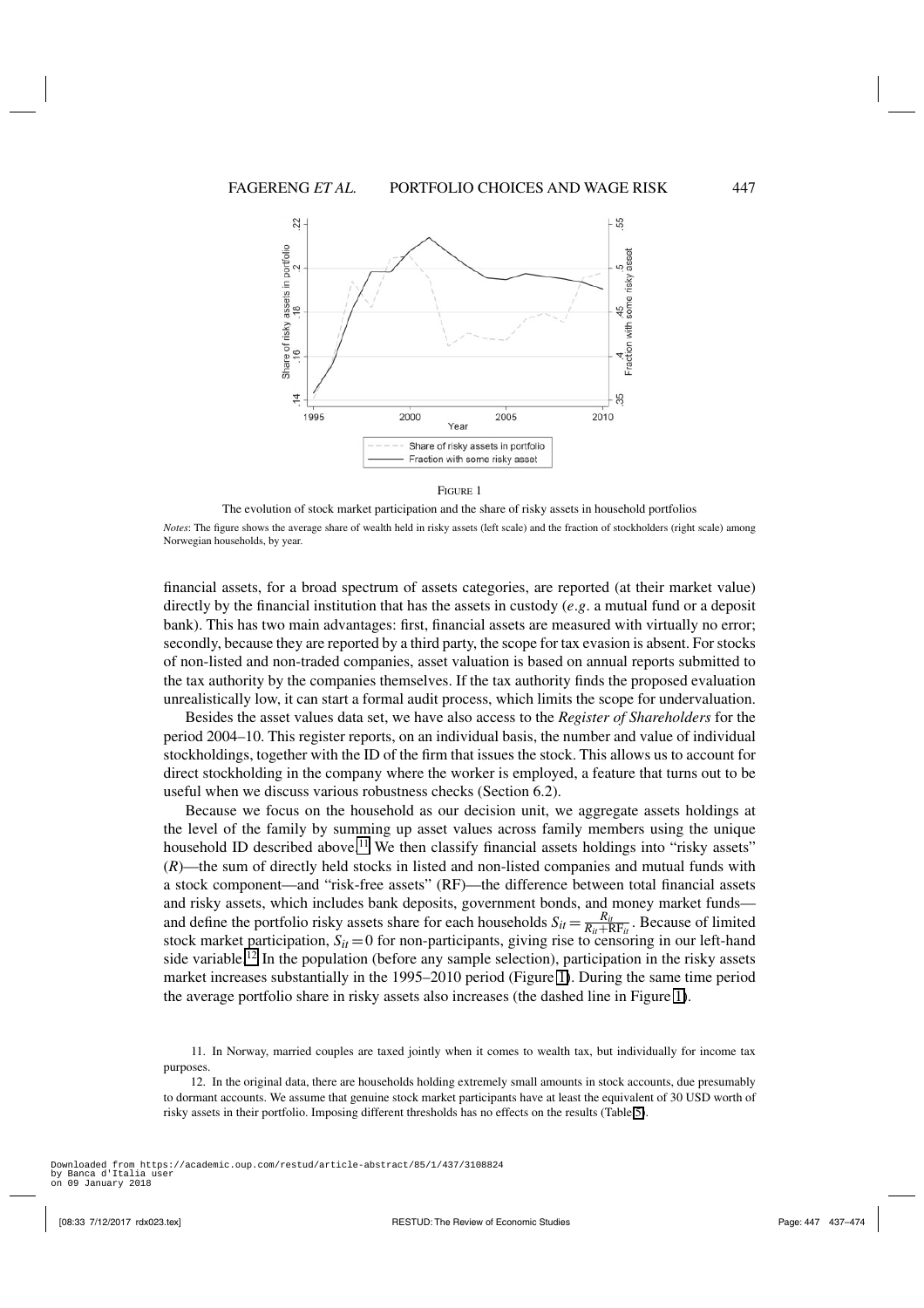FIGURE 1

The evolution of stock market participation and the share of risky assets in household portfolios

*Notes*: The figure shows the average share of wealth held in risky assets (left scale) and the fraction of stockholders (right scale) among Norwegian households, by year.

financial assets, for a broad spectrum of assets categories, are reported (at their market value) directly by the financial institution that has the assets in custody (*e.g.* a mutual fund or a deposit bank). This has two main advantages: first, financial assets are measured with virtually no error; secondly, because they are reported by a third party, the scope for tax evasion is absent. For stocks of non-listed and non-traded companies, asset valuation is based on annual reports submitted to the tax authority by the companies themselves. If the tax authority finds the proposed evaluation unrealistically low, it can start a formal audit process, which limits the scope for undervaluation.

Besides the asset values data set, we have also access to the *Register of Shareholders* for the period 2004–10. This register reports, on an individual basis, the number and value of individual stockholdings, together with the ID of the firm that issues the stock. This allows us to account for direct stockholding in the company where the worker is employed, a feature that turns out to be useful when we discuss various robustness checks (Section 6.2).

Because we focus on the household as our decision unit, we aggregate assets holdings at the level of the family by summing up asset values across family members using the unique household ID described above.[11] We then classify financial assets holdings into "risky assets" ($R$)—the sum of directly held stocks in listed and non-listed companies and mutual funds with a stock component—and "risk-free assets" (RF)—the difference between total financial assets and risky assets, which includes bank deposits, government bonds, and money market funds—and define the portfolio risky assets share for each households $S_{it} = \frac{R_{it}}{R_{it}+\text{RF}_{it}}$. Because of limited stock market participation, $S_{it} = 0$ for non-participants, giving rise to censoring in our left-hand side variable.[12] In the population (before any sample selection), participation in the risky assets market increases substantially in the 1995–2010 period (Figure 1). During the same time period the average portfolio share in risky assets also increases (the dashed line in Figure 1).

11. In Norway, married couples are taxed jointly when it comes to wealth tax, but individually for income tax purposes.

12. In the original data, there are households holding extremely small amounts in stock accounts, due presumably to dormant accounts. We assume that genuine stock market participants have at least the equivalent of 30 USD worth of risky assets in their portfolio. Imposing different thresholds has no effects on the results (Table 5).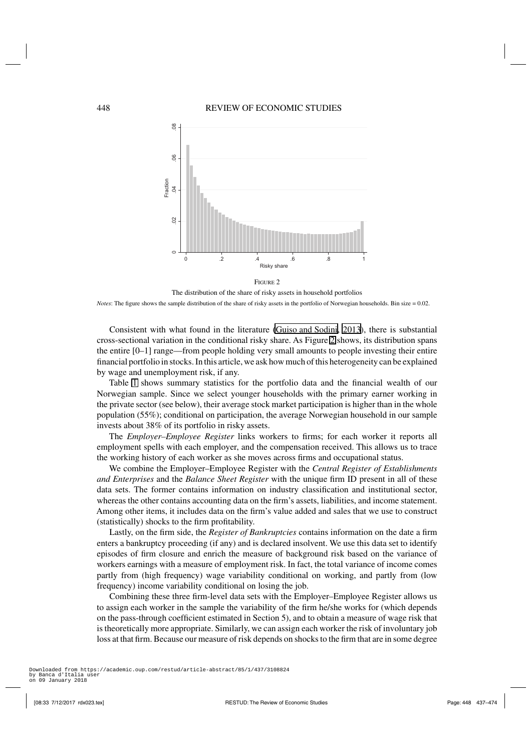FIGURE 2

The distribution of the share of risky assets in household portfolios

*Notes*: The figure shows the sample distribution of the share of risky assets in the portfolio of Norwegian households. Bin size = 0.02.

Consistent with what found in the literature (Guiso and Sodini, 2013), there is substantial cross-sectional variation in the conditional risky share. As Figure 2 shows, its distribution spans the entire [0–1] range—from people holding very small amounts to people investing their entire financial portfolio in stocks. In this article, we ask how much of this heterogeneity can be explained by wage and unemployment risk, if any.

Table 1 shows summary statistics for the portfolio data and the financial wealth of our Norwegian sample. Since we select younger households with the primary earner working in the private sector (see below), their average stock market participation is higher than in the whole population (55%); conditional on participation, the average Norwegian household in our sample invests about 38% of its portfolio in risky assets.

The *Employer–Employee Register* links workers to firms; for each worker it reports all employment spells with each employer, and the compensation received. This allows us to trace the working history of each worker as she moves across firms and occupational status.

We combine the Employer–Employee Register with the *Central Register of Establishments and Enterprises* and the *Balance Sheet Register* with the unique firm ID present in all of these data sets. The former contains information on industry classification and institutional sector, whereas the other contains accounting data on the firm's assets, liabilities, and income statement. Among other items, it includes data on the firm's value added and sales that we use to construct (statistically) shocks to the firm profitability.

Lastly, on the firm side, the *Register of Bankruptcies* contains information on the date a firm enters a bankruptcy proceeding (if any) and is declared insolvent. We use this data set to identify episodes of firm closure and enrich the measure of background risk based on the variance of workers earnings with a measure of employment risk. In fact, the total variance of income comes partly from (high frequency) wage variability conditional on working, and partly from (low frequency) income variability conditional on losing the job.

Combining these three firm-level data sets with the Employer–Employee Register allows us to assign each worker in the sample the variability of the firm he/she works for (which depends on the pass-through coefficient estimated in Section 5), and to obtain a measure of wage risk that is theoretically more appropriate. Similarly, we can assign each worker the risk of involuntary job loss at that firm. Because our measure of risk depends on shocks to the firm that are in some degree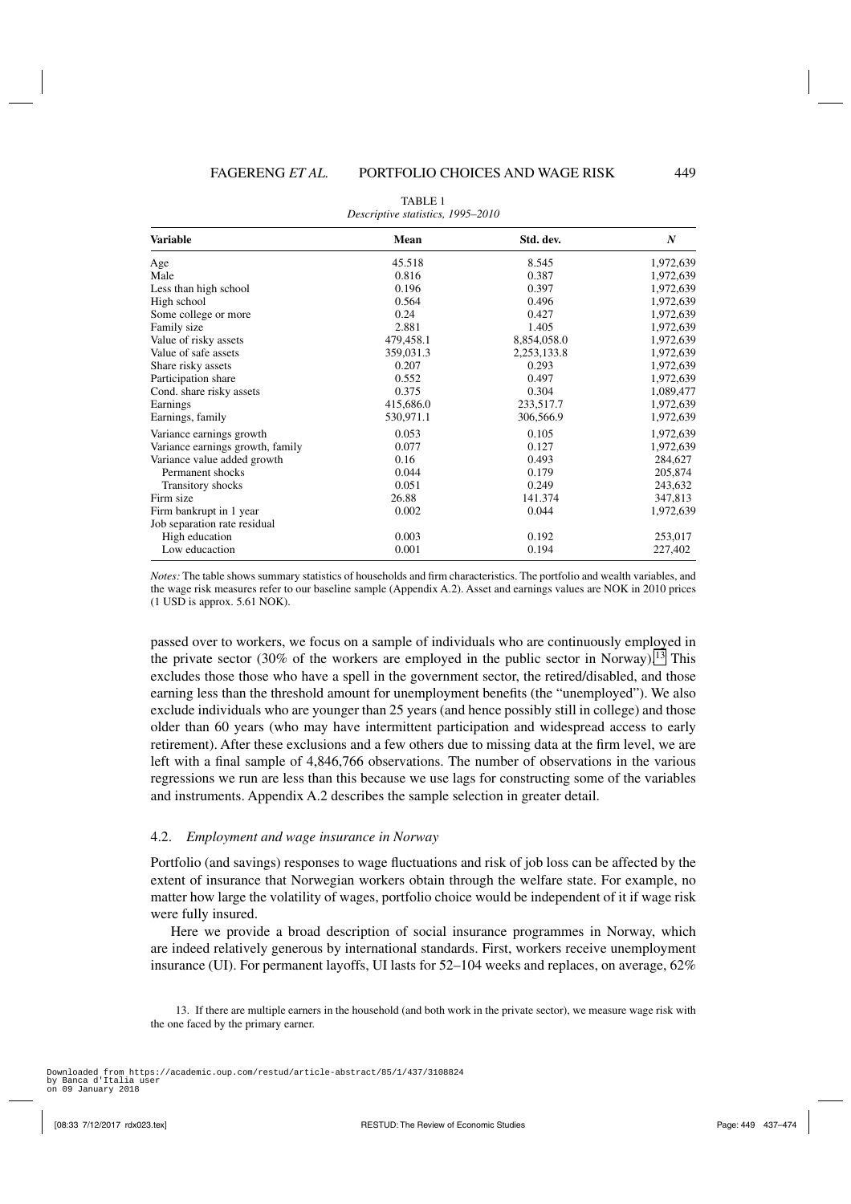TABLE 1
*Descriptive statistics, 1995–2010*

| Variable | Mean | Std. dev. | $N$ |
|---|---|---|---|
| Age | 45.518 | 8.545 | 1,972,639 |
| Male | 0.816 | 0.387 | 1,972,639 |
| Less than high school | 0.196 | 0.397 | 1,972,639 |
| High school | 0.564 | 0.496 | 1,972,639 |
| Some college or more | 0.24 | 0.427 | 1,972,639 |
| Family size | 2.881 | 1.405 | 1,972,639 |
| Value of risky assets | 479,458.1 | 8,854,058.0 | 1,972,639 |
| Value of safe assets | 359,031.3 | 2,253,133.8 | 1,972,639 |
| Share risky assets | 0.207 | 0.293 | 1,972,639 |
| Participation share | 0.552 | 0.497 | 1,972,639 |
| Cond. share risky assets | 0.375 | 0.304 | 1,089,477 |
| Earnings | 415,686.0 | 233,517.7 | 1,972,639 |
| Earnings, family | 530,971.1 | 306,566.9 | 1,972,639 |
| Variance earnings growth | 0.053 | 0.105 | 1,972,639 |
| Variance earnings growth, family | 0.077 | 0.127 | 1,972,639 |
| Variance value added growth | 0.16 | 0.493 | 284,627 |
| Permanent shocks | 0.044 | 0.179 | 205,874 |
| Transitory shocks | 0.051 | 0.249 | 243,632 |
| Firm size | 26.88 | 141.374 | 347,813 |
| Firm bankrupt in 1 year | 0.002 | 0.044 | 1,972,639 |
| Job separation rate residual | | | |
| High education | 0.003 | 0.192 | 253,017 |
| Low educaction | 0.001 | 0.194 | 227,402 |

*Notes:* The table shows summary statistics of households and firm characteristics. The portfolio and wealth variables, and the wage risk measures refer to our baseline sample (Appendix A.2). Asset and earnings values are NOK in 2010 prices (1 USD is approx. 5.61 NOK).

passed over to workers, we focus on a sample of individuals who are continuously employed in the private sector (30% of the workers are employed in the public sector in Norway).[13] This excludes those those who have a spell in the government sector, the retired/disabled, and those earning less than the threshold amount for unemployment benefits (the "unemployed"). We also exclude individuals who are younger than 25 years (and hence possibly still in college) and those older than 60 years (who may have intermittent participation and widespread access to early retirement). After these exclusions and a few others due to missing data at the firm level, we are left with a final sample of 4,846,766 observations. The number of observations in the various regressions we run are less than this because we use lags for constructing some of the variables and instruments. Appendix A.2 describes the sample selection in greater detail.

### 4.2. *Employment and wage insurance in Norway*

Portfolio (and savings) responses to wage fluctuations and risk of job loss can be affected by the extent of insurance that Norwegian workers obtain through the welfare state. For example, no matter how large the volatility of wages, portfolio choice would be independent of it if wage risk were fully insured.

Here we provide a broad description of social insurance programmes in Norway, which are indeed relatively generous by international standards. First, workers receive unemployment insurance (UI). For permanent layoffs, UI lasts for 52–104 weeks and replaces, on average, 62%

13. If there are multiple earners in the household (and both work in the private sector), we measure wage risk with the one faced by the primary earner.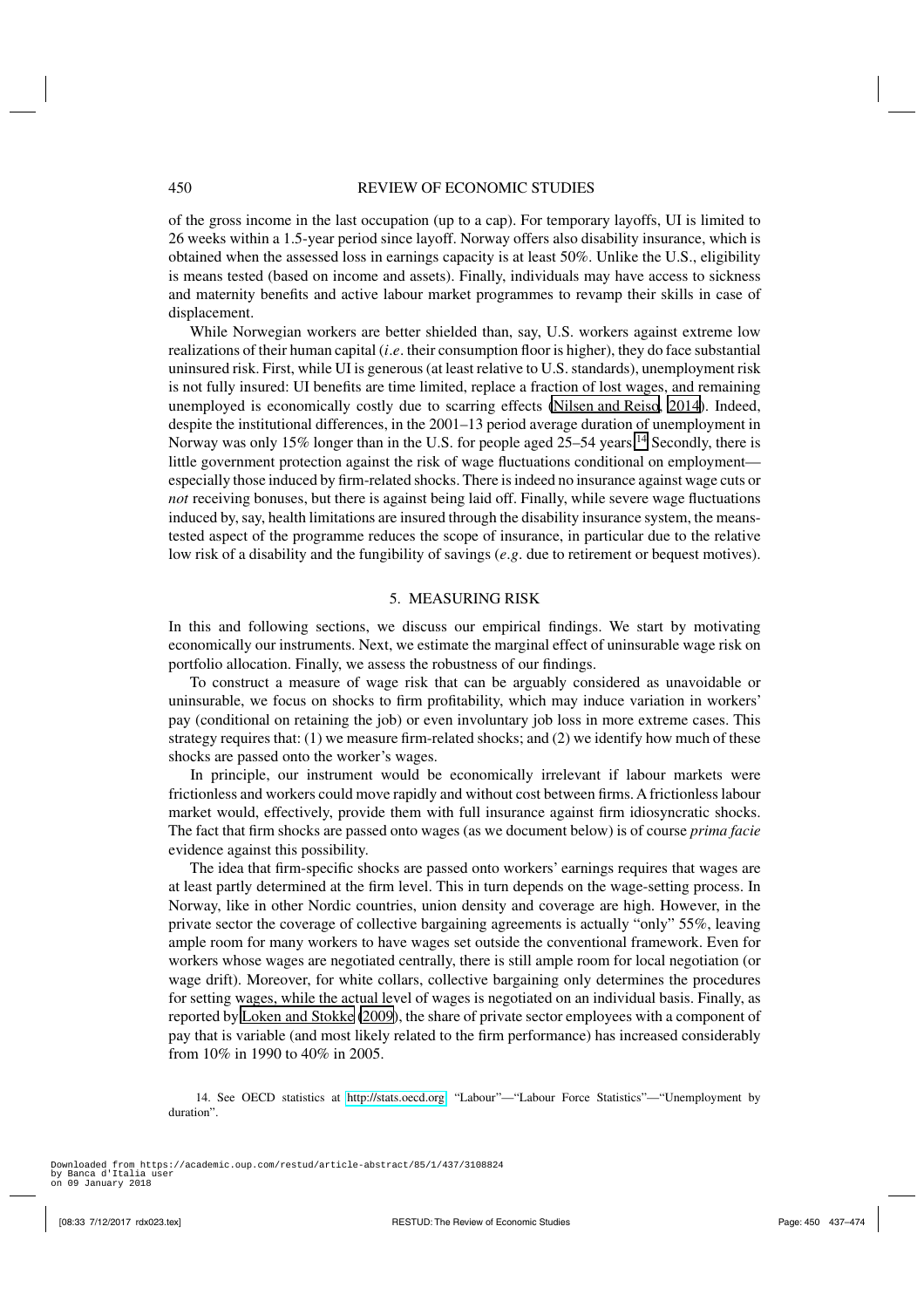of the gross income in the last occupation (up to a cap). For temporary layoffs, UI is limited to 26 weeks within a 1.5-year period since layoff. Norway offers also disability insurance, which is obtained when the assessed loss in earnings capacity is at least 50%. Unlike the U.S., eligibility is means tested (based on income and assets). Finally, individuals may have access to sickness and maternity benefits and active labour market programmes to revamp their skills in case of displacement.

While Norwegian workers are better shielded than, say, U.S. workers against extreme low realizations of their human capital (*i.e*. their consumption floor is higher), they do face substantial uninsured risk. First, while UI is generous (at least relative to U.S. standards), unemployment risk is not fully insured: UI benefits are time limited, replace a fraction of lost wages, and remaining unemployed is economically costly due to scarring effects (Nilsen and Reiso, 2014). Indeed, despite the institutional differences, in the 2001–13 period average duration of unemployment in Norway was only 15% longer than in the U.S. for people aged 25–54 years.[14] Secondly, there is little government protection against the risk of wage fluctuations conditional on employment—especially those induced by firm-related shocks. There is indeed no insurance against wage cuts or *not* receiving bonuses, but there is against being laid off. Finally, while severe wage fluctuations induced by, say, health limitations are insured through the disability insurance system, the means-tested aspect of the programme reduces the scope of insurance, in particular due to the relative low risk of a disability and the fungibility of savings (*e.g*. due to retirement or bequest motives).

## 5. MEASURING RISK

In this and following sections, we discuss our empirical findings. We start by motivating economically our instruments. Next, we estimate the marginal effect of uninsurable wage risk on portfolio allocation. Finally, we assess the robustness of our findings.

To construct a measure of wage risk that can be arguably considered as unavoidable or uninsurable, we focus on shocks to firm profitability, which may induce variation in workers' pay (conditional on retaining the job) or even involuntary job loss in more extreme cases. This strategy requires that: (1) we measure firm-related shocks; and (2) we identify how much of these shocks are passed onto the worker's wages.

In principle, our instrument would be economically irrelevant if labour markets were frictionless and workers could move rapidly and without cost between firms. A frictionless labour market would, effectively, provide them with full insurance against firm idiosyncratic shocks. The fact that firm shocks are passed onto wages (as we document below) is of course *prima facie* evidence against this possibility.

The idea that firm-specific shocks are passed onto workers' earnings requires that wages are at least partly determined at the firm level. This in turn depends on the wage-setting process. In Norway, like in other Nordic countries, union density and coverage are high. However, in the private sector the coverage of collective bargaining agreements is actually "only" 55%, leaving ample room for many workers to have wages set outside the conventional framework. Even for workers whose wages are negotiated centrally, there is still ample room for local negotiation (or wage drift). Moreover, for white collars, collective bargaining only determines the procedures for setting wages, while the actual level of wages is negotiated on an individual basis. Finally, as reported by Loken and Stokke (2009), the share of private sector employees with a component of pay that is variable (and most likely related to the firm performance) has increased considerably from 10% in 1990 to 40% in 2005.

14. See OECD statistics at http://stats.oecd.org, "Labour"—"Labour Force Statistics"—"Unemployment by duration".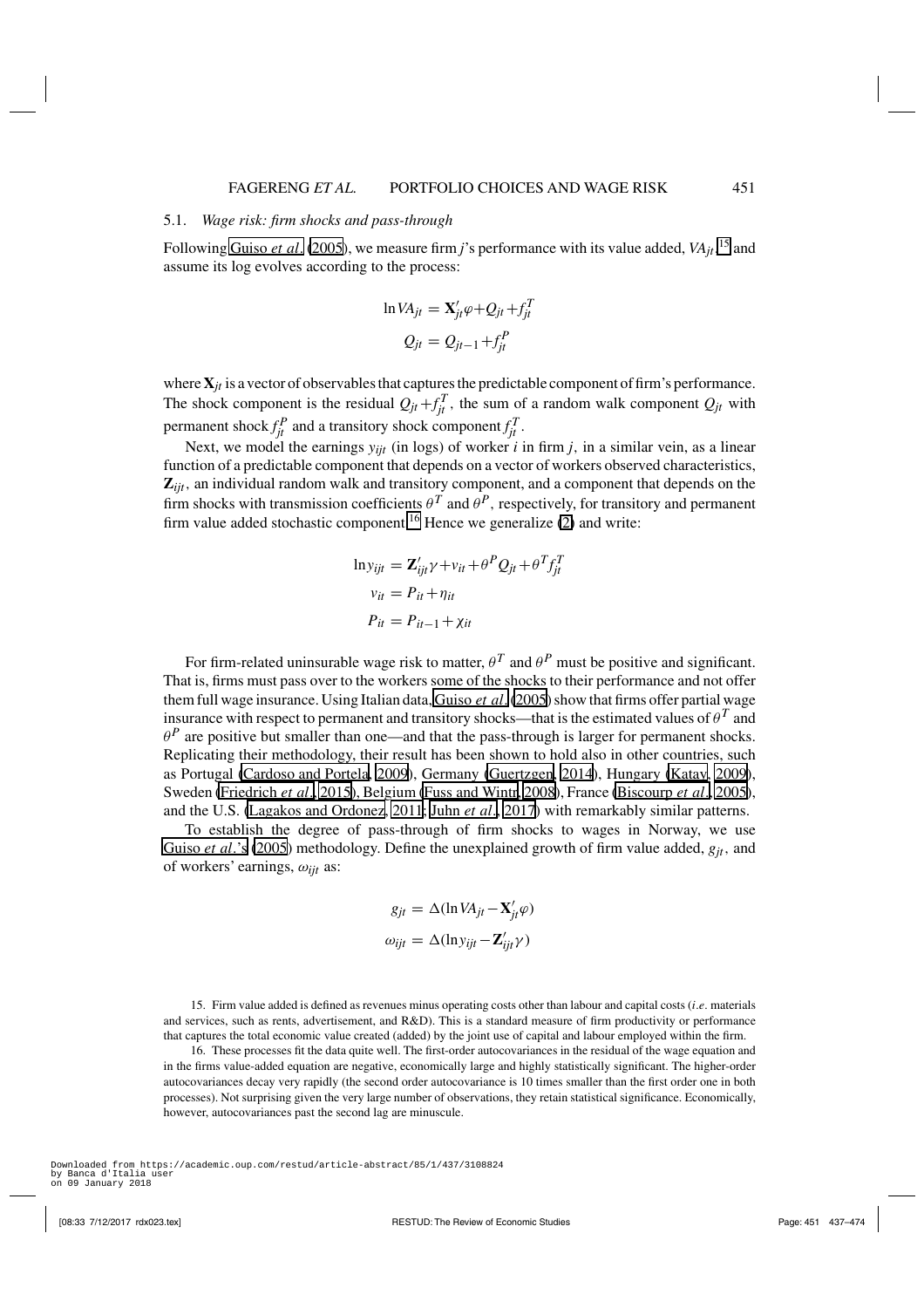### 5.1. *Wage risk: firm shocks and pass-through*

Following Guiso *et al.* (2005), we measure firm $j$'s performance with its value added, $VA_{jt}$,[15] and assume its log evolves according to the process:

$$\ln VA_{jt} = \mathbf{X}_{jt}'\varphi + Q_{jt} + f_{jt}^T$$
$$Q_{jt} = Q_{jt-1} + f_{jt}^P$$

where $\mathbf{X}_{jt}$ is a vector of observables that captures the predictable component of firm's performance. The shock component is the residual $Q_{jt} + f_{jt}^T$, the sum of a random walk component $Q_{jt}$ with permanent shock $f_{jt}^P$ and a transitory shock component $f_{jt}^T$.

Next, we model the earnings $y_{ijt}$ (in logs) of worker $i$ in firm $j$, in a similar vein, as a linear function of a predictable component that depends on a vector of workers observed characteristics, $\mathbf{Z}_{ijt}$, an individual random walk and transitory component, and a component that depends on the firm shocks with transmission coefficients $\theta^T$ and $\theta^P$, respectively, for transitory and permanent firm value added stochastic component.[16] Hence we generalize (2) and write:

$$\ln y_{ijt} = \mathbf{Z}_{ijt}'\gamma + v_{it} + \theta^P Q_{jt} + \theta^T f_{jt}^T$$
$$v_{it} = P_{it} + \eta_{it}$$
$$P_{it} = P_{it-1} + \chi_{it}$$

For firm-related uninsurable wage risk to matter, $\theta^T$ and $\theta^P$ must be positive and significant. That is, firms must pass over to the workers some of the shocks to their performance and not offer them full wage insurance. Using Italian data, Guiso *et al.* (2005) show that firms offer partial wage insurance with respect to permanent and transitory shocks—that is the estimated values of $\theta^T$ and $\theta^P$ are positive but smaller than one—and that the pass-through is larger for permanent shocks. Replicating their methodology, their result has been shown to hold also in other countries, such as Portugal (Cardoso and Portela, 2009), Germany (Guertzgen, 2014), Hungary (Katay, 2009), Sweden (Friedrich *et al.*, 2015), Belgium (Fuss and Wintr, 2008), France (Biscourp *et al.*, 2005), and the U.S. (Lagakos and Ordonez, 2011; Juhn *et al.*, 2017) with remarkably similar patterns.

To establish the degree of pass-through of firm shocks to wages in Norway, we use Guiso *et al.*'s (2005) methodology. Define the unexplained growth of firm value added, $g_{jt}$, and of workers' earnings, $\omega_{ijt}$ as:

$$g_{jt} = \Delta(\ln VA_{jt} - \mathbf{X}_{jt}'\varphi)$$
$$\omega_{ijt} = \Delta(\ln y_{ijt} - \mathbf{Z}_{ijt}'\gamma)$$

15. Firm value added is defined as revenues minus operating costs other than labour and capital costs (*i.e.* materials and services, such as rents, advertisement, and R&D). This is a standard measure of firm productivity or performance that captures the total economic value created (added) by the joint use of capital and labour employed within the firm.

16. These processes fit the data quite well. The first-order autocovariances in the residual of the wage equation and in the firms value-added equation are negative, economically large and highly statistically significant. The higher-order autocovariances decay very rapidly (the second order autocovariance is 10 times smaller than the first order one in both processes). Not surprising given the very large number of observations, they retain statistical significance. Economically, however, autocovariances past the second lag are minuscule.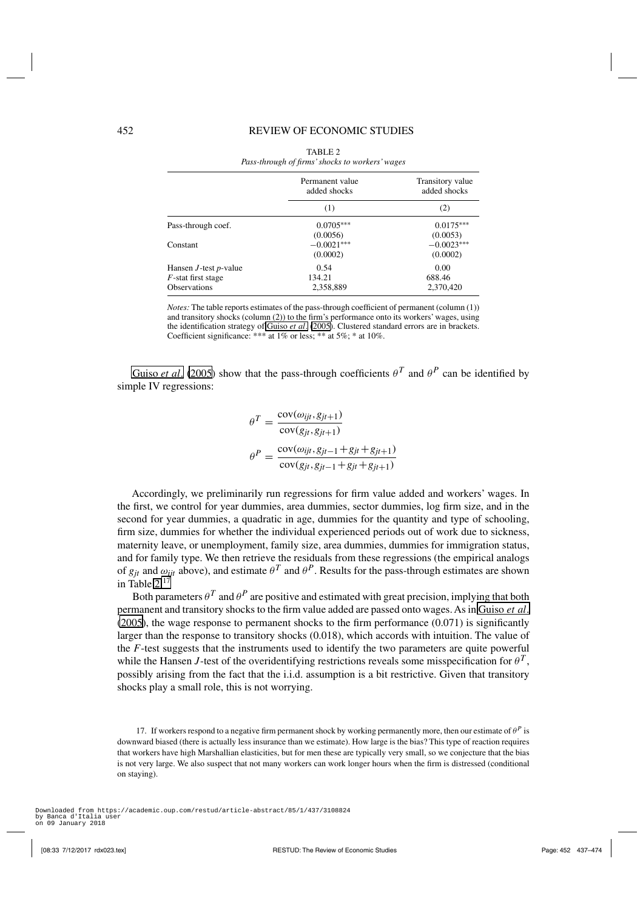TABLE 2

*Pass-through of firms' shocks to workers' wages*

| | Permanent value added shocks | Transitory value added shocks |
|---|---|---|
| | (1) | (2) |
| Pass-through coef. | 0.0705*** | 0.0175*** |
| | (0.0056) | (0.0053) |
| Constant | −0.0021*** | −0.0023*** |
| | (0.0002) | (0.0002) |
| Hansen $J$-test $p$-value | 0.54 | 0.00 |
| $F$-stat first stage | 134.21 | 688.46 |
| Observations | 2,358,889 | 2,370,420 |

*Notes:* The table reports estimates of the pass-through coefficient of permanent (column (1)) and transitory shocks (column (2)) to the firm's performance onto its workers' wages, using the identification strategy of Guiso *et al.* (2005). Clustered standard errors are in brackets. Coefficient significance: *** at 1% or less; ** at 5%; * at 10%.

Guiso *et al.* (2005) show that the pass-through coefficients $\theta^T$ and $\theta^P$ can be identified by simple IV regressions:

$$\theta^T = \frac{\text{cov}(\omega_{ijt}, g_{jt+1})}{\text{cov}(g_{jt}, g_{jt+1})}$$

$$\theta^P = \frac{\text{cov}(\omega_{ijt}, g_{jt-1} + g_{jt} + g_{jt+1})}{\text{cov}(g_{jt}, g_{jt-1} + g_{jt} + g_{jt+1})}$$

Accordingly, we preliminarily run regressions for firm value added and workers' wages. In the first, we control for year dummies, area dummies, sector dummies, log firm size, and in the second for year dummies, a quadratic in age, dummies for the quantity and type of schooling, firm size, dummies for whether the individual experienced periods out of work due to sickness, maternity leave, or unemployment, family size, area dummies, dummies for immigration status, and for family type. We then retrieve the residuals from these regressions (the empirical analogs of $g_{jt}$ and $\omega_{ijt}$ above), and estimate $\theta^T$ and $\theta^P$. Results for the pass-through estimates are shown in Table 2.[17]

Both parameters $\theta^T$ and $\theta^P$ are positive and estimated with great precision, implying that both permanent and transitory shocks to the firm value added are passed onto wages. As in Guiso *et al.* (2005), the wage response to permanent shocks to the firm performance (0.071) is significantly larger than the response to transitory shocks (0.018), which accords with intuition. The value of the $F$-test suggests that the instruments used to identify the two parameters are quite powerful while the Hansen $J$-test of the overidentifying restrictions reveals some misspecification for $\theta^T$, possibly arising from the fact that the i.i.d. assumption is a bit restrictive. Given that transitory shocks play a small role, this is not worrying.

17. If workers respond to a negative firm permanent shock by working permanently more, then our estimate of $\theta^P$ is downward biased (there is actually less insurance than we estimate). How large is the bias? This type of reaction requires that workers have high Marshallian elasticities, but for men these are typically very small, so we conjecture that the bias is not very large. We also suspect that not many workers can work longer hours when the firm is distressed (conditional on staying).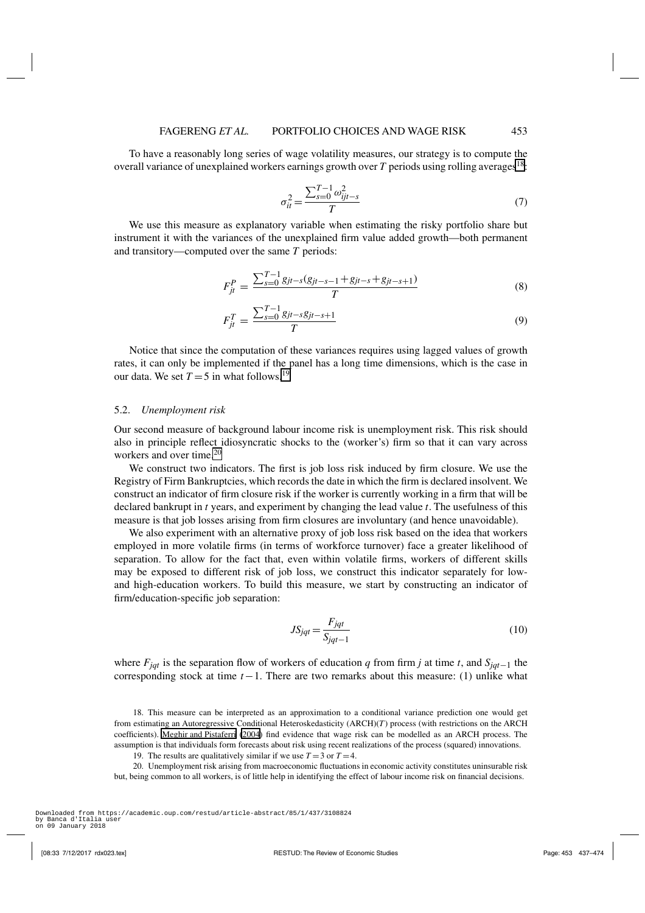To have a reasonably long series of wage volatility measures, our strategy is to compute the overall variance of unexplained workers earnings growth over $T$ periods using rolling averages[18]:

$$\sigma_{it}^2 = \frac{\sum_{s=0}^{T-1} \omega_{ijt-s}^2}{T} \tag{7}$$

We use this measure as explanatory variable when estimating the risky portfolio share but instrument it with the variances of the unexplained firm value added growth—both permanent and transitory—computed over the same $T$ periods:

$$F_{jt}^P = \frac{\sum_{s=0}^{T-1} g_{jt-s}(g_{jt-s-1} + g_{jt-s} + g_{jt-s+1})}{T} \tag{8}$$

$$F_{jt}^T = \frac{\sum_{s=0}^{T-1} g_{jt-s} g_{jt-s+1}}{T} \tag{9}$$

Notice that since the computation of these variances requires using lagged values of growth rates, it can only be implemented if the panel has a long time dimensions, which is the case in our data. We set $T=5$ in what follows.[19]

### 5.2. *Unemployment risk*

Our second measure of background labour income risk is unemployment risk. This risk should also in principle reflect idiosyncratic shocks to the (worker's) firm so that it can vary across workers and over time.[20]

We construct two indicators. The first is job loss risk induced by firm closure. We use the Registry of Firm Bankruptcies, which records the date in which the firm is declared insolvent. We construct an indicator of firm closure risk if the worker is currently working in a firm that will be declared bankrupt in $t$ years, and experiment by changing the lead value $t$. The usefulness of this measure is that job losses arising from firm closures are involuntary (and hence unavoidable).

We also experiment with an alternative proxy of job loss risk based on the idea that workers employed in more volatile firms (in terms of workforce turnover) face a greater likelihood of separation. To allow for the fact that, even within volatile firms, workers of different skills may be exposed to different risk of job loss, we construct this indicator separately for low- and high-education workers. To build this measure, we start by constructing an indicator of firm/education-specific job separation:

$$JS_{jqt} = \frac{F_{jqt}}{S_{jqt-1}} \tag{10}$$

where $F_{jqt}$ is the separation flow of workers of education $q$ from firm $j$ at time $t$, and $S_{jqt-1}$ the corresponding stock at time $t-1$. There are two remarks about this measure: (1) unlike what

18. This measure can be interpreted as an approximation to a conditional variance prediction one would get from estimating an Autoregressive Conditional Heteroskedasticity (ARCH)($T$) process (with restrictions on the ARCH coefficients). Meghir and Pistaferri (2004) find evidence that wage risk can be modelled as an ARCH process. The assumption is that individuals form forecasts about risk using recent realizations of the process (squared) innovations.

19. The results are qualitatively similar if we use $T=3$ or $T=4$.

20. Unemployment risk arising from macroeconomic fluctuations in economic activity constitutes uninsurable risk but, being common to all workers, is of little help in identifying the effect of labour income risk on financial decisions.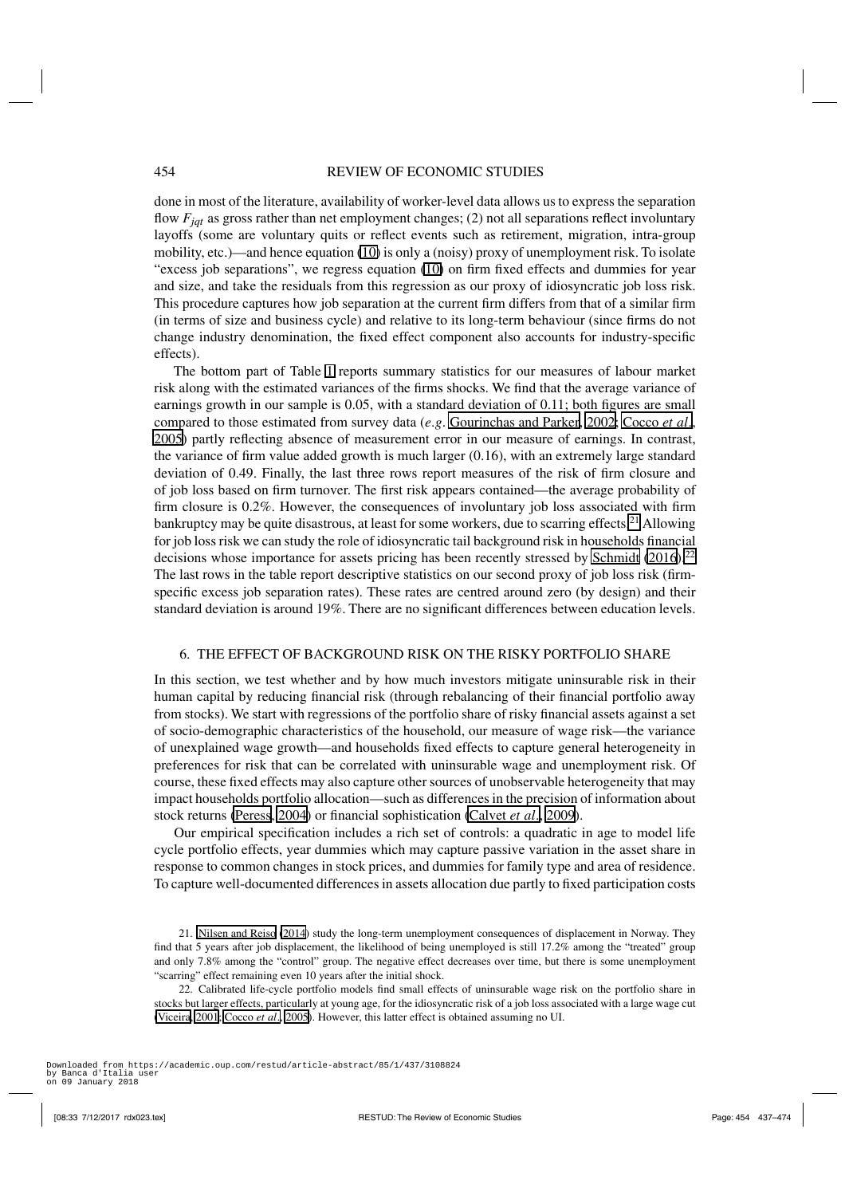done in most of the literature, availability of worker-level data allows us to express the separation flow $F_{jqt}$ as gross rather than net employment changes; (2) not all separations reflect involuntary layoffs (some are voluntary quits or reflect events such as retirement, migration, intra-group mobility, etc.)—and hence equation (10) is only a (noisy) proxy of unemployment risk. To isolate "excess job separations", we regress equation (10) on firm fixed effects and dummies for year and size, and take the residuals from this regression as our proxy of idiosyncratic job loss risk. This procedure captures how job separation at the current firm differs from that of a similar firm (in terms of size and business cycle) and relative to its long-term behaviour (since firms do not change industry denomination, the fixed effect component also accounts for industry-specific effects).

The bottom part of Table 1 reports summary statistics for our measures of labour market risk along with the estimated variances of the firms shocks. We find that the average variance of earnings growth in our sample is 0.05, with a standard deviation of 0.11; both figures are small compared to those estimated from survey data (*e.g.* Gourinchas and Parker, 2002; Cocco *et al.*, 2005) partly reflecting absence of measurement error in our measure of earnings. In contrast, the variance of firm value added growth is much larger (0.16), with an extremely large standard deviation of 0.49. Finally, the last three rows report measures of the risk of firm closure and of job loss based on firm turnover. The first risk appears contained—the average probability of firm closure is 0.2%. However, the consequences of involuntary job loss associated with firm bankruptcy may be quite disastrous, at least for some workers, due to scarring effects.[21] Allowing for job loss risk we can study the role of idiosyncratic tail background risk in households financial decisions whose importance for assets pricing has been recently stressed by Schmidt (2016).[22] The last rows in the table report descriptive statistics on our second proxy of job loss risk (firm-specific excess job separation rates). These rates are centred around zero (by design) and their standard deviation is around 19%. There are no significant differences between education levels.

## 6. THE EFFECT OF BACKGROUND RISK ON THE RISKY PORTFOLIO SHARE

In this section, we test whether and by how much investors mitigate uninsurable risk in their human capital by reducing financial risk (through rebalancing of their financial portfolio away from stocks). We start with regressions of the portfolio share of risky financial assets against a set of socio-demographic characteristics of the household, our measure of wage risk—the variance of unexplained wage growth—and households fixed effects to capture general heterogeneity in preferences for risk that can be correlated with uninsurable wage and unemployment risk. Of course, these fixed effects may also capture other sources of unobservable heterogeneity that may impact households portfolio allocation—such as differences in the precision of information about stock returns (Peress, 2004) or financial sophistication (Calvet *et al.*, 2009).

Our empirical specification includes a rich set of controls: a quadratic in age to model life cycle portfolio effects, year dummies which may capture passive variation in the asset share in response to common changes in stock prices, and dummies for family type and area of residence. To capture well-documented differences in assets allocation due partly to fixed participation costs

21. Nilsen and Reiso (2014) study the long-term unemployment consequences of displacement in Norway. They find that 5 years after job displacement, the likelihood of being unemployed is still 17.2% among the "treated" group and only 7.8% among the "control" group. The negative effect decreases over time, but there is some unemployment "scarring" effect remaining even 10 years after the initial shock.

22. Calibrated life-cycle portfolio models find small effects of uninsurable wage risk on the portfolio share in stocks but larger effects, particularly at young age, for the idiosyncratic risk of a job loss associated with a large wage cut (Viceira, 2001; Cocco *et al.*, 2005). However, this latter effect is obtained assuming no UI.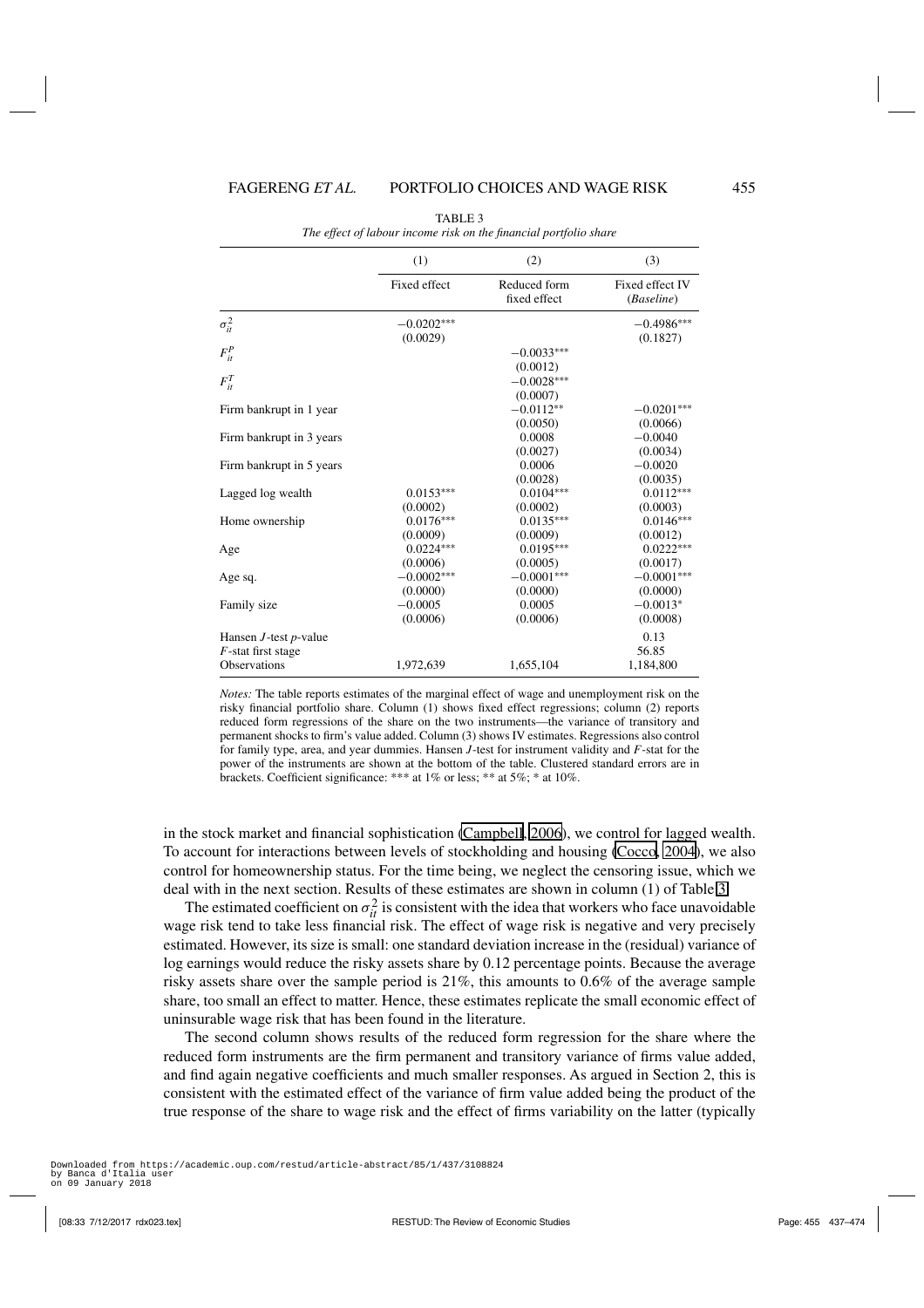TABLE 3

*The effect of labour income risk on the financial portfolio share*

| | (1) | (2) | (3) |
|---|---|---|---|
| | Fixed effect | Reduced form fixed effect | Fixed effect IV (*Baseline*) |
| $\sigma_{it}^2$ | −0.0202*** | | −0.4986*** |
| | (0.0029) | | (0.1827) |
| $F_{it}^P$ | | −0.0033*** | |
| | | (0.0012) | |
| $F_{it}^T$ | | −0.0028*** | |
| | | (0.0007) | |
| Firm bankrupt in 1 year | | −0.0112** | −0.0201*** |
| | | (0.0050) | (0.0066) |
| Firm bankrupt in 3 years | | 0.0008 | −0.0040 |
| | | (0.0027) | (0.0034) |
| Firm bankrupt in 5 years | | 0.0006 | −0.0020 |
| | | (0.0028) | (0.0035) |
| Lagged log wealth | 0.0153*** | 0.0104*** | 0.0112*** |
| | (0.0002) | (0.0002) | (0.0003) |
| Home ownership | 0.0176*** | 0.0135*** | 0.0146*** |
| | (0.0009) | (0.0009) | (0.0012) |
| Age | 0.0224*** | 0.0195*** | 0.0222*** |
| | (0.0006) | (0.0005) | (0.0017) |
| Age sq. | −0.0002*** | −0.0001*** | −0.0001*** |
| | (0.0000) | (0.0000) | (0.0000) |
| Family size | −0.0005 | 0.0005 | −0.0013* |
| | (0.0006) | (0.0006) | (0.0008) |
| Hansen $J$-test $p$-value | | | 0.13 |
| $F$-stat first stage | | | 56.85 |
| Observations | 1,972,639 | 1,655,104 | 1,184,800 |

*Notes:* The table reports estimates of the marginal effect of wage and unemployment risk on the risky financial portfolio share. Column (1) shows fixed effect regressions; column (2) reports reduced form regressions of the share on the two instruments—the variance of transitory and permanent shocks to firm's value added. Column (3) shows IV estimates. Regressions also control for family type, area, and year dummies. Hansen $J$-test for instrument validity and $F$-stat for the power of the instruments are shown at the bottom of the table. Clustered standard errors are in brackets. Coefficient significance: *** at 1% or less; ** at 5%; * at 10%.

in the stock market and financial sophistication (Campbell, 2006), we control for lagged wealth. To account for interactions between levels of stockholding and housing (Cocco, 2004), we also control for homeownership status. For the time being, we neglect the censoring issue, which we deal with in the next section. Results of these estimates are shown in column (1) of Table 3.

The estimated coefficient on $\sigma_{it}^2$ is consistent with the idea that workers who face unavoidable wage risk tend to take less financial risk. The effect of wage risk is negative and very precisely estimated. However, its size is small: one standard deviation increase in the (residual) variance of log earnings would reduce the risky assets share by 0.12 percentage points. Because the average risky assets share over the sample period is 21%, this amounts to 0.6% of the average sample share, too small an effect to matter. Hence, these estimates replicate the small economic effect of uninsurable wage risk that has been found in the literature.

The second column shows results of the reduced form regression for the share where the reduced form instruments are the firm permanent and transitory variance of firms value added, and find again negative coefficients and much smaller responses. As argued in Section 2, this is consistent with the estimated effect of the variance of firm value added being the product of the true response of the share to wage risk and the effect of firms variability on the latter (typically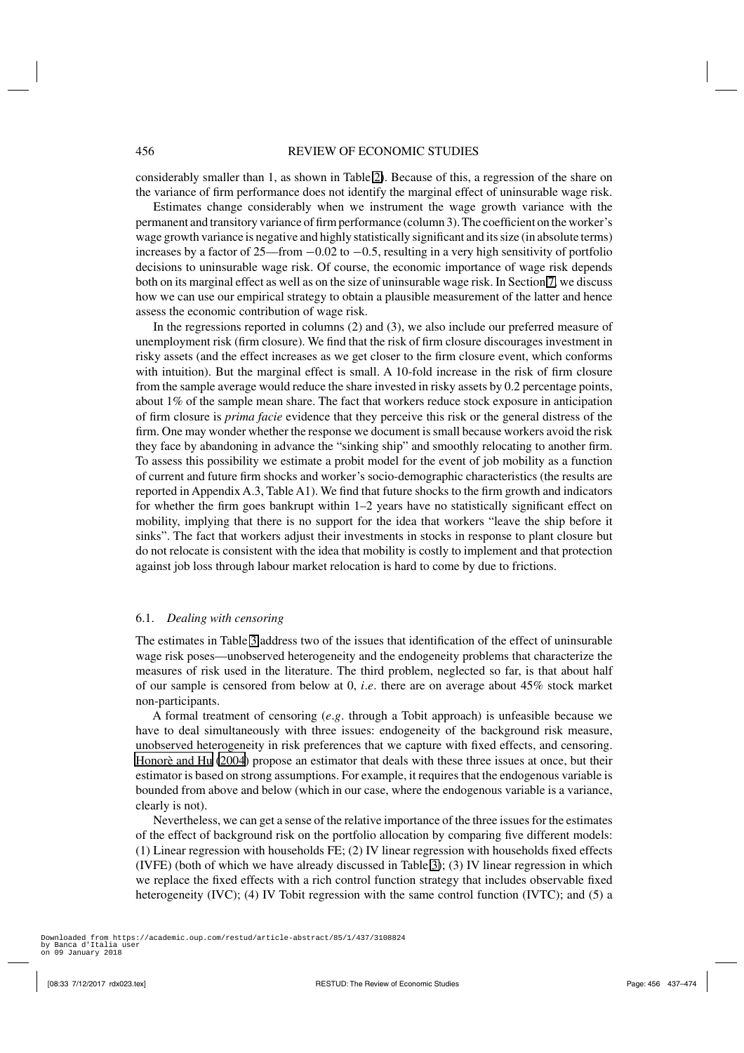considerably smaller than 1, as shown in Table 2). Because of this, a regression of the share on the variance of firm performance does not identify the marginal effect of uninsurable wage risk.

Estimates change considerably when we instrument the wage growth variance with the permanent and transitory variance of firm performance (column 3). The coefficient on the worker's wage growth variance is negative and highly statistically significant and its size (in absolute terms) increases by a factor of 25—from −0.02 to −0.5, resulting in a very high sensitivity of portfolio decisions to uninsurable wage risk. Of course, the economic importance of wage risk depends both on its marginal effect as well as on the size of uninsurable wage risk. In Section 7, we discuss how we can use our empirical strategy to obtain a plausible measurement of the latter and hence assess the economic contribution of wage risk.

In the regressions reported in columns (2) and (3), we also include our preferred measure of unemployment risk (firm closure). We find that the risk of firm closure discourages investment in risky assets (and the effect increases as we get closer to the firm closure event, which conforms with intuition). But the marginal effect is small. A 10-fold increase in the risk of firm closure from the sample average would reduce the share invested in risky assets by 0.2 percentage points, about 1% of the sample mean share. The fact that workers reduce stock exposure in anticipation of firm closure is *prima facie* evidence that they perceive this risk or the general distress of the firm. One may wonder whether the response we document is small because workers avoid the risk they face by abandoning in advance the "sinking ship" and smoothly relocating to another firm. To assess this possibility we estimate a probit model for the event of job mobility as a function of current and future firm shocks and worker's socio-demographic characteristics (the results are reported in Appendix A.3, Table A1). We find that future shocks to the firm growth and indicators for whether the firm goes bankrupt within 1–2 years have no statistically significant effect on mobility, implying that there is no support for the idea that workers "leave the ship before it sinks". The fact that workers adjust their investments in stocks in response to plant closure but do not relocate is consistent with the idea that mobility is costly to implement and that protection against job loss through labour market relocation is hard to come by due to frictions.

### 6.1. *Dealing with censoring*

The estimates in Table 3 address two of the issues that identification of the effect of uninsurable wage risk poses—unobserved heterogeneity and the endogeneity problems that characterize the measures of risk used in the literature. The third problem, neglected so far, is that about half of our sample is censored from below at 0, *i.e.* there are on average about 45% stock market non-participants.

A formal treatment of censoring (*e.g.* through a Tobit approach) is unfeasible because we have to deal simultaneously with three issues: endogeneity of the background risk measure, unobserved heterogeneity in risk preferences that we capture with fixed effects, and censoring. Honorè and Hu (2004) propose an estimator that deals with these three issues at once, but their estimator is based on strong assumptions. For example, it requires that the endogenous variable is bounded from above and below (which in our case, where the endogenous variable is a variance, clearly is not).

Nevertheless, we can get a sense of the relative importance of the three issues for the estimates of the effect of background risk on the portfolio allocation by comparing five different models: (1) Linear regression with households FE; (2) IV linear regression with households fixed effects (IVFE) (both of which we have already discussed in Table 3); (3) IV linear regression in which we replace the fixed effects with a rich control function strategy that includes observable fixed heterogeneity (IVC); (4) IV Tobit regression with the same control function (IVTC); and (5) a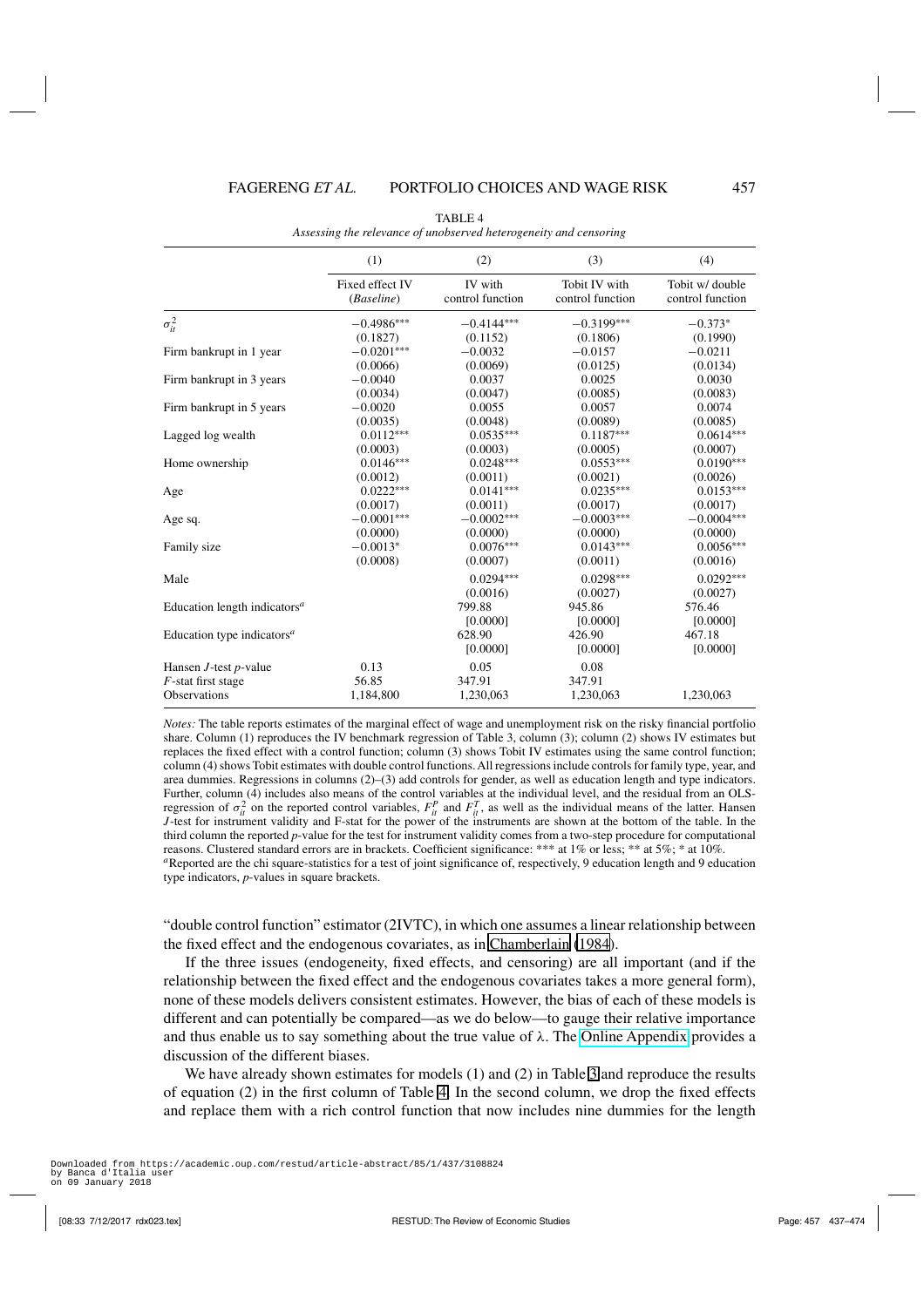TABLE 4

*Assessing the relevance of unobserved heterogeneity and censoring*

| | (1) | (2) | (3) | (4) |
|---|---|---|---|---|
| | Fixed effect IV (*Baseline*) | IV with control function | Tobit IV with control function | Tobit w/ double control function |
| $\sigma_{it}^2$ | −0.4986*** | −0.4144*** | −0.3199*** | −0.373* |
| | (0.1827) | (0.1152) | (0.1806) | (0.1990) |
| Firm bankrupt in 1 year | −0.0201*** | −0.0032 | −0.0157 | −0.0211 |
| | (0.0066) | (0.0069) | (0.0125) | (0.0134) |
| Firm bankrupt in 3 years | −0.0040 | 0.0037 | 0.0025 | 0.0030 |
| | (0.0034) | (0.0047) | (0.0085) | (0.0083) |
| Firm bankrupt in 5 years | −0.0020 | 0.0055 | 0.0057 | 0.0074 |
| | (0.0035) | (0.0048) | (0.0089) | (0.0085) |
| Lagged log wealth | 0.0112*** | 0.0535*** | 0.1187*** | 0.0614*** |
| | (0.0003) | (0.0003) | (0.0005) | (0.0007) |
| Home ownership | 0.0146*** | 0.0248*** | 0.0553*** | 0.0190*** |
| | (0.0012) | (0.0011) | (0.0021) | (0.0026) |
| Age | 0.0222*** | 0.0141*** | 0.0235*** | 0.0153*** |
| | (0.0017) | (0.0011) | (0.0017) | (0.0017) |
| Age sq. | −0.0001*** | −0.0002*** | −0.0003*** | −0.0004*** |
| | (0.0000) | (0.0000) | (0.0000) | (0.0000) |
| Family size | −0.0013* | 0.0076*** | 0.0143*** | 0.0056*** |
| | (0.0008) | (0.0007) | (0.0011) | (0.0016) |
| Male | | 0.0294*** | 0.0298*** | 0.0292*** |
| | | (0.0016) | (0.0027) | (0.0027) |
| Education length indicators[a] | | 799.88 | 945.86 | 576.46 |
| | | [0.0000] | [0.0000] | [0.0000] |
| Education type indicators[a] | | 628.90 | 426.90 | 467.18 |
| | | [0.0000] | [0.0000] | [0.0000] |
| Hansen $J$-test $p$-value | 0.13 | 0.05 | 0.08 | |
| $F$-stat first stage | 56.85 | 347.91 | 347.91 | |
| Observations | 1,184,800 | 1,230,063 | 1,230,063 | 1,230,063 |

*Notes:* The table reports estimates of the marginal effect of wage and unemployment risk on the risky financial portfolio share. Column (1) reproduces the IV benchmark regression of Table 3, column (3); column (2) shows IV estimates but replaces the fixed effect with a control function; column (3) shows Tobit IV estimates using the same control function; column (4) shows Tobit estimates with double control functions. All regressions include controls for family type, year, and area dummies. Regressions in columns (2)–(3) add controls for gender, as well as education length and type indicators. Further, column (4) includes also means of the control variables at the individual level, and the residual from an OLS-regression of $\sigma_{it}^2$ on the reported control variables, $F_{it}^P$ and $F_{it}^T$, as well as the individual means of the latter. Hansen $J$-test for instrument validity and F-stat for the power of the instruments are shown at the bottom of the table. In the third column the reported $p$-value for the test for instrument validity comes from a two-step procedure for computational reasons. Clustered standard errors are in brackets. Coefficient significance: *** at 1% or less; ** at 5%; * at 10%.
[a]Reported are the chi square-statistics for a test of joint significance of, respectively, 9 education length and 9 education type indicators, $p$-values in square brackets.

"double control function" estimator (2IVTC), in which one assumes a linear relationship between the fixed effect and the endogenous covariates, as in Chamberlain (1984).

If the three issues (endogeneity, fixed effects, and censoring) are all important (and if the relationship between the fixed effect and the endogenous covariates takes a more general form), none of these models delivers consistent estimates. However, the bias of each of these models is different and can potentially be compared—as we do below—to gauge their relative importance and thus enable us to say something about the true value of $\lambda$. The Online Appendix provides a discussion of the different biases.

We have already shown estimates for models (1) and (2) in Table 3 and reproduce the results of equation (2) in the first column of Table 4. In the second column, we drop the fixed effects and replace them with a rich control function that now includes nine dummies for the length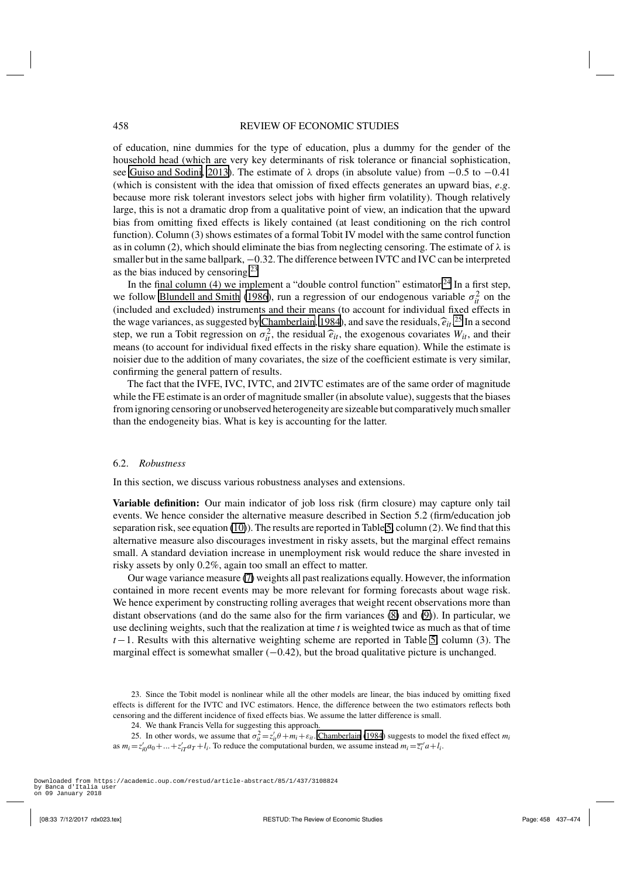of education, nine dummies for the type of education, plus a dummy for the gender of the household head (which are very key determinants of risk tolerance or financial sophistication, see Guiso and Sodini, 2013). The estimate of $\lambda$ drops (in absolute value) from $-0.5$ to $-0.41$ (which is consistent with the idea that omission of fixed effects generates an upward bias, *e.g*. because more risk tolerant investors select jobs with higher firm volatility). Though relatively large, this is not a dramatic drop from a qualitative point of view, an indication that the upward bias from omitting fixed effects is likely contained (at least conditioning on the rich control function). Column (3) shows estimates of a formal Tobit IV model with the same control function as in column (2), which should eliminate the bias from neglecting censoring. The estimate of $\lambda$ is smaller but in the same ballpark, $-0.32$. The difference between IVTC and IVC can be interpreted as the bias induced by censoring.[23]

In the final column (4) we implement a "double control function" estimator.[24] In a first step, we follow Blundell and Smith (1986), run a regression of our endogenous variable $\sigma_{it}^2$ on the (included and excluded) instruments and their means (to account for individual fixed effects in the wage variances, as suggested by Chamberlain, 1984), and save the residuals, $\widehat{e}_{it}$.[25] In a second step, we run a Tobit regression on $\sigma_{it}^2$, the residual $\widehat{e}_{it}$, the exogenous covariates $W_{it}$, and their means (to account for individual fixed effects in the risky share equation). While the estimate is noisier due to the addition of many covariates, the size of the coefficient estimate is very similar, confirming the general pattern of results.

The fact that the IVFE, IVC, IVTC, and 2IVTC estimates are of the same order of magnitude while the FE estimate is an order of magnitude smaller (in absolute value), suggests that the biases from ignoring censoring or unobserved heterogeneity are sizeable but comparatively much smaller than the endogeneity bias. What is key is accounting for the latter.

### 6.2. *Robustness*

In this section, we discuss various robustness analyses and extensions.

**Variable definition:** Our main indicator of job loss risk (firm closure) may capture only tail events. We hence consider the alternative measure described in Section 5.2 (firm/education job separation risk, see equation (10)). The results are reported in Table 5, column (2). We find that this alternative measure also discourages investment in risky assets, but the marginal effect remains small. A standard deviation increase in unemployment risk would reduce the share invested in risky assets by only 0.2%, again too small an effect to matter.

Our wage variance measure (7) weights all past realizations equally. However, the information contained in more recent events may be more relevant for forming forecasts about wage risk. We hence experiment by constructing rolling averages that weight recent observations more than distant observations (and do the same also for the firm variances (8) and (9)). In particular, we use declining weights, such that the realization at time $t$ is weighted twice as much as that of time $t-1$. Results with this alternative weighting scheme are reported in Table 5, column (3). The marginal effect is somewhat smaller ($-0.42$), but the broad qualitative picture is unchanged.

23. Since the Tobit model is nonlinear while all the other models are linear, the bias induced by omitting fixed effects is different for the IVTC and IVC estimators. Hence, the difference between the two estimators reflects both censoring and the different incidence of fixed effects bias. We assume the latter difference is small.

24. We thank Francis Vella for suggesting this approach.

25. In other words, we assume that $\sigma_{it}^2 = z_{it}'\theta + m_i + \varepsilon_{it}$. Chamberlain (1984) suggests to model the fixed effect $m_i$ as $m_i = z_{i0}'a_0 + ... + z_{iT}'a_T + l_i$. To reduce the computational burden, we assume instead $m_i = \overline{z}_i'a + l_i$.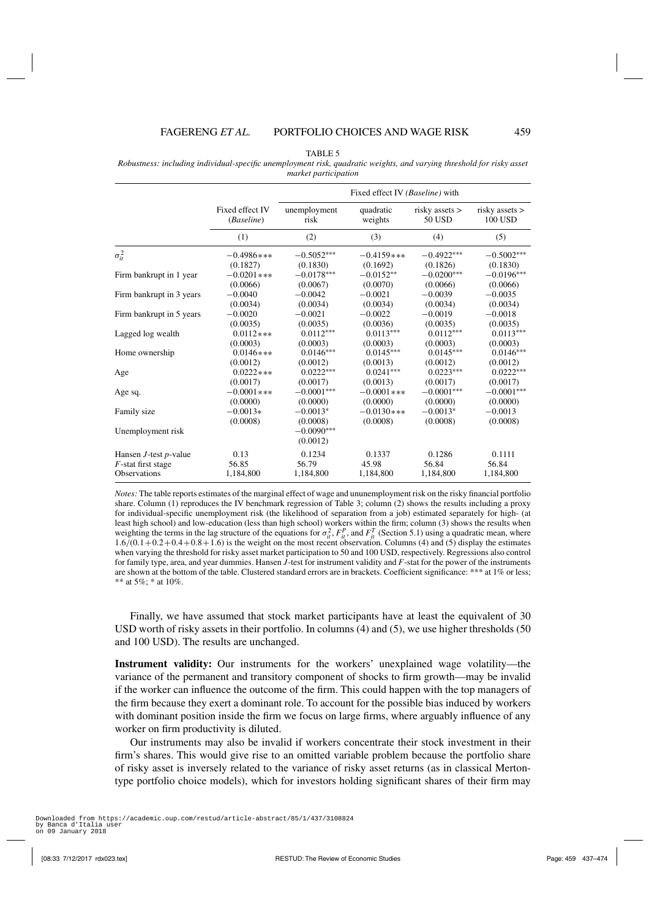TABLE 5

*Robustness: including individual-specific unemployment risk, quadratic weights, and varying threshold for risky asset market participation*

| | Fixed effect IV (*Baseline*) | Fixed effect IV *(Baseline)* with | | | |
|---|---|---|---|---|---|
| | | unemployment risk | quadratic weights | risky assets > 50 USD | risky assets > 100 USD |
| | (1) | (2) | (3) | (4) | (5) |
| $\sigma_{it}^2$ | −0.4986*** | −0.5052*** | −0.4159*** | −0.4922*** | −0.5002*** |
| | (0.1827) | (0.1830) | (0.1692) | (0.1826) | (0.1830) |
| Firm bankrupt in 1 year | −0.0201*** | −0.0178*** | −0.0152** | −0.0200*** | −0.0196*** |
| | (0.0066) | (0.0067) | (0.0070) | (0.0066) | (0.0066) |
| Firm bankrupt in 3 years | −0.0040 | −0.0042 | −0.0021 | −0.0039 | −0.0035 |
| | (0.0034) | (0.0034) | (0.0034) | (0.0034) | (0.0034) |
| Firm bankrupt in 5 years | −0.0020 | −0.0021 | −0.0022 | −0.0019 | −0.0018 |
| | (0.0035) | (0.0035) | (0.0036) | (0.0035) | (0.0035) |
| Lagged log wealth | 0.0112*** | 0.0112*** | 0.0113*** | 0.0112*** | 0.0113*** |
| | (0.0003) | (0.0003) | (0.0003) | (0.0003) | (0.0003) |
| Home ownership | 0.0146*** | 0.0146*** | 0.0145*** | 0.0145*** | 0.0146*** |
| | (0.0012) | (0.0012) | (0.0013) | (0.0012) | (0.0012) |
| Age | 0.0222*** | 0.0222*** | 0.0241*** | 0.0223*** | 0.0222*** |
| | (0.0017) | (0.0017) | (0.0013) | (0.0017) | (0.0017) |
| Age sq. | −0.0001*** | −0.0001*** | −0.0001*** | −0.0001*** | −0.0001*** |
| | (0.0000) | (0.0000) | (0.0000) | (0.0000) | (0.0000) |
| Family size | −0.0013* | −0.0013* | −0.0130*** | −0.0013* | −0.0013 |
| | (0.0008) | (0.0008) | (0.0008) | (0.0008) | (0.0008) |
| Unemployment risk | | −0.0090*** | | | |
| | | (0.0012) | | | |
| Hansen $J$-test $p$-value | 0.13 | 0.1234 | 0.1337 | 0.1286 | 0.1111 |
| $F$-stat first stage | 56.85 | 56.79 | 45.98 | 56.84 | 56.84 |
| Observations | 1,184,800 | 1,184,800 | 1,184,800 | 1,184,800 | 1,184,800 |

*Notes:* The table reports estimates of the marginal effect of wage and ununemployment risk on the risky financial portfolio share. Column (1) reproduces the IV benchmark regression of Table 3; column (2) shows the results including a proxy for individual-specific unemployment risk (the likelihood of separation from a job) estimated separately for high- (at least high school) and low-education (less than high school) workers within the firm; column (3) shows the results when weighting the terms in the lag structure of the equations for $\sigma_{it}^2$, $F_{it}^P$, and $F_{it}^T$ (Section 5.1) using a quadratic mean, where $1.6/(0.1+0.2+0.4+0.8+1.6)$ is the weight on the most recent observation. Columns (4) and (5) display the estimates when varying the threshold for risky asset market participation to 50 and 100 USD, respectively. Regressions also control for family type, area, and year dummies. Hansen $J$-test for instrument validity and $F$-stat for the power of the instruments are shown at the bottom of the table. Clustered standard errors are in brackets. Coefficient significance: *** at 1% or less; ** at 5%; * at 10%.

Finally, we have assumed that stock market participants have at least the equivalent of 30 USD worth of risky assets in their portfolio. In columns (4) and (5), we use higher thresholds (50 and 100 USD). The results are unchanged.

**Instrument validity:** Our instruments for the workers' unexplained wage volatility—the variance of the permanent and transitory component of shocks to firm growth—may be invalid if the worker can influence the outcome of the firm. This could happen with the top managers of the firm because they exert a dominant role. To account for the possible bias induced by workers with dominant position inside the firm we focus on large firms, where arguably influence of any worker on firm productivity is diluted.

Our instruments may also be invalid if workers concentrate their stock investment in their firm's shares. This would give rise to an omitted variable problem because the portfolio share of risky asset is inversely related to the variance of risky asset returns (as in classical Merton-type portfolio choice models), which for investors holding significant shares of their firm may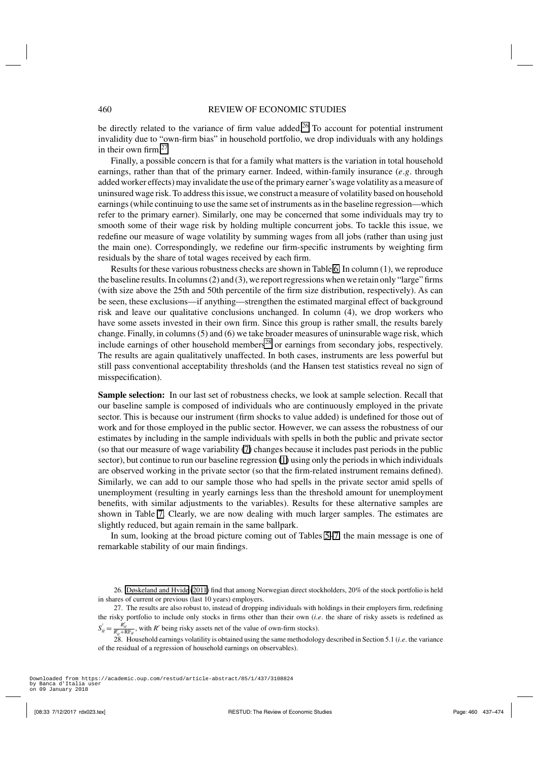be directly related to the variance of firm value added.[26] To account for potential instrument invalidity due to "own-firm bias" in household portfolio, we drop individuals with any holdings in their own firm.[27]

Finally, a possible concern is that for a family what matters is the variation in total household earnings, rather than that of the primary earner. Indeed, within-family insurance (*e.g*. through added worker effects) may invalidate the use of the primary earner's wage volatility as a measure of uninsured wage risk. To address this issue, we construct a measure of volatility based on household earnings (while continuing to use the same set of instruments as in the baseline regression—which refer to the primary earner). Similarly, one may be concerned that some individuals may try to smooth some of their wage risk by holding multiple concurrent jobs. To tackle this issue, we redefine our measure of wage volatility by summing wages from all jobs (rather than using just the main one). Correspondingly, we redefine our firm-specific instruments by weighting firm residuals by the share of total wages received by each firm.

Results for these various robustness checks are shown in Table 6. In column (1), we reproduce the baseline results. In columns (2) and (3), we report regressions when we retain only "large" firms (with size above the 25th and 50th percentile of the firm size distribution, respectively). As can be seen, these exclusions—if anything—strengthen the estimated marginal effect of background risk and leave our qualitative conclusions unchanged. In column (4), we drop workers who have some assets invested in their own firm. Since this group is rather small, the results barely change. Finally, in columns (5) and (6) we take broader measures of uninsurable wage risk, which include earnings of other household members[28] or earnings from secondary jobs, respectively. The results are again qualitatively unaffected. In both cases, instruments are less powerful but still pass conventional acceptability thresholds (and the Hansen test statistics reveal no sign of misspecification).

**Sample selection:** In our last set of robustness checks, we look at sample selection. Recall that our baseline sample is composed of individuals who are continuously employed in the private sector. This is because our instrument (firm shocks to value added) is undefined for those out of work and for those employed in the public sector. However, we can assess the robustness of our estimates by including in the sample individuals with spells in both the public and private sector (so that our measure of wage variability (7) changes because it includes past periods in the public sector), but continue to run our baseline regression (1) using only the periods in which individuals are observed working in the private sector (so that the firm-related instrument remains defined). Similarly, we can add to our sample those who had spells in the private sector amid spells of unemployment (resulting in yearly earnings less than the threshold amount for unemployment benefits, with similar adjustments to the variables). Results for these alternative samples are shown in Table 7. Clearly, we are now dealing with much larger samples. The estimates are slightly reduced, but again remain in the same ballpark.

In sum, looking at the broad picture coming out of Tables 5–7, the main message is one of remarkable stability of our main findings.

26. Døskeland and Hvide (2011) find that among Norwegian direct stockholders, 20% of the stock portfolio is held in shares of current or previous (last 10 years) employers.

27. The results are also robust to, instead of dropping individuals with holdings in their employers firm, redefining the risky portfolio to include only stocks in firms other than their own (*i.e*. the share of risky assets is redefined as $S_{it}^{'} = \frac{R_{it}^{'}}{R_{it}^{'}+\mathrm{RF}_{it}}$, with $R'$ being risky assets net of the value of own-firm stocks).

28. Household earnings volatility is obtained using the same methodology described in Section 5.1 (*i.e*. the variance of the residual of a regression of household earnings on observables).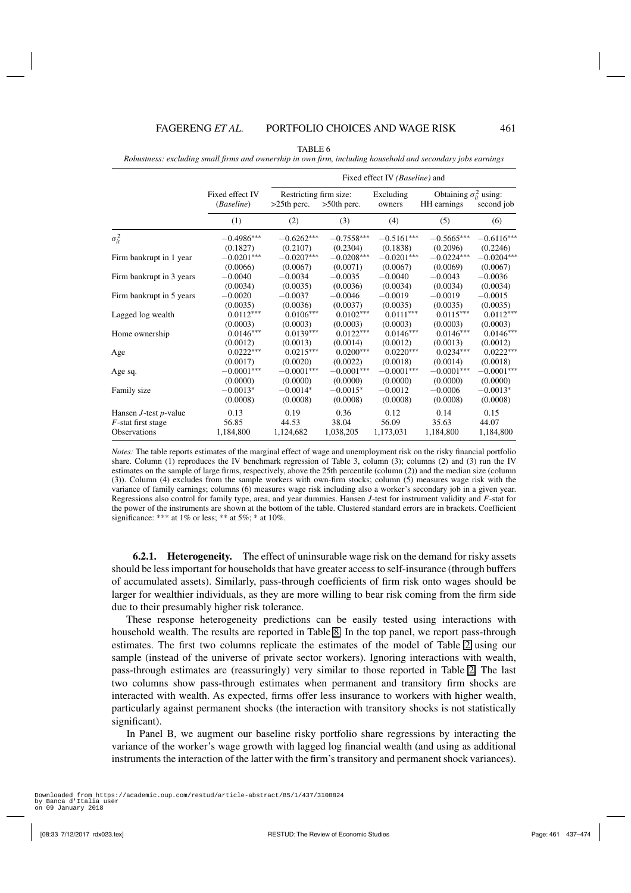TABLE 6

*Robustness: excluding small firms and ownership in own firm, including household and secondary jobs earnings*

| | Fixed effect IV (*Baseline*) | Fixed effect IV (*Baseline*) and | | | | |
|---|---|---|---|---|---|---|
| | | Restricting firm size: | | Excluding | Obtaining $\sigma^2_{it}$ using: | |
| | | >25th perc. | >50th perc. | owners | HH earnings | second job |
| | (1) | (2) | (3) | (4) | (5) | (6) |
| $\sigma^2_{it}$ | −0.4986*** | −0.6262*** | −0.7558*** | −0.5161*** | −0.5665*** | −0.6116*** |
| | (0.1827) | (0.2107) | (0.2304) | (0.1838) | (0.2096) | (0.2246) |
| Firm bankrupt in 1 year | −0.0201*** | −0.0207*** | −0.0208*** | −0.0201*** | −0.0224*** | −0.0204*** |
| | (0.0066) | (0.0067) | (0.0071) | (0.0067) | (0.0069) | (0.0067) |
| Firm bankrupt in 3 years | −0.0040 | −0.0034 | −0.0035 | −0.0040 | −0.0043 | −0.0036 |
| | (0.0034) | (0.0035) | (0.0036) | (0.0034) | (0.0034) | (0.0034) |
| Firm bankrupt in 5 years | −0.0020 | −0.0037 | −0.0046 | −0.0019 | −0.0019 | −0.0015 |
| | (0.0035) | (0.0036) | (0.0037) | (0.0035) | (0.0035) | (0.0035) |
| Lagged log wealth | 0.0112*** | 0.0106*** | 0.0102*** | 0.0111*** | 0.0115*** | 0.0112*** |
| | (0.0003) | (0.0003) | (0.0003) | (0.0003) | (0.0003) | (0.0003) |
| Home ownership | 0.0146*** | 0.0139*** | 0.0122*** | 0.0146*** | 0.0146*** | 0.0146*** |
| | (0.0012) | (0.0013) | (0.0014) | (0.0012) | (0.0013) | (0.0012) |
| Age | 0.0222*** | 0.0215*** | 0.0200*** | 0.0220*** | 0.0234*** | 0.0222*** |
| | (0.0017) | (0.0020) | (0.0022) | (0.0018) | (0.0014) | (0.0018) |
| Age sq. | −0.0001*** | −0.0001*** | −0.0001*** | −0.0001*** | −0.0001*** | −0.0001*** |
| | (0.0000) | (0.0000) | (0.0000) | (0.0000) | (0.0000) | (0.0000) |
| Family size | −0.0013* | −0.0014* | −0.0015* | −0.0012 | −0.0006 | −0.0013* |
| | (0.0008) | (0.0008) | (0.0008) | (0.0008) | (0.0008) | (0.0008) |
| Hansen $J$-test $p$-value | 0.13 | 0.19 | 0.36 | 0.12 | 0.14 | 0.15 |
| $F$-stat first stage | 56.85 | 44.53 | 38.04 | 56.09 | 35.63 | 44.07 |
| Observations | 1,184,800 | 1,124,682 | 1,038,205 | 1,173,031 | 1,184,800 | 1,184,800 |

*Notes:* The table reports estimates of the marginal effect of wage and unemployment risk on the risky financial portfolio share. Column (1) reproduces the IV benchmark regression of Table 3, column (3); columns (2) and (3) run the IV estimates on the sample of large firms, respectively, above the 25th percentile (column (2)) and the median size (column (3)). Column (4) excludes from the sample workers with own-firm stocks; column (5) measures wage risk with the variance of family earnings; columns (6) measures wage risk including also a worker's secondary job in a given year. Regressions also control for family type, area, and year dummies. Hansen $J$-test for instrument validity and $F$-stat for the power of the instruments are shown at the bottom of the table. Clustered standard errors are in brackets. Coefficient significance: *** at 1% or less; ** at 5%; * at 10%.

**6.2.1. Heterogeneity.** The effect of uninsurable wage risk on the demand for risky assets should be less important for households that have greater access to self-insurance (through buffers of accumulated assets). Similarly, pass-through coefficients of firm risk onto wages should be larger for wealthier individuals, as they are more willing to bear risk coming from the firm side due to their presumably higher risk tolerance.

These response heterogeneity predictions can be easily tested using interactions with household wealth. The results are reported in Table 8. In the top panel, we report pass-through estimates. The first two columns replicate the estimates of the model of Table 2 using our sample (instead of the universe of private sector workers). Ignoring interactions with wealth, pass-through estimates are (reassuringly) very similar to those reported in Table 2. The last two columns show pass-through estimates when permanent and transitory firm shocks are interacted with wealth. As expected, firms offer less insurance to workers with higher wealth, particularly against permanent shocks (the interaction with transitory shocks is not statistically significant).

In Panel B, we augment our baseline risky portfolio share regressions by interacting the variance of the worker's wage growth with lagged log financial wealth (and using as additional instruments the interaction of the latter with the firm's transitory and permanent shock variances).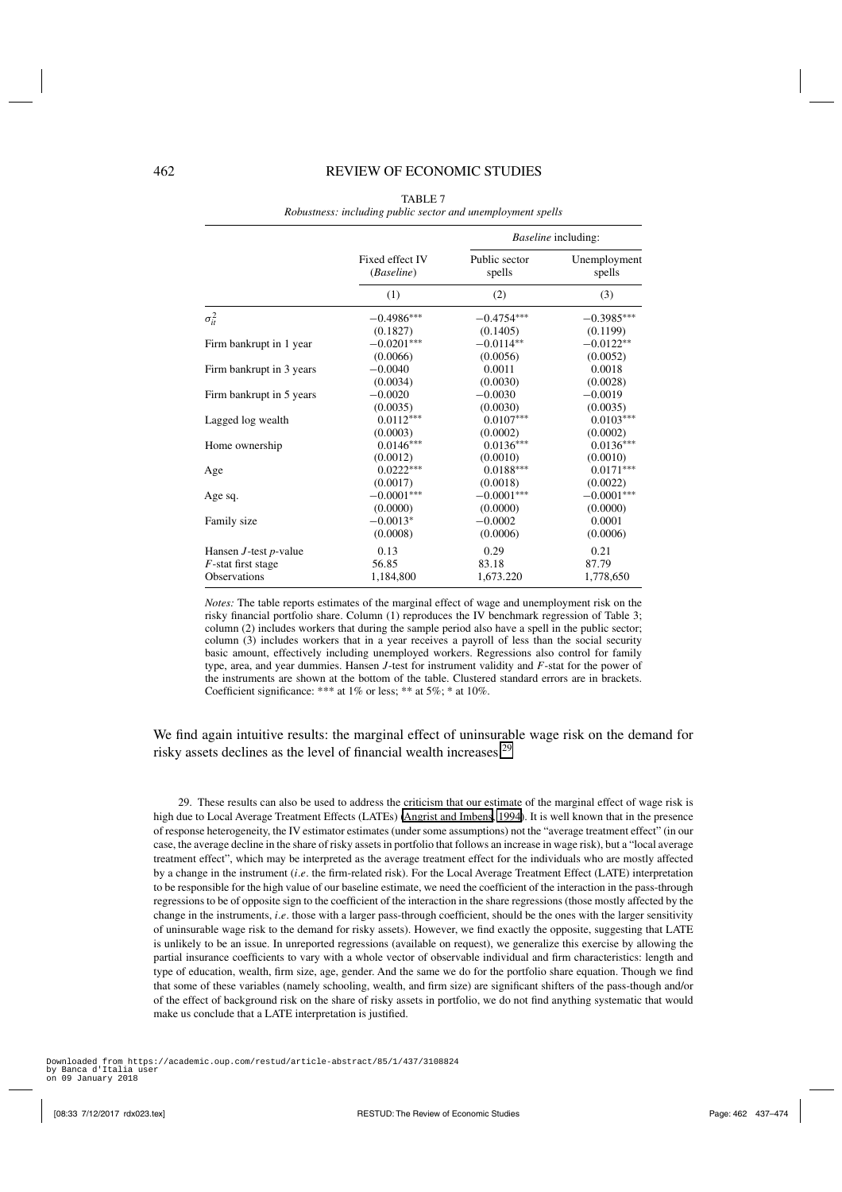TABLE 7

*Robustness: including public sector and unemployment spells*

| | Fixed effect IV (*Baseline*) | *Baseline* including: Public sector spells | Unemployment spells |
|---|---|---|---|
| | (1) | (2) | (3) |
| $\sigma_{it}^2$ | −0.4986*** | −0.4754*** | −0.3985*** |
| | (0.1827) | (0.1405) | (0.1199) |
| Firm bankrupt in 1 year | −0.0201*** | −0.0114** | −0.0122** |
| | (0.0066) | (0.0056) | (0.0052) |
| Firm bankrupt in 3 years | −0.0040 | 0.0011 | 0.0018 |
| | (0.0034) | (0.0030) | (0.0028) |
| Firm bankrupt in 5 years | −0.0020 | −0.0030 | −0.0019 |
| | (0.0035) | (0.0030) | (0.0035) |
| Lagged log wealth | 0.0112*** | 0.0107*** | 0.0103*** |
| | (0.0003) | (0.0002) | (0.0002) |
| Home ownership | 0.0146*** | 0.0136*** | 0.0136*** |
| | (0.0012) | (0.0010) | (0.0010) |
| Age | 0.0222*** | 0.0188*** | 0.0171*** |
| | (0.0017) | (0.0018) | (0.0022) |
| Age sq. | −0.0001*** | −0.0001*** | −0.0001*** |
| | (0.0000) | (0.0000) | (0.0000) |
| Family size | −0.0013* | −0.0002 | 0.0001 |
| | (0.0008) | (0.0006) | (0.0006) |
| Hansen $J$-test $p$-value | 0.13 | 0.29 | 0.21 |
| $F$-stat first stage | 56.85 | 83.18 | 87.79 |
| Observations | 1,184,800 | 1,673.220 | 1,778,650 |

*Notes:* The table reports estimates of the marginal effect of wage and unemployment risk on the risky financial portfolio share. Column (1) reproduces the IV benchmark regression of Table 3; column (2) includes workers that during the sample period also have a spell in the public sector; column (3) includes workers that in a year receives a payroll of less than the social security basic amount, effectively including unemployed workers. Regressions also control for family type, area, and year dummies. Hansen $J$-test for instrument validity and $F$-stat for the power of the instruments are shown at the bottom of the table. Clustered standard errors are in brackets. Coefficient significance: *** at 1% or less; ** at 5%; * at 10%.

We find again intuitive results: the marginal effect of uninsurable wage risk on the demand for risky assets declines as the level of financial wealth increases.[29]

29. These results can also be used to address the criticism that our estimate of the marginal effect of wage risk is high due to Local Average Treatment Effects (LATEs) (Angrist and Imbens, 1994). It is well known that in the presence of response heterogeneity, the IV estimator estimates (under some assumptions) not the "average treatment effect" (in our case, the average decline in the share of risky assets in portfolio that follows an increase in wage risk), but a "local average treatment effect", which may be interpreted as the average treatment effect for the individuals who are mostly affected by a change in the instrument (*i.e*. the firm-related risk). For the Local Average Treatment Effect (LATE) interpretation to be responsible for the high value of our baseline estimate, we need the coefficient of the interaction in the pass-through regressions to be of opposite sign to the coefficient of the interaction in the share regressions (those mostly affected by the change in the instruments, *i.e*. those with a larger pass-through coefficient, should be the ones with the larger sensitivity of uninsurable wage risk to the demand for risky assets). However, we find exactly the opposite, suggesting that LATE is unlikely to be an issue. In unreported regressions (available on request), we generalize this exercise by allowing the partial insurance coefficients to vary with a whole vector of observable individual and firm characteristics: length and type of education, wealth, firm size, age, gender. And the same we do for the portfolio share equation. Though we find that some of these variables (namely schooling, wealth, and firm size) are significant shifters of the pass-though and/or of the effect of background risk on the share of risky assets in portfolio, we do not find anything systematic that would make us conclude that a LATE interpretation is justified.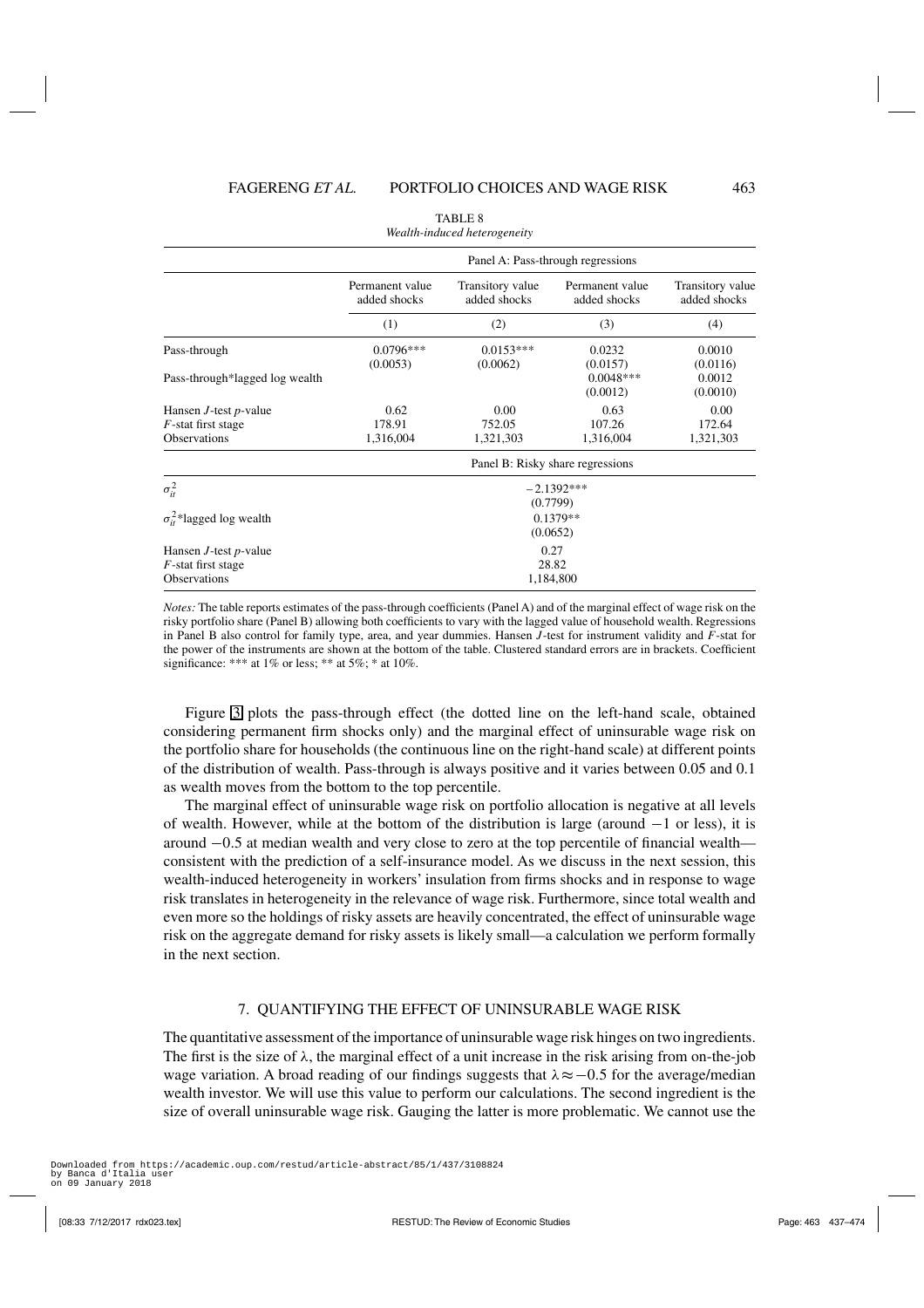TABLE 8
*Wealth-induced heterogeneity*

| | Panel A: Pass-through regressions | | | |
|---|---|---|---|---|
| | Permanent value added shocks | Transitory value added shocks | Permanent value added shocks | Transitory value added shocks |
| | (1) | (2) | (3) | (4) |
| Pass-through | 0.0796*** | 0.0153*** | 0.0232 | 0.0010 |
| | (0.0053) | (0.0062) | (0.0157) | (0.0116) |
| Pass-through*lagged log wealth | | | 0.0048*** | 0.0012 |
| | | | (0.0012) | (0.0010) |
| Hansen $J$-test $p$-value | 0.62 | 0.00 | 0.63 | 0.00 |
| $F$-stat first stage | 178.91 | 752.05 | 107.26 | 172.64 |
| Observations | 1,316,004 | 1,321,303 | 1,316,004 | 1,321,303 |
| | Panel B: Risky share regressions | | | |
| $\sigma_{it}^2$ | −2.1392*** | | | |
| | (0.7799) | | | |
| $\sigma_{it}^2$*lagged log wealth | 0.1379** | | | |
| | (0.0652) | | | |
| Hansen $J$-test $p$-value | 0.27 | | | |
| $F$-stat first stage | 28.82 | | | |
| Observations | 1,184,800 | | | |

*Notes:* The table reports estimates of the pass-through coefficients (Panel A) and of the marginal effect of wage risk on the risky portfolio share (Panel B) allowing both coefficients to vary with the lagged value of household wealth. Regressions in Panel B also control for family type, area, and year dummies. Hansen $J$-test for instrument validity and $F$-stat for the power of the instruments are shown at the bottom of the table. Clustered standard errors are in brackets. Coefficient significance: *** at 1% or less; ** at 5%; * at 10%.

Figure 3 plots the pass-through effect (the dotted line on the left-hand scale, obtained considering permanent firm shocks only) and the marginal effect of uninsurable wage risk on the portfolio share for households (the continuous line on the right-hand scale) at different points of the distribution of wealth. Pass-through is always positive and it varies between 0.05 and 0.1 as wealth moves from the bottom to the top percentile.

The marginal effect of uninsurable wage risk on portfolio allocation is negative at all levels of wealth. However, while at the bottom of the distribution is large (around −1 or less), it is around −0.5 at median wealth and very close to zero at the top percentile of financial wealth—consistent with the prediction of a self-insurance model. As we discuss in the next session, this wealth-induced heterogeneity in workers' insulation from firms shocks and in response to wage risk translates in heterogeneity in the relevance of wage risk. Furthermore, since total wealth and even more so the holdings of risky assets are heavily concentrated, the effect of uninsurable wage risk on the aggregate demand for risky assets is likely small—a calculation we perform formally in the next section.

## 7. QUANTIFYING THE EFFECT OF UNINSURABLE WAGE RISK

The quantitative assessment of the importance of uninsurable wage risk hinges on two ingredients. The first is the size of $\lambda$, the marginal effect of a unit increase in the risk arising from on-the-job wage variation. A broad reading of our findings suggests that $\lambda \approx -0.5$ for the average/median wealth investor. We will use this value to perform our calculations. The second ingredient is the size of overall uninsurable wage risk. Gauging the latter is more problematic. We cannot use the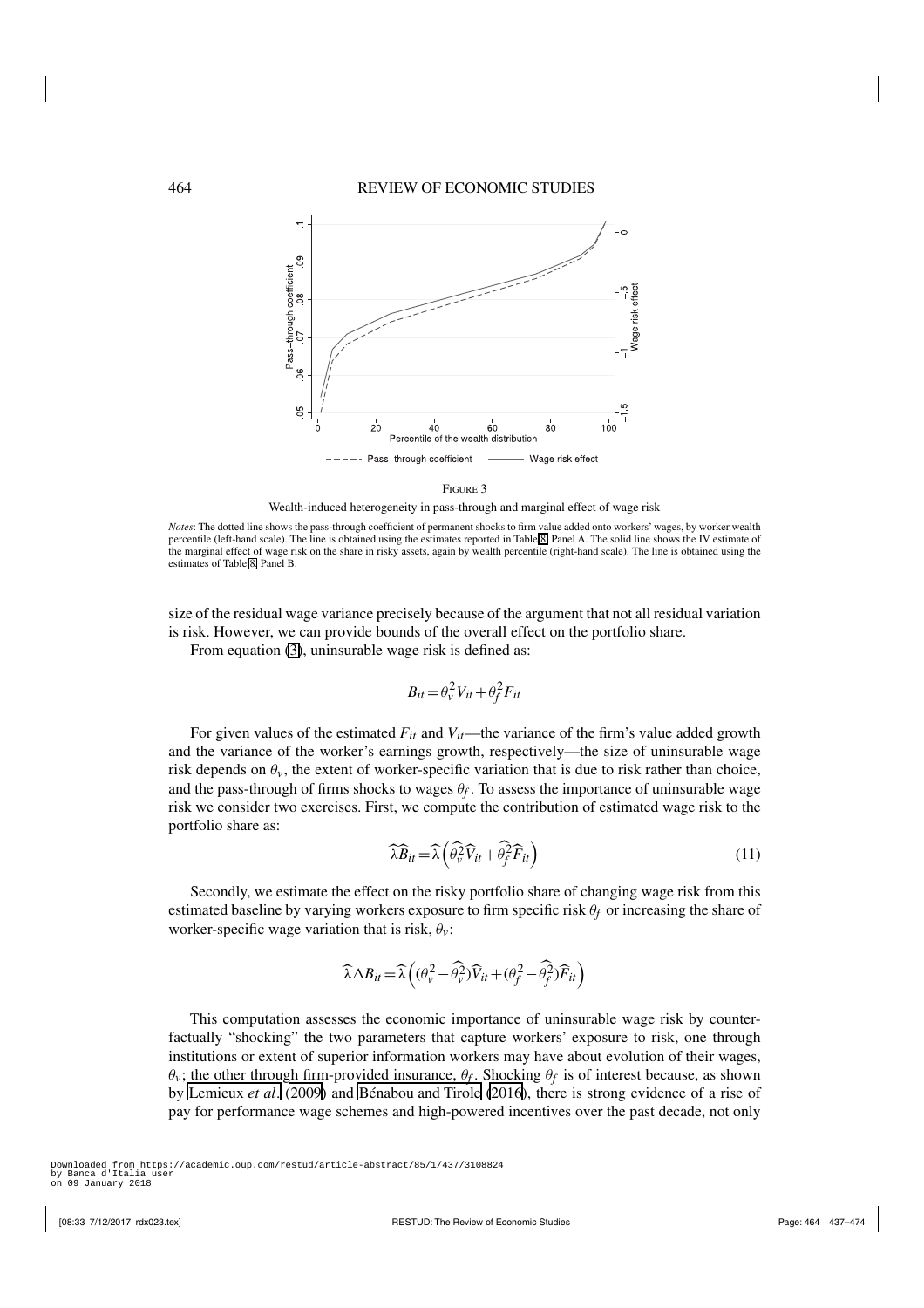FIGURE 3

Wealth-induced heterogeneity in pass-through and marginal effect of wage risk

*Notes*: The dotted line shows the pass-through coefficient of permanent shocks to firm value added onto workers' wages, by worker wealth percentile (left-hand scale). The line is obtained using the estimates reported in Table 8, Panel A. The solid line shows the IV estimate of the marginal effect of wage risk on the share in risky assets, again by wealth percentile (right-hand scale). The line is obtained using the estimates of Table 8, Panel B.

size of the residual wage variance precisely because of the argument that not all residual variation is risk. However, we can provide bounds of the overall effect on the portfolio share.

From equation (3), uninsurable wage risk is defined as:

$$B_{it} = \theta_v^2 V_{it} + \theta_f^2 F_{it}$$

For given values of the estimated $F_{it}$ and $V_{it}$—the variance of the firm's value added growth and the variance of the worker's earnings growth, respectively—the size of uninsurable wage risk depends on $\theta_v$, the extent of worker-specific variation that is due to risk rather than choice, and the pass-through of firms shocks to wages $\theta_f$. To assess the importance of uninsurable wage risk we consider two exercises. First, we compute the contribution of estimated wage risk to the portfolio share as:

$$\widehat{\lambda B}_{it} = \widehat{\lambda}\left(\widehat{\theta_v^2}\widehat{V}_{it} + \widehat{\theta_f^2}\widehat{F}_{it}\right) \tag{11}$$

Secondly, we estimate the effect on the risky portfolio share of changing wage risk from this estimated baseline by varying workers exposure to firm specific risk $\theta_f$ or increasing the share of worker-specific wage variation that is risk, $\theta_v$:

$$\widehat{\lambda}\Delta B_{it} = \widehat{\lambda}\left((\theta_v^2 - \widehat{\theta_v^2})\widehat{V}_{it} + (\theta_f^2 - \widehat{\theta_f^2})\widehat{F}_{it}\right)$$

This computation assesses the economic importance of uninsurable wage risk by counterfactually "shocking" the two parameters that capture workers' exposure to risk, one through institutions or extent of superior information workers may have about evolution of their wages, $\theta_v$; the other through firm-provided insurance, $\theta_f$. Shocking $\theta_f$ is of interest because, as shown by Lemieux *et al.* (2009) and Bénabou and Tirole (2016), there is strong evidence of a rise of pay for performance wage schemes and high-powered incentives over the past decade, not only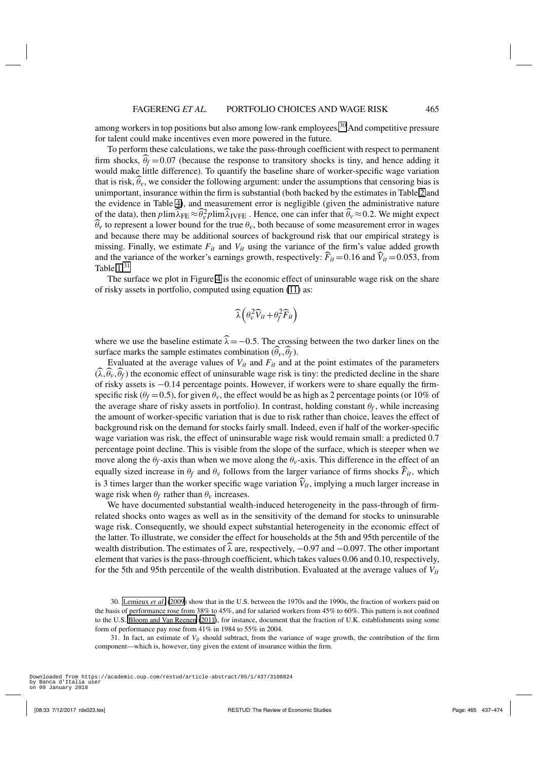among workers in top positions but also among low-rank employees.[30] And competitive pressure for talent could make incentives even more powered in the future.

To perform these calculations, we take the pass-through coefficient with respect to permanent firm shocks, $\widehat{\theta}_f = 0.07$ (because the response to transitory shocks is tiny, and hence adding it would make little difference). To quantify the baseline share of worker-specific wage variation that is risk, $\widehat{\theta}_v$, we consider the following argument: under the assumptions that censoring bias is unimportant, insurance within the firm is substantial (both backed by the estimates in Table 2 and the evidence in Table 4), and measurement error is negligible (given the administrative nature of the data), then $p\lim\widehat{\lambda}_{\text{FE}} \approx \widehat{\theta}_v^2 p\lim\widehat{\lambda}_{\text{IVFE}}$ . Hence, one can infer that $\widehat{\theta}_v \approx 0.2$. We might expect $\widehat{\theta}_v$ to represent a lower bound for the true $\theta_v$, both because of some measurement error in wages and because there may be additional sources of background risk that our empirical strategy is missing. Finally, we estimate $F_{it}$ and $V_{it}$ using the variance of the firm's value added growth and the variance of the worker's earnings growth, respectively: $\widehat{F}_{it} = 0.16$ and $\widehat{V}_{it} = 0.053$, from Table 1.[31]

The surface we plot in Figure 4 is the economic effect of uninsurable wage risk on the share of risky assets in portfolio, computed using equation (11) as:

$$\widehat{\lambda}\left(\theta_v^2 \widehat{V}_{it} + \theta_f^2 \widehat{F}_{it}\right)$$

where we use the baseline estimate $\widehat{\lambda} = -0.5$. The crossing between the two darker lines on the surface marks the sample estimates combination $(\widehat{\theta}_v, \widehat{\theta}_f)$.

Evaluated at the average values of $V_{it}$ and $F_{it}$ and at the point estimates of the parameters $(\widehat{\lambda}, \widehat{\theta}_v, \widehat{\theta}_f)$ the economic effect of uninsurable wage risk is tiny: the predicted decline in the share of risky assets is $-0.14$ percentage points. However, if workers were to share equally the firm-specific risk ($\theta_f = 0.5$), for given $\theta_v$, the effect would be as high as 2 percentage points (or 10% of the average share of risky assets in portfolio). In contrast, holding constant $\theta_f$, while increasing the amount of worker-specific variation that is due to risk rather than choice, leaves the effect of background risk on the demand for stocks fairly small. Indeed, even if half of the worker-specific wage variation was risk, the effect of uninsurable wage risk would remain small: a predicted 0.7 percentage point decline. This is visible from the slope of the surface, which is steeper when we move along the $\theta_f$-axis than when we move along the $\theta_v$-axis. This difference in the effect of an equally sized increase in $\theta_f$ and $\theta_v$ follows from the larger variance of firms shocks $\widehat{F}_{it}$, which is 3 times larger than the worker specific wage variation $\widehat{V}_{it}$, implying a much larger increase in wage risk when $\theta_f$ rather than $\theta_v$ increases.

We have documented substantial wealth-induced heterogeneity in the pass-through of firm-related shocks onto wages as well as in the sensitivity of the demand for stocks to uninsurable wage risk. Consequently, we should expect substantial heterogeneity in the economic effect of the latter. To illustrate, we consider the effect for households at the 5th and 95th percentile of the wealth distribution. The estimates of $\widehat{\lambda}$ are, respectively, $-0.97$ and $-0.097$. The other important element that varies is the pass-through coefficient, which takes values 0.06 and 0.10, respectively, for the 5th and 95th percentile of the wealth distribution. Evaluated at the average values of $V_{it}$

30. Lemieux *et al.* (2009) show that in the U.S. between the 1970s and the 1990s, the fraction of workers paid on the basis of performance rose from 38% to 45%, and for salaried workers from 45% to 60%. This pattern is not confined to the U.S. Bloom and Van Reenen (2011), for instance, document that the fraction of U.K. establishments using some form of performance pay rose from 41% in 1984 to 55% in 2004.

31. In fact, an estimate of $V_{it}$ should subtract, from the variance of wage growth, the contribution of the firm component—which is, however, tiny given the extent of insurance within the firm.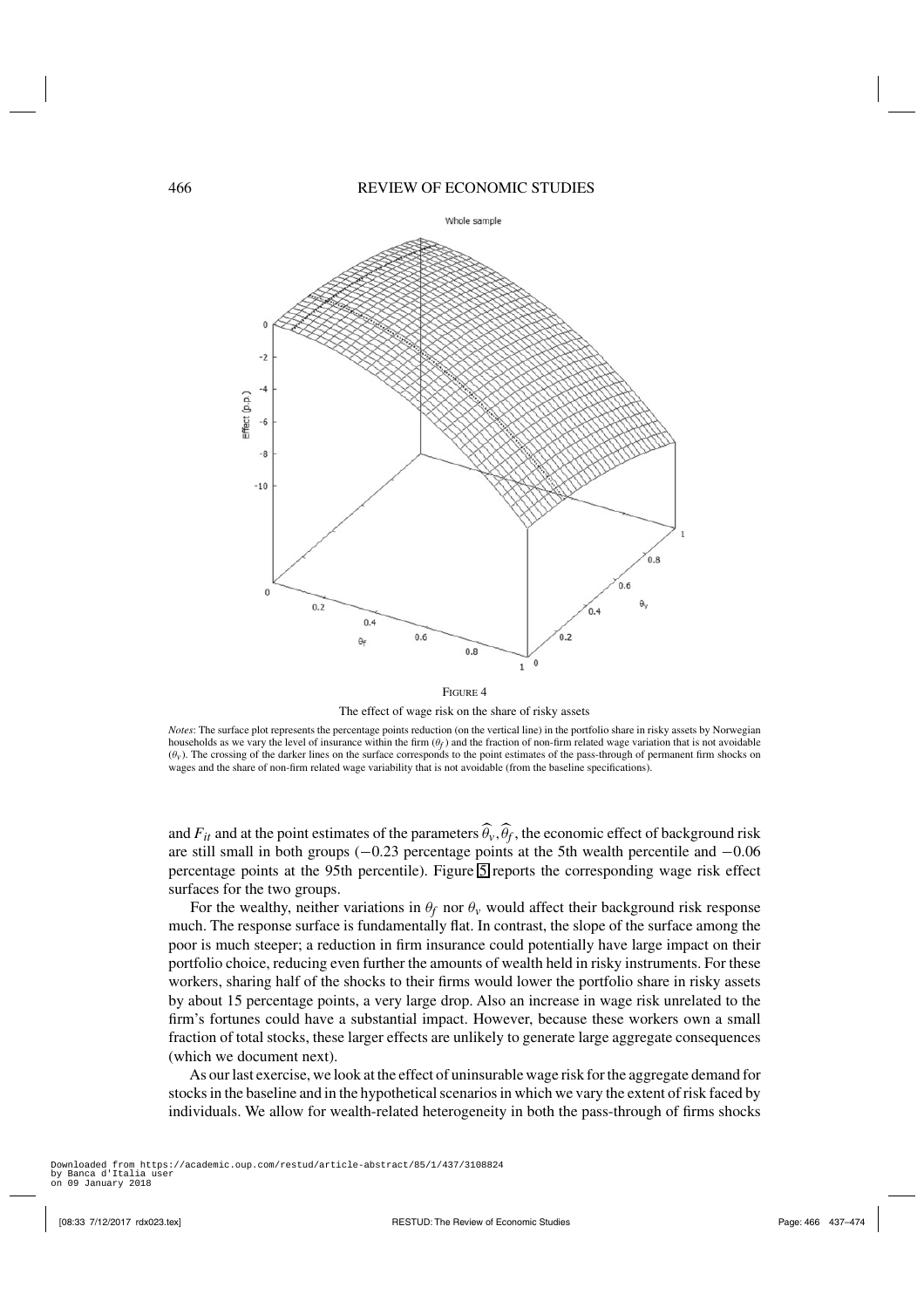FIGURE 4

The effect of wage risk on the share of risky assets

*Notes*: The surface plot represents the percentage points reduction (on the vertical line) in the portfolio share in risky assets by Norwegian households as we vary the level of insurance within the firm ($\theta_f$) and the fraction of non-firm related wage variation that is not avoidable ($\theta_v$). The crossing of the darker lines on the surface corresponds to the point estimates of the pass-through of permanent firm shocks on wages and the share of non-firm related wage variability that is not avoidable (from the baseline specifications).

and $F_{it}$ and at the point estimates of the parameters $\widehat{\theta}_v, \widehat{\theta}_f$, the economic effect of background risk are still small in both groups ($-0.23$ percentage points at the 5th wealth percentile and $-0.06$ percentage points at the 95th percentile). Figure 5 reports the corresponding wage risk effect surfaces for the two groups.

For the wealthy, neither variations in $\theta_f$ nor $\theta_v$ would affect their background risk response much. The response surface is fundamentally flat. In contrast, the slope of the surface among the poor is much steeper; a reduction in firm insurance could potentially have large impact on their portfolio choice, reducing even further the amounts of wealth held in risky instruments. For these workers, sharing half of the shocks to their firms would lower the portfolio share in risky assets by about 15 percentage points, a very large drop. Also an increase in wage risk unrelated to the firm's fortunes could have a substantial impact. However, because these workers own a small fraction of total stocks, these larger effects are unlikely to generate large aggregate consequences (which we document next).

As our last exercise, we look at the effect of uninsurable wage risk for the aggregate demand for stocks in the baseline and in the hypothetical scenarios in which we vary the extent of risk faced by individuals. We allow for wealth-related heterogeneity in both the pass-through of firms shocks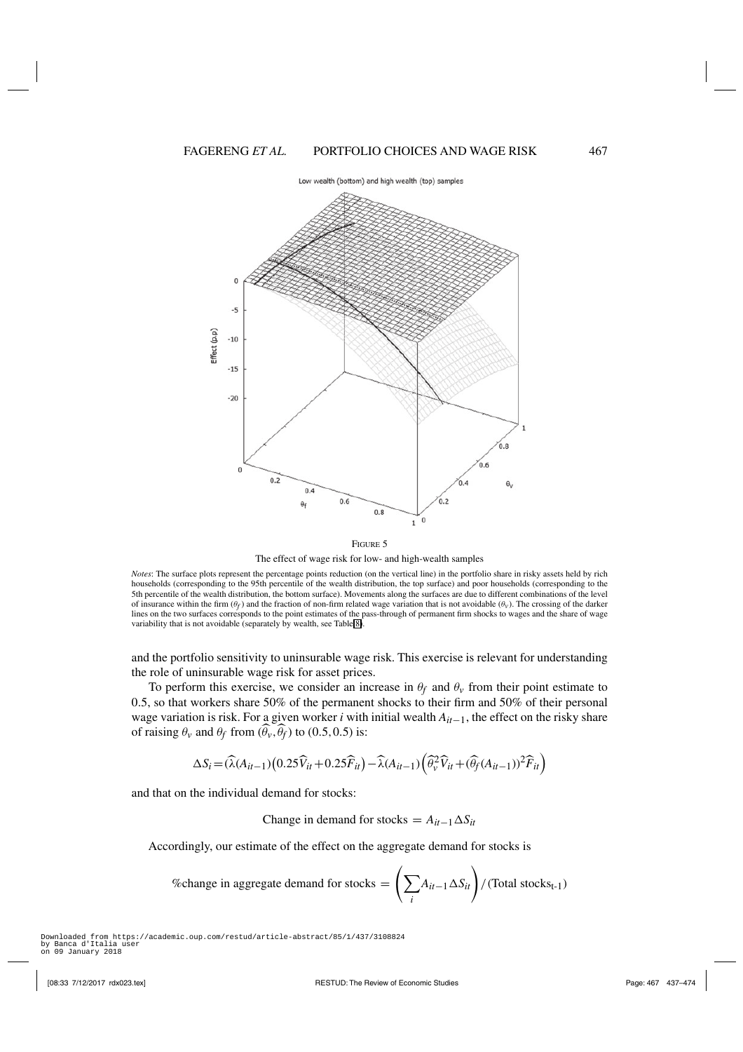FIGURE 5

The effect of wage risk for low- and high-wealth samples

*Notes*: The surface plots represent the percentage points reduction (on the vertical line) in the portfolio share in risky assets held by rich households (corresponding to the 95th percentile of the wealth distribution, the top surface) and poor households (corresponding to the 5th percentile of the wealth distribution, the bottom surface). Movements along the surfaces are due to different combinations of the level of insurance within the firm ($\theta_f$) and the fraction of non-firm related wage variation that is not avoidable ($\theta_v$). The crossing of the darker lines on the two surfaces corresponds to the point estimates of the pass-through of permanent firm shocks to wages and the share of wage variability that is not avoidable (separately by wealth, see Table 8).

and the portfolio sensitivity to uninsurable wage risk. This exercise is relevant for understanding the role of uninsurable wage risk for asset prices.

To perform this exercise, we consider an increase in $\theta_f$ and $\theta_v$ from their point estimate to 0.5, so that workers share 50% of the permanent shocks to their firm and 50% of their personal wage variation is risk. For a given worker $i$ with initial wealth $A_{it-1}$, the effect on the risky share of raising $\theta_v$ and $\theta_f$ from $(\widehat{\theta}_v, \widehat{\theta}_f)$ to $(0.5, 0.5)$ is:

$$\Delta S_i = (\widehat{\lambda}(A_{it-1})\left(0.25\widehat{V}_{it} + 0.25\widehat{F}_{it}\right) - \widehat{\lambda}(A_{it-1})\left(\widehat{\theta}_v^2\widehat{V}_{it} + (\widehat{\theta}_f(A_{it-1}))^2\widehat{F}_{it}\right)$$

and that on the individual demand for stocks:

$$\text{Change in demand for stocks} = A_{it-1}\Delta S_{it}$$

Accordingly, our estimate of the effect on the aggregate demand for stocks is

$$\%\text{change in aggregate demand for stocks} = \left(\sum_i A_{it-1}\Delta S_{it}\right) / (\text{Total stocks}_{\text{t-1}})$$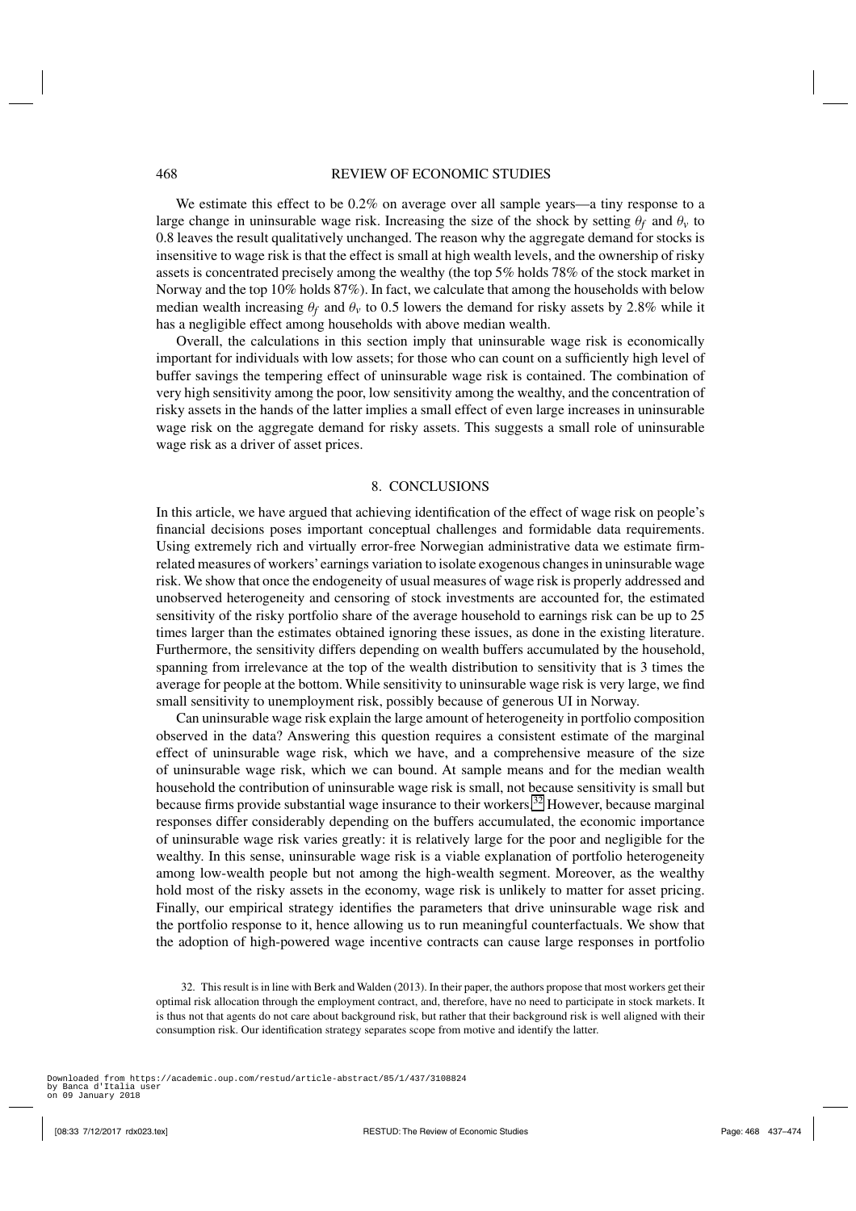We estimate this effect to be 0.2% on average over all sample years—a tiny response to a large change in uninsurable wage risk. Increasing the size of the shock by setting $\theta_f$ and $\theta_v$ to 0.8 leaves the result qualitatively unchanged. The reason why the aggregate demand for stocks is insensitive to wage risk is that the effect is small at high wealth levels, and the ownership of risky assets is concentrated precisely among the wealthy (the top 5% holds 78% of the stock market in Norway and the top 10% holds 87%). In fact, we calculate that among the households with below median wealth increasing $\theta_f$ and $\theta_v$ to 0.5 lowers the demand for risky assets by 2.8% while it has a negligible effect among households with above median wealth.

Overall, the calculations in this section imply that uninsurable wage risk is economically important for individuals with low assets; for those who can count on a sufficiently high level of buffer savings the tempering effect of uninsurable wage risk is contained. The combination of very high sensitivity among the poor, low sensitivity among the wealthy, and the concentration of risky assets in the hands of the latter implies a small effect of even large increases in uninsurable wage risk on the aggregate demand for risky assets. This suggests a small role of uninsurable wage risk as a driver of asset prices.

## 8. CONCLUSIONS

In this article, we have argued that achieving identification of the effect of wage risk on people's financial decisions poses important conceptual challenges and formidable data requirements. Using extremely rich and virtually error-free Norwegian administrative data we estimate firm-related measures of workers' earnings variation to isolate exogenous changes in uninsurable wage risk. We show that once the endogeneity of usual measures of wage risk is properly addressed and unobserved heterogeneity and censoring of stock investments are accounted for, the estimated sensitivity of the risky portfolio share of the average household to earnings risk can be up to 25 times larger than the estimates obtained ignoring these issues, as done in the existing literature. Furthermore, the sensitivity differs depending on wealth buffers accumulated by the household, spanning from irrelevance at the top of the wealth distribution to sensitivity that is 3 times the average for people at the bottom. While sensitivity to uninsurable wage risk is very large, we find small sensitivity to unemployment risk, possibly because of generous UI in Norway.

Can uninsurable wage risk explain the large amount of heterogeneity in portfolio composition observed in the data? Answering this question requires a consistent estimate of the marginal effect of uninsurable wage risk, which we have, and a comprehensive measure of the size of uninsurable wage risk, which we can bound. At sample means and for the median wealth household the contribution of uninsurable wage risk is small, not because sensitivity is small but because firms provide substantial wage insurance to their workers.[32] However, because marginal responses differ considerably depending on the buffers accumulated, the economic importance of uninsurable wage risk varies greatly: it is relatively large for the poor and negligible for the wealthy. In this sense, uninsurable wage risk is a viable explanation of portfolio heterogeneity among low-wealth people but not among the high-wealth segment. Moreover, as the wealthy hold most of the risky assets in the economy, wage risk is unlikely to matter for asset pricing. Finally, our empirical strategy identifies the parameters that drive uninsurable wage risk and the portfolio response to it, hence allowing us to run meaningful counterfactuals. We show that the adoption of high-powered wage incentive contracts can cause large responses in portfolio

32. This result is in line with Berk and Walden (2013). In their paper, the authors propose that most workers get their optimal risk allocation through the employment contract, and, therefore, have no need to participate in stock markets. It is thus not that agents do not care about background risk, but rather that their background risk is well aligned with their consumption risk. Our identification strategy separates scope from motive and identify the latter.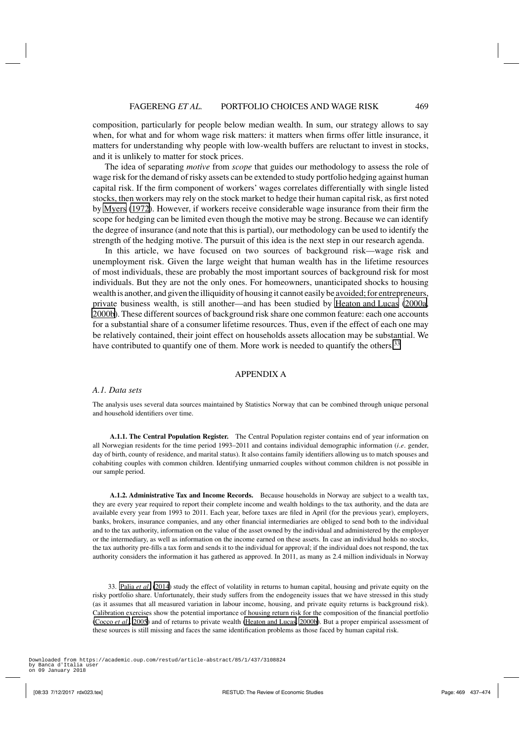composition, particularly for people below median wealth. In sum, our strategy allows to say when, for what and for whom wage risk matters: it matters when firms offer little insurance, it matters for understanding why people with low-wealth buffers are reluctant to invest in stocks, and it is unlikely to matter for stock prices.

The idea of separating *motive* from *scope* that guides our methodology to assess the role of wage risk for the demand of risky assets can be extended to study portfolio hedging against human capital risk. If the firm component of workers' wages correlates differentially with single listed stocks, then workers may rely on the stock market to hedge their human capital risk, as first noted by Myers (1972). However, if workers receive considerable wage insurance from their firm the scope for hedging can be limited even though the motive may be strong. Because we can identify the degree of insurance (and note that this is partial), our methodology can be used to identify the strength of the hedging motive. The pursuit of this idea is the next step in our research agenda.

In this article, we have focused on two sources of background risk—wage risk and unemployment risk. Given the large weight that human wealth has in the lifetime resources of most individuals, these are probably the most important sources of background risk for most individuals. But they are not the only ones. For homeowners, unanticipated shocks to housing wealth is another, and given the illiquidity of housing it cannot easily be avoided; for entrepreneurs, private business wealth, is still another—and has been studied by Heaton and Lucas (2000a, 2000b). These different sources of background risk share one common feature: each one accounts for a substantial share of a consumer lifetime resources. Thus, even if the effect of each one may be relatively contained, their joint effect on households assets allocation may be substantial. We have contributed to quantify one of them. More work is needed to quantify the others.[33]

## APPENDIX A

### *A.1. Data sets*

The analysis uses several data sources maintained by Statistics Norway that can be combined through unique personal and household identifiers over time.

**A.1.1. The Central Population Register.** The Central Population register contains end of year information on all Norwegian residents for the time period 1993–2011 and contains individual demographic information (*i.e*. gender, day of birth, county of residence, and marital status). It also contains family identifiers allowing us to match spouses and cohabiting couples with common children. Identifying unmarried couples without common children is not possible in our sample period.

**A.1.2. Administrative Tax and Income Records.** Because households in Norway are subject to a wealth tax, they are every year required to report their complete income and wealth holdings to the tax authority, and the data are available every year from 1993 to 2011. Each year, before taxes are filed in April (for the previous year), employers, banks, brokers, insurance companies, and any other financial intermediaries are obliged to send both to the individual and to the tax authority, information on the value of the asset owned by the individual and administered by the employer or the intermediary, as well as information on the income earned on these assets. In case an individual holds no stocks, the tax authority pre-fills a tax form and sends it to the individual for approval; if the individual does not respond, the tax authority considers the information it has gathered as approved. In 2011, as many as 2.4 million individuals in Norway

33. Palia *et al*. (2014) study the effect of volatility in returns to human capital, housing and private equity on the risky portfolio share. Unfortunately, their study suffers from the endogeneity issues that we have stressed in this study (as it assumes that all measured variation in labour income, housing, and private equity returns is background risk). Calibration exercises show the potential importance of housing return risk for the composition of the financial portfolio (Cocco *et al*., 2005) and of returns to private wealth (Heaton and Lucas, 2000b). But a proper empirical assessment of these sources is still missing and faces the same identification problems as those faced by human capital risk.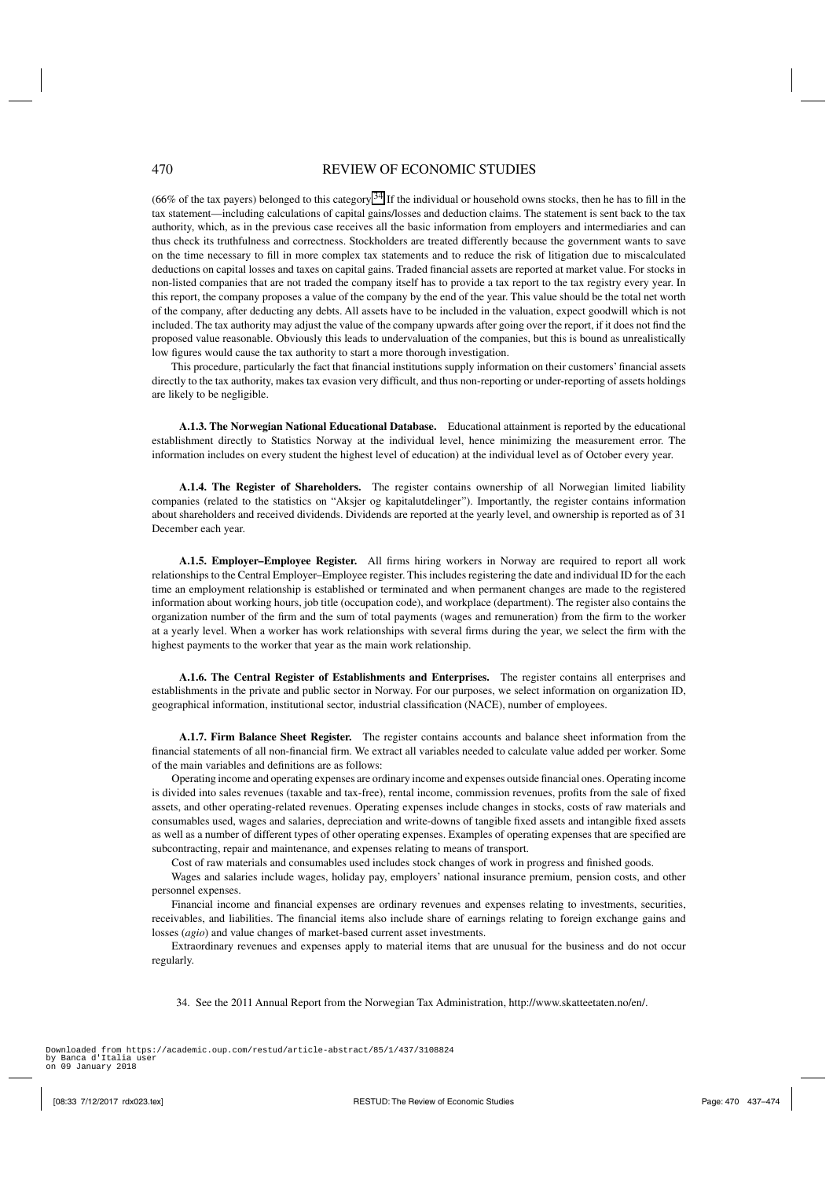(66% of the tax payers) belonged to this category.[34] If the individual or household owns stocks, then he has to fill in the tax statement—including calculations of capital gains/losses and deduction claims. The statement is sent back to the tax authority, which, as in the previous case receives all the basic information from employers and intermediaries and can thus check its truthfulness and correctness. Stockholders are treated differently because the government wants to save on the time necessary to fill in more complex tax statements and to reduce the risk of litigation due to miscalculated deductions on capital losses and taxes on capital gains. Traded financial assets are reported at market value. For stocks in non-listed companies that are not traded the company itself has to provide a tax report to the tax registry every year. In this report, the company proposes a value of the company by the end of the year. This value should be the total net worth of the company, after deducting any debts. All assets have to be included in the valuation, expect goodwill which is not included. The tax authority may adjust the value of the company upwards after going over the report, if it does not find the proposed value reasonable. Obviously this leads to undervaluation of the companies, but this is bound as unrealistically low figures would cause the tax authority to start a more thorough investigation.

This procedure, particularly the fact that financial institutions supply information on their customers' financial assets directly to the tax authority, makes tax evasion very difficult, and thus non-reporting or under-reporting of assets holdings are likely to be negligible.

**A.1.3. The Norwegian National Educational Database.** Educational attainment is reported by the educational establishment directly to Statistics Norway at the individual level, hence minimizing the measurement error. The information includes on every student the highest level of education) at the individual level as of October every year.

**A.1.4. The Register of Shareholders.** The register contains ownership of all Norwegian limited liability companies (related to the statistics on "Aksjer og kapitalutdelinger"). Importantly, the register contains information about shareholders and received dividends. Dividends are reported at the yearly level, and ownership is reported as of 31 December each year.

**A.1.5. Employer–Employee Register.** All firms hiring workers in Norway are required to report all work relationships to the Central Employer–Employee register. This includes registering the date and individual ID for the each time an employment relationship is established or terminated and when permanent changes are made to the registered information about working hours, job title (occupation code), and workplace (department). The register also contains the organization number of the firm and the sum of total payments (wages and remuneration) from the firm to the worker at a yearly level. When a worker has work relationships with several firms during the year, we select the firm with the highest payments to the worker that year as the main work relationship.

**A.1.6. The Central Register of Establishments and Enterprises.** The register contains all enterprises and establishments in the private and public sector in Norway. For our purposes, we select information on organization ID, geographical information, institutional sector, industrial classification (NACE), number of employees.

**A.1.7. Firm Balance Sheet Register.** The register contains accounts and balance sheet information from the financial statements of all non-financial firm. We extract all variables needed to calculate value added per worker. Some of the main variables and definitions are as follows:

Operating income and operating expenses are ordinary income and expenses outside financial ones. Operating income is divided into sales revenues (taxable and tax-free), rental income, commission revenues, profits from the sale of fixed assets, and other operating-related revenues. Operating expenses include changes in stocks, costs of raw materials and consumables used, wages and salaries, depreciation and write-downs of tangible fixed assets and intangible fixed assets as well as a number of different types of other operating expenses. Examples of operating expenses that are specified are subcontracting, repair and maintenance, and expenses relating to means of transport.

Cost of raw materials and consumables used includes stock changes of work in progress and finished goods.

Wages and salaries include wages, holiday pay, employers' national insurance premium, pension costs, and other personnel expenses.

Financial income and financial expenses are ordinary revenues and expenses relating to investments, securities, receivables, and liabilities. The financial items also include share of earnings relating to foreign exchange gains and losses (*agio*) and value changes of market-based current asset investments.

Extraordinary revenues and expenses apply to material items that are unusual for the business and do not occur regularly.

34. See the 2011 Annual Report from the Norwegian Tax Administration, http://www.skatteetaten.no/en/.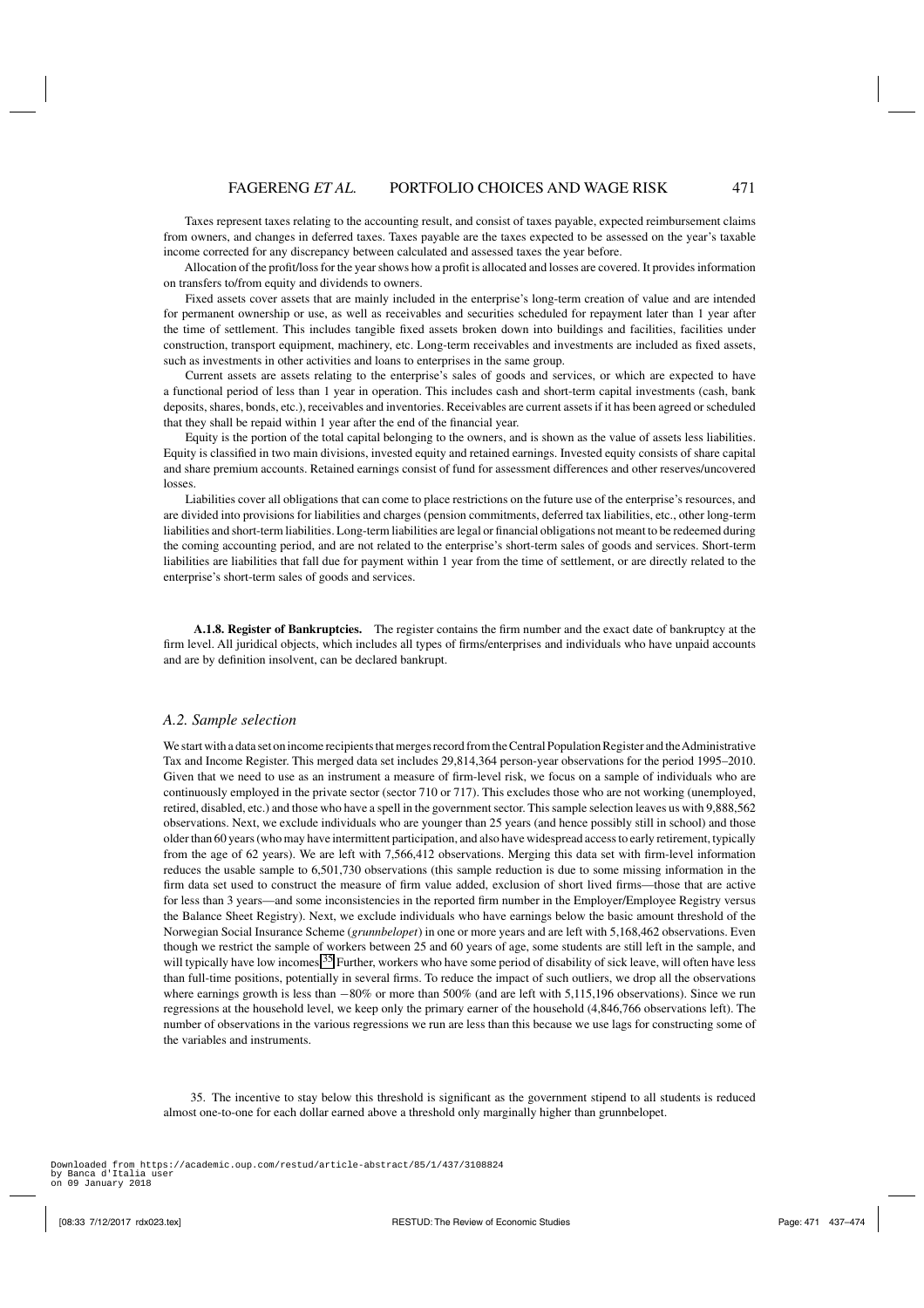Taxes represent taxes relating to the accounting result, and consist of taxes payable, expected reimbursement claims from owners, and changes in deferred taxes. Taxes payable are the taxes expected to be assessed on the year's taxable income corrected for any discrepancy between calculated and assessed taxes the year before.

Allocation of the profit/loss for the year shows how a profit is allocated and losses are covered. It provides information on transfers to/from equity and dividends to owners.

Fixed assets cover assets that are mainly included in the enterprise's long-term creation of value and are intended for permanent ownership or use, as well as receivables and securities scheduled for repayment later than 1 year after the time of settlement. This includes tangible fixed assets broken down into buildings and facilities, facilities under construction, transport equipment, machinery, etc. Long-term receivables and investments are included as fixed assets, such as investments in other activities and loans to enterprises in the same group.

Current assets are assets relating to the enterprise's sales of goods and services, or which are expected to have a functional period of less than 1 year in operation. This includes cash and short-term capital investments (cash, bank deposits, shares, bonds, etc.), receivables and inventories. Receivables are current assets if it has been agreed or scheduled that they shall be repaid within 1 year after the end of the financial year.

Equity is the portion of the total capital belonging to the owners, and is shown as the value of assets less liabilities. Equity is classified in two main divisions, invested equity and retained earnings. Invested equity consists of share capital and share premium accounts. Retained earnings consist of fund for assessment differences and other reserves/uncovered losses.

Liabilities cover all obligations that can come to place restrictions on the future use of the enterprise's resources, and are divided into provisions for liabilities and charges (pension commitments, deferred tax liabilities, etc., other long-term liabilities and short-term liabilities. Long-term liabilities are legal or financial obligations not meant to be redeemed during the coming accounting period, and are not related to the enterprise's short-term sales of goods and services. Short-term liabilities are liabilities that fall due for payment within 1 year from the time of settlement, or are directly related to the enterprise's short-term sales of goods and services.

**A.1.8. Register of Bankruptcies.** The register contains the firm number and the exact date of bankruptcy at the firm level. All juridical objects, which includes all types of firms/enterprises and individuals who have unpaid accounts and are by definition insolvent, can be declared bankrupt.

### *A.2. Sample selection*

We start with a data set on income recipients that merges record from the Central Population Register and the Administrative Tax and Income Register. This merged data set includes 29,814,364 person-year observations for the period 1995–2010. Given that we need to use as an instrument a measure of firm-level risk, we focus on a sample of individuals who are continuously employed in the private sector (sector 710 or 717). This excludes those who are not working (unemployed, retired, disabled, etc.) and those who have a spell in the government sector. This sample selection leaves us with 9,888,562 observations. Next, we exclude individuals who are younger than 25 years (and hence possibly still in school) and those older than 60 years (who may have intermittent participation, and also have widespread access to early retirement, typically from the age of 62 years). We are left with 7,566,412 observations. Merging this data set with firm-level information reduces the usable sample to 6,501,730 observations (this sample reduction is due to some missing information in the firm data set used to construct the measure of firm value added, exclusion of short lived firms—those that are active for less than 3 years—and some inconsistencies in the reported firm number in the Employer/Employee Registry versus the Balance Sheet Registry). Next, we exclude individuals who have earnings below the basic amount threshold of the Norwegian Social Insurance Scheme (*grunnbelopet*) in one or more years and are left with 5,168,462 observations. Even though we restrict the sample of workers between 25 and 60 years of age, some students are still left in the sample, and will typically have low incomes.[35] Further, workers who have some period of disability of sick leave, will often have less than full-time positions, potentially in several firms. To reduce the impact of such outliers, we drop all the observations where earnings growth is less than −80% or more than 500% (and are left with 5,115,196 observations). Since we run regressions at the household level, we keep only the primary earner of the household (4,846,766 observations left). The number of observations in the various regressions we run are less than this because we use lags for constructing some of the variables and instruments.

35. The incentive to stay below this threshold is significant as the government stipend to all students is reduced almost one-to-one for each dollar earned above a threshold only marginally higher than grunnbelopet.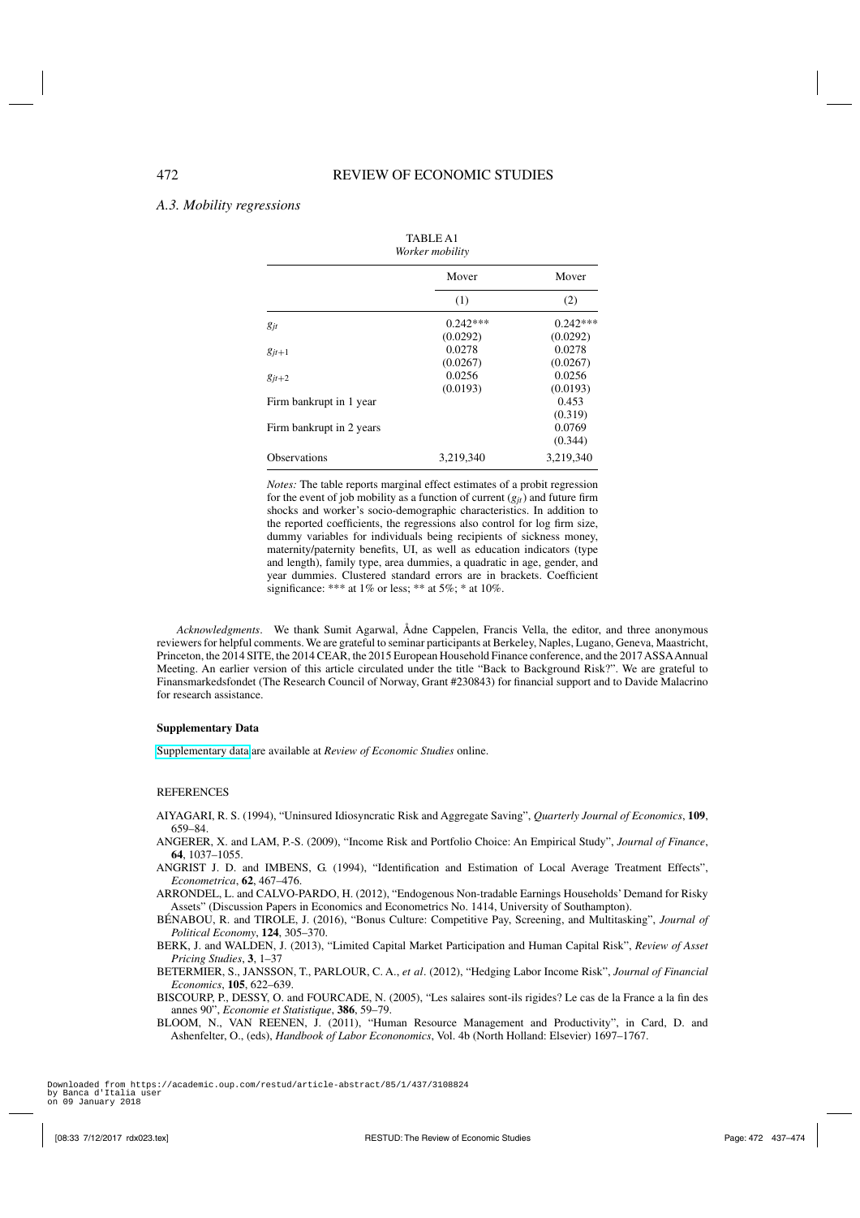### A.3. Mobility regressions

TABLE A1
*Worker mobility*

| | Mover | Mover |
|---|---|---|
| | (1) | (2) |
| $g_{jt}$ | 0.242*** | 0.242*** |
| | (0.0292) | (0.0292) |
| $g_{jt+1}$ | 0.0278 | 0.0278 |
| | (0.0267) | (0.0267) |
| $g_{jt+2}$ | 0.0256 | 0.0256 |
| | (0.0193) | (0.0193) |
| Firm bankrupt in 1 year | | 0.453 |
| | | (0.319) |
| Firm bankrupt in 2 years | | 0.0769 |
| | | (0.344) |
| Observations | 3,219,340 | 3,219,340 |

*Notes:* The table reports marginal effect estimates of a probit regression for the event of job mobility as a function of current ($g_{jt}$) and future firm shocks and worker's socio-demographic characteristics. In addition to the reported coefficients, the regressions also control for log firm size, dummy variables for individuals being recipients of sickness money, maternity/paternity benefits, UI, as well as education indicators (type and length), family type, area dummies, a quadratic in age, gender, and year dummies. Clustered standard errors are in brackets. Coefficient significance: *** at 1% or less; ** at 5%; * at 10%.

*Acknowledgments*. We thank Sumit Agarwal, Ådne Cappelen, Francis Vella, the editor, and three anonymous reviewers for helpful comments. We are grateful to seminar participants at Berkeley, Naples, Lugano, Geneva, Maastricht, Princeton, the 2014 SITE, the 2014 CEAR, the 2015 European Household Finance conference, and the 2017 ASSA Annual Meeting. An earlier version of this article circulated under the title "Back to Background Risk?". We are grateful to Finansmarkedsfondet (The Research Council of Norway, Grant #230843) for financial support and to Davide Malacrino for research assistance.

**Supplementary Data**

Supplementary data are available at *Review of Economic Studies* online.

REFERENCES

AIYAGARI, R. S. (1994), "Uninsured Idiosyncratic Risk and Aggregate Saving", *Quarterly Journal of Economics*, **109**, 659–84.

ANGERER, X. and LAM, P.-S. (2009), "Income Risk and Portfolio Choice: An Empirical Study", *Journal of Finance*, **64**, 1037–1055.

ANGRIST J. D. and IMBENS, G. (1994), "Identification and Estimation of Local Average Treatment Effects", *Econometrica*, **62**, 467–476.

ARRONDEL, L. and CALVO-PARDO, H. (2012), "Endogenous Non-tradable Earnings Households' Demand for Risky Assets" (Discussion Papers in Economics and Econometrics No. 1414, University of Southampton).

BÉNABOU, R. and TIROLE, J. (2016), "Bonus Culture: Competitive Pay, Screening, and Multitasking", *Journal of Political Economy*, **124**, 305–370.

BERK, J. and WALDEN, J. (2013), "Limited Capital Market Participation and Human Capital Risk", *Review of Asset Pricing Studies*, **3**, 1–37

BETERMIER, S., JANSSON, T., PARLOUR, C. A., *et al*. (2012), "Hedging Labor Income Risk", *Journal of Financial Economics*, **105**, 622–639.

BISCOURP, P., DESSY, O. and FOURCADE, N. (2005), "Les salaires sont-ils rigides? Le cas de la France a la fin des annes 90", *Economie et Statistique*, **386**, 59–79.

BLOOM, N., VAN REENEN, J. (2011), "Human Resource Management and Productivity", in Card, D. and Ashenfelter, O., (eds), *Handbook of Labor Econonomics*, Vol. 4b (North Holland: Elsevier) 1697–1767.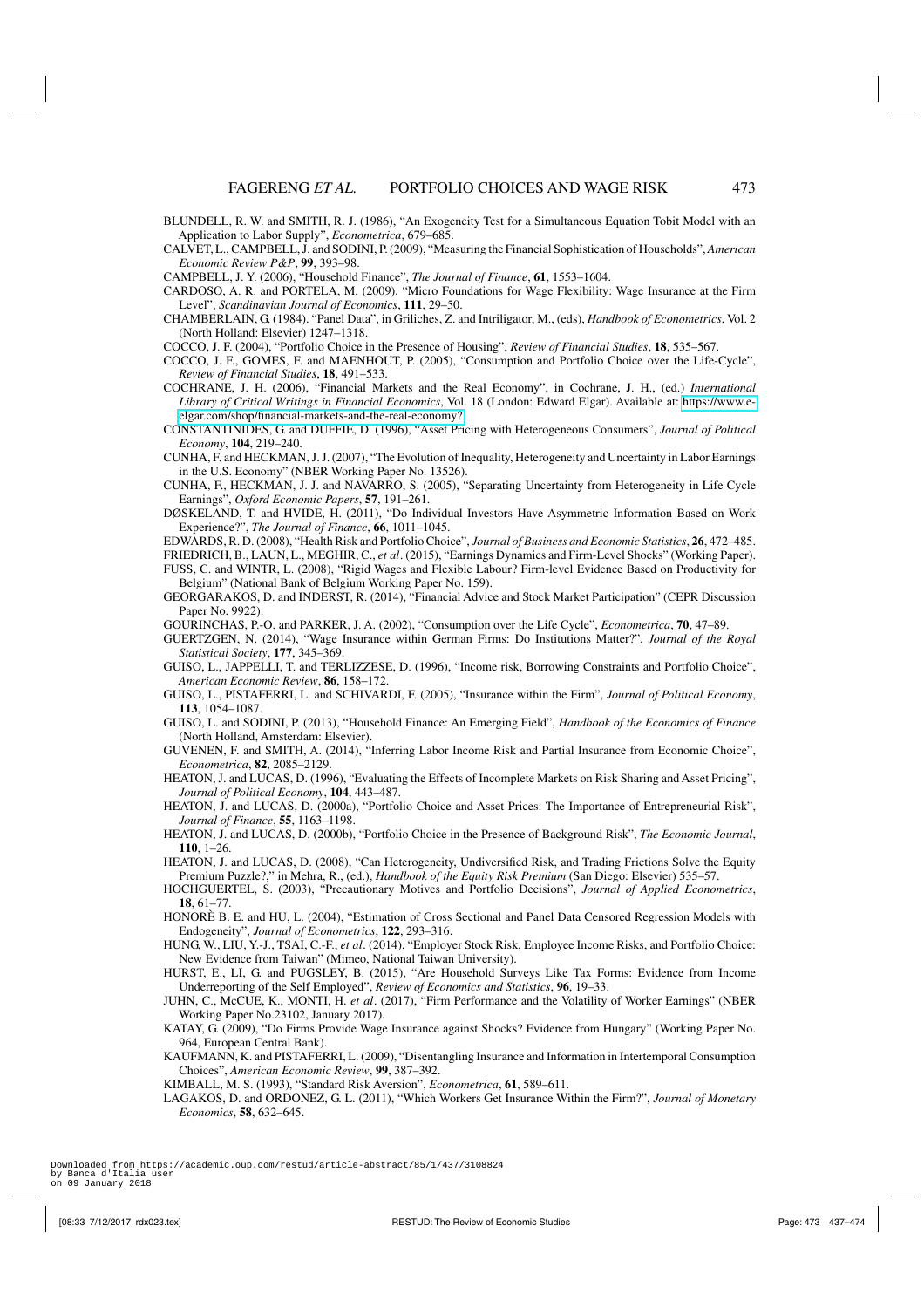BLUNDELL, R. W. and SMITH, R. J. (1986), "An Exogeneity Test for a Simultaneous Equation Tobit Model with an Application to Labor Supply", *Econometrica*, 679–685.

CALVET, L., CAMPBELL, J. and SODINI, P. (2009), "Measuring the Financial Sophistication of Households", *American Economic Review P&P*, **99**, 393–98.

CAMPBELL, J. Y. (2006), "Household Finance", *The Journal of Finance*, **61**, 1553–1604.

CARDOSO, A. R. and PORTELA, M. (2009), "Micro Foundations for Wage Flexibility: Wage Insurance at the Firm Level", *Scandinavian Journal of Economics*, **111**, 29–50.

CHAMBERLAIN, G. (1984). "Panel Data", in Griliches, Z. and Intriligator, M., (eds), *Handbook of Econometrics*, Vol. 2 (North Holland: Elsevier) 1247–1318.

COCCO, J. F. (2004), "Portfolio Choice in the Presence of Housing", *Review of Financial Studies*, **18**, 535–567.

COCCO, J. F., GOMES, F. and MAENHOUT, P. (2005), "Consumption and Portfolio Choice over the Life-Cycle", *Review of Financial Studies*, **18**, 491–533.

COCHRANE, J. H. (2006), "Financial Markets and the Real Economy", in Cochrane, J. H., (ed.) *International Library of Critical Writings in Financial Economics*, Vol. 18 (London: Edward Elgar). Available at: https://www.e-elgar.com/shop/financial-markets-and-the-real-economy?.

CONSTANTINIDES, G. and DUFFIE, D. (1996), "Asset Pricing with Heterogeneous Consumers", *Journal of Political Economy*, **104**, 219–240.

CUNHA, F. and HECKMAN, J. J. (2007), "The Evolution of Inequality, Heterogeneity and Uncertainty in Labor Earnings in the U.S. Economy" (NBER Working Paper No. 13526).

CUNHA, F., HECKMAN, J. J. and NAVARRO, S. (2005), "Separating Uncertainty from Heterogeneity in Life Cycle Earnings", *Oxford Economic Papers*, **57**, 191–261.

DØSKELAND, T. and HVIDE, H. (2011), "Do Individual Investors Have Asymmetric Information Based on Work Experience?", *The Journal of Finance*, **66**, 1011–1045.

EDWARDS, R. D. (2008), "Health Risk and Portfolio Choice", *Journal of Business and Economic Statistics*, **26**, 472–485.

FRIEDRICH, B., LAUN, L., MEGHIR, C., *et al*. (2015), "Earnings Dynamics and Firm-Level Shocks" (Working Paper).

FUSS, C. and WINTR, L. (2008), "Rigid Wages and Flexible Labour? Firm-level Evidence Based on Productivity for Belgium" (National Bank of Belgium Working Paper No. 159).

GEORGARAKOS, D. and INDERST, R. (2014), "Financial Advice and Stock Market Participation" (CEPR Discussion Paper No. 9922).

GOURINCHAS, P.-O. and PARKER, J. A. (2002), "Consumption over the Life Cycle", *Econometrica*, **70**, 47–89.

GUERTZGEN, N. (2014), "Wage Insurance within German Firms: Do Institutions Matter?", *Journal of the Royal Statistical Society*, **177**, 345–369.

GUISO, L., JAPPELLI, T. and TERLIZZESE, D. (1996), "Income risk, Borrowing Constraints and Portfolio Choice", *American Economic Review*, **86**, 158–172.

GUISO, L., PISTAFERRI, L. and SCHIVARDI, F. (2005), "Insurance within the Firm", *Journal of Political Economy*, **113**, 1054–1087.

GUISO, L. and SODINI, P. (2013), "Household Finance: An Emerging Field", *Handbook of the Economics of Finance* (North Holland, Amsterdam: Elsevier).

GUVENEN, F. and SMITH, A. (2014), "Inferring Labor Income Risk and Partial Insurance from Economic Choice", *Econometrica*, **82**, 2085–2129.

HEATON, J. and LUCAS, D. (1996), "Evaluating the Effects of Incomplete Markets on Risk Sharing and Asset Pricing", *Journal of Political Economy*, **104**, 443–487.

HEATON, J. and LUCAS, D. (2000a), "Portfolio Choice and Asset Prices: The Importance of Entrepreneurial Risk", *Journal of Finance*, **55**, 1163–1198.

HEATON, J. and LUCAS, D. (2000b), "Portfolio Choice in the Presence of Background Risk", *The Economic Journal*, **110**, 1–26.

HEATON, J. and LUCAS, D. (2008), "Can Heterogeneity, Undiversified Risk, and Trading Frictions Solve the Equity Premium Puzzle?," in Mehra, R., (ed.), *Handbook of the Equity Risk Premium* (San Diego: Elsevier) 535–57.

HOCHGUERTEL, S. (2003), "Precautionary Motives and Portfolio Decisions", *Journal of Applied Econometrics*, **18**, 61–77.

HONORÈ B. E. and HU, L. (2004), "Estimation of Cross Sectional and Panel Data Censored Regression Models with Endogeneity", *Journal of Econometrics*, **122**, 293–316.

HUNG, W., LIU, Y.-J., TSAI, C.-F., *et al*. (2014), "Employer Stock Risk, Employee Income Risks, and Portfolio Choice: New Evidence from Taiwan" (Mimeo, National Taiwan University).

HURST, E., LI, G. and PUGSLEY, B. (2015), "Are Household Surveys Like Tax Forms: Evidence from Income Underreporting of the Self Employed", *Review of Economics and Statistics*, **96**, 19–33.

JUHN, C., McCUE, K., MONTI, H. *et al*. (2017), "Firm Performance and the Volatility of Worker Earnings" (NBER Working Paper No.23102, January 2017).

KATAY, G. (2009), "Do Firms Provide Wage Insurance against Shocks? Evidence from Hungary" (Working Paper No. 964, European Central Bank).

KAUFMANN, K. and PISTAFERRI, L. (2009), "Disentangling Insurance and Information in Intertemporal Consumption Choices", *American Economic Review*, **99**, 387–392.

KIMBALL, M. S. (1993), "Standard Risk Aversion", *Econometrica*, **61**, 589–611.

LAGAKOS, D. and ORDONEZ, G. L. (2011), "Which Workers Get Insurance Within the Firm?", *Journal of Monetary Economics*, **58**, 632–645.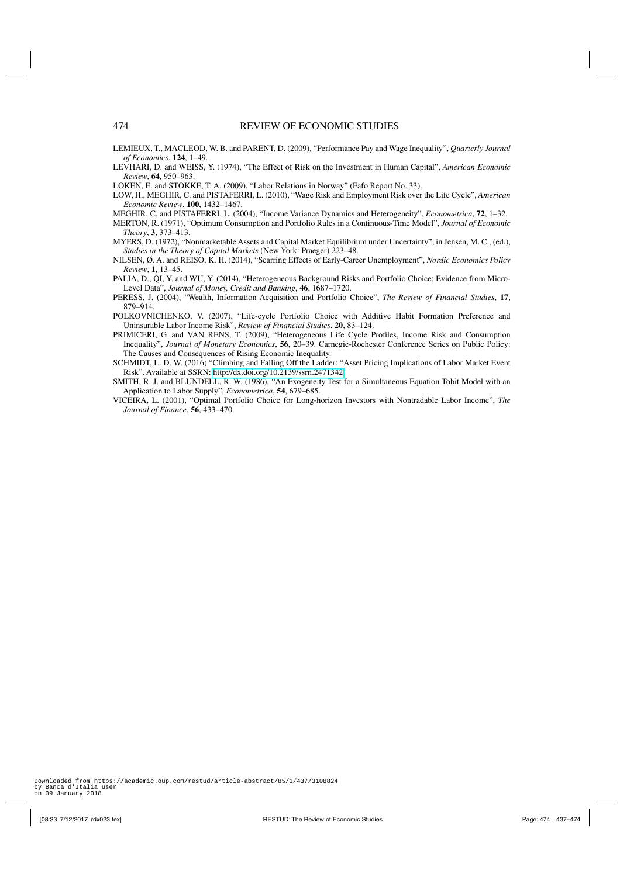LEMIEUX, T., MACLEOD, W. B. and PARENT, D. (2009), "Performance Pay and Wage Inequality", *Quarterly Journal of Economics*, **124**, 1–49.

LEVHARI, D. and WEISS, Y. (1974), "The Effect of Risk on the Investment in Human Capital", *American Economic Review*, **64**, 950–963.

LOKEN, E. and STOKKE, T. A. (2009), "Labor Relations in Norway" (Fafo Report No. 33).

LOW, H., MEGHIR, C. and PISTAFERRI, L. (2010), "Wage Risk and Employment Risk over the Life Cycle", *American Economic Review*, **100**, 1432–1467.

MEGHIR, C. and PISTAFERRI, L. (2004), "Income Variance Dynamics and Heterogeneity", *Econometrica*, **72**, 1–32.

MERTON, R. (1971), "Optimum Consumption and Portfolio Rules in a Continuous-Time Model", *Journal of Economic Theory*, **3**, 373–413.

MYERS, D. (1972), "Nonmarketable Assets and Capital Market Equilibrium under Uncertainty", in Jensen, M. C., (ed.), *Studies in the Theory of Capital Markets* (New York: Praeger) 223–48.

NILSEN, Ø. A. and REISO, K. H. (2014), "Scarring Effects of Early-Career Unemployment", *Nordic Economics Policy Review*, **1**, 13–45.

PALIA, D., QI, Y. and WU, Y. (2014), "Heterogeneous Background Risks and Portfolio Choice: Evidence from Micro-Level Data", *Journal of Money, Credit and Banking*, **46**, 1687–1720.

PERESS, J. (2004), "Wealth, Information Acquisition and Portfolio Choice", *The Review of Financial Studies*, **17**, 879–914.

POLKOVNICHENKO, V. (2007), "Life-cycle Portfolio Choice with Additive Habit Formation Preference and Uninsurable Labor Income Risk", *Review of Financial Studies*, **20**, 83–124.

PRIMICERI, G. and VAN RENS, T. (2009), "Heterogeneous Life Cycle Profiles, Income Risk and Consumption Inequality", *Journal of Monetary Economics*, **56**, 20–39. Carnegie-Rochester Conference Series on Public Policy: The Causes and Consequences of Rising Economic Inequality.

SCHMIDT, L. D. W. (2016) "Climbing and Falling Off the Ladder: "Asset Pricing Implications of Labor Market Event Risk". Available at SSRN: http://dx.doi.org/10.2139/ssrn.2471342.

SMITH, R. J. and BLUNDELL, R. W. (1986), "An Exogeneity Test for a Simultaneous Equation Tobit Model with an Application to Labor Supply", *Econometrica*, **54**, 679–685.

VICEIRA, L. (2001), "Optimal Portfolio Choice for Long-horizon Investors with Nontradable Labor Income", *The Journal of Finance*, **56**, 433–470.